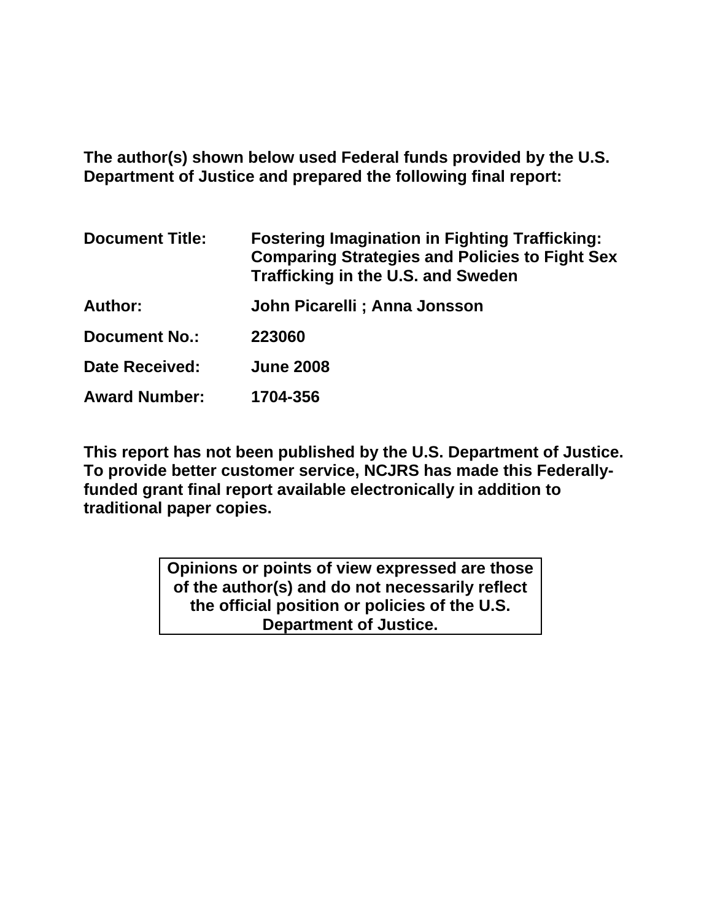**The author(s) shown below used Federal funds provided by the U.S. Department of Justice and prepared the following final report:**

| | |
|---|---|
| **Document Title:** | **Fostering Imagination in Fighting Trafficking: Comparing Strategies and Policies to Fight Sex Trafficking in the U.S. and Sweden** |
| **Author:** | **John Picarelli ; Anna Jonsson** |
| **Document No.:** | **223060** |
| **Date Received:** | **June 2008** |
| **Award Number:** | **1704-356** |

**This report has not been published by the U.S. Department of Justice. To provide better customer service, NCJRS has made this Federally-funded grant final report available electronically in addition to traditional paper copies.**

**Opinions or points of view expressed are those of the author(s) and do not necessarily reflect the official position or policies of the U.S. Department of Justice.**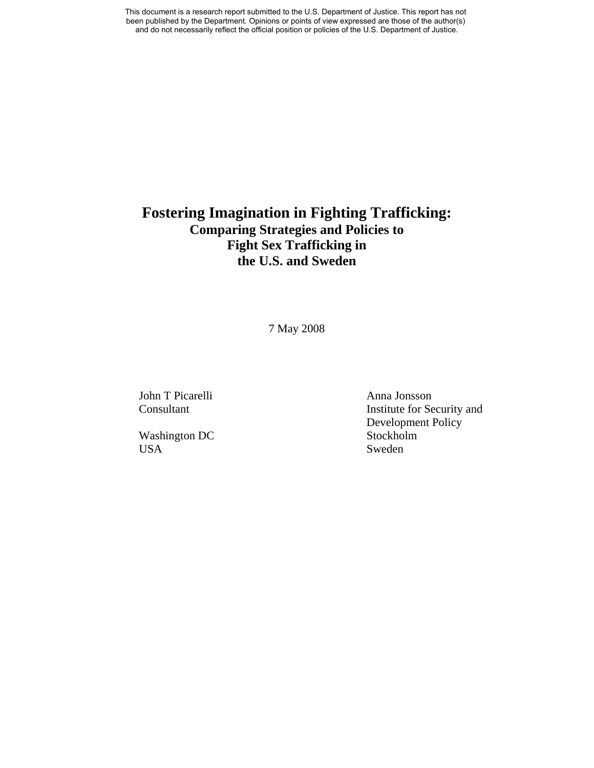This document is a research report submitted to the U.S. Department of Justice. This report has not been published by the Department. Opinions or points of view expressed are those of the author(s) and do not necessarily reflect the official position or policies of the U.S. Department of Justice.

# Fostering Imagination in Fighting Trafficking:

## Comparing Strategies and Policies to Fight Sex Trafficking in the U.S. and Sweden

7 May 2008

John T Picarelli
Consultant

Washington DC
USA

Anna Jonsson
Institute for Security and Development Policy
Stockholm
Sweden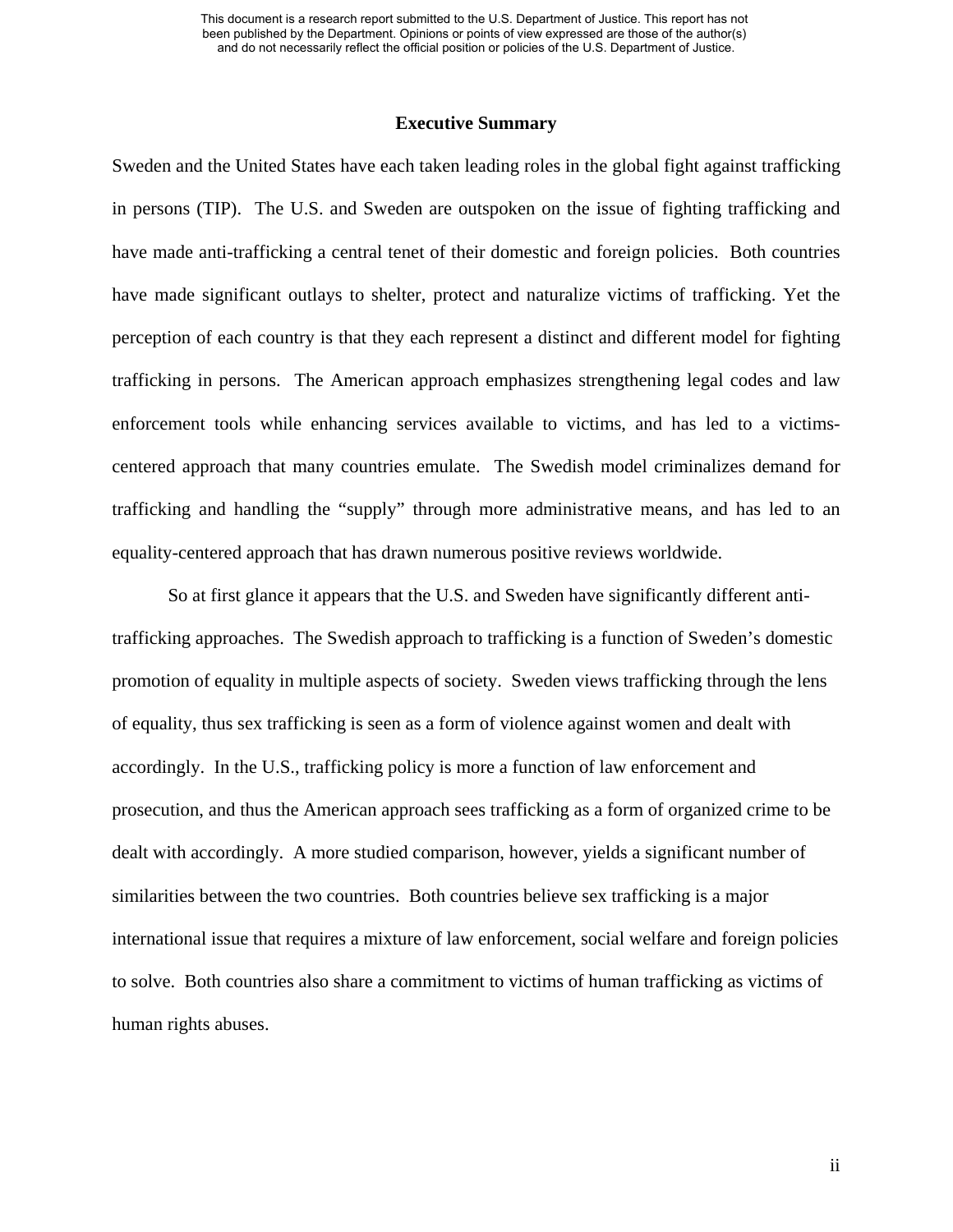## Executive Summary

Sweden and the United States have each taken leading roles in the global fight against trafficking in persons (TIP). The U.S. and Sweden are outspoken on the issue of fighting trafficking and have made anti-trafficking a central tenet of their domestic and foreign policies. Both countries have made significant outlays to shelter, protect and naturalize victims of trafficking. Yet the perception of each country is that they each represent a distinct and different model for fighting trafficking in persons. The American approach emphasizes strengthening legal codes and law enforcement tools while enhancing services available to victims, and has led to a victims-centered approach that many countries emulate. The Swedish model criminalizes demand for trafficking and handling the "supply" through more administrative means, and has led to an equality-centered approach that has drawn numerous positive reviews worldwide.

So at first glance it appears that the U.S. and Sweden have significantly different anti-trafficking approaches. The Swedish approach to trafficking is a function of Sweden's domestic promotion of equality in multiple aspects of society. Sweden views trafficking through the lens of equality, thus sex trafficking is seen as a form of violence against women and dealt with accordingly. In the U.S., trafficking policy is more a function of law enforcement and prosecution, and thus the American approach sees trafficking as a form of organized crime to be dealt with accordingly. A more studied comparison, however, yields a significant number of similarities between the two countries. Both countries believe sex trafficking is a major international issue that requires a mixture of law enforcement, social welfare and foreign policies to solve. Both countries also share a commitment to victims of human trafficking as victims of human rights abuses.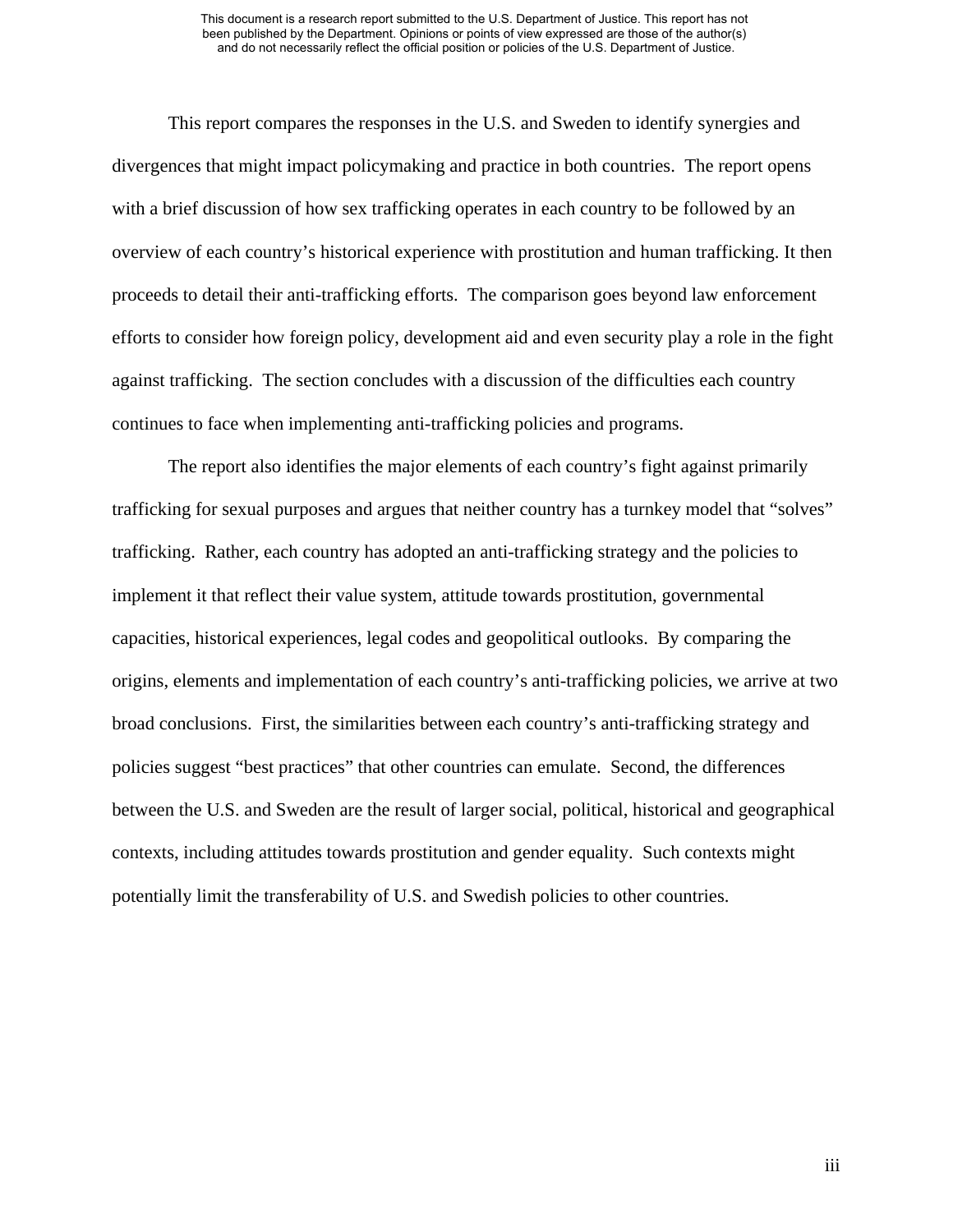This report compares the responses in the U.S. and Sweden to identify synergies and divergences that might impact policymaking and practice in both countries. The report opens with a brief discussion of how sex trafficking operates in each country to be followed by an overview of each country's historical experience with prostitution and human trafficking. It then proceeds to detail their anti-trafficking efforts. The comparison goes beyond law enforcement efforts to consider how foreign policy, development aid and even security play a role in the fight against trafficking. The section concludes with a discussion of the difficulties each country continues to face when implementing anti-trafficking policies and programs.

The report also identifies the major elements of each country's fight against primarily trafficking for sexual purposes and argues that neither country has a turnkey model that "solves" trafficking. Rather, each country has adopted an anti-trafficking strategy and the policies to implement it that reflect their value system, attitude towards prostitution, governmental capacities, historical experiences, legal codes and geopolitical outlooks. By comparing the origins, elements and implementation of each country's anti-trafficking policies, we arrive at two broad conclusions. First, the similarities between each country's anti-trafficking strategy and policies suggest "best practices" that other countries can emulate. Second, the differences between the U.S. and Sweden are the result of larger social, political, historical and geographical contexts, including attitudes towards prostitution and gender equality. Such contexts might potentially limit the transferability of U.S. and Swedish policies to other countries.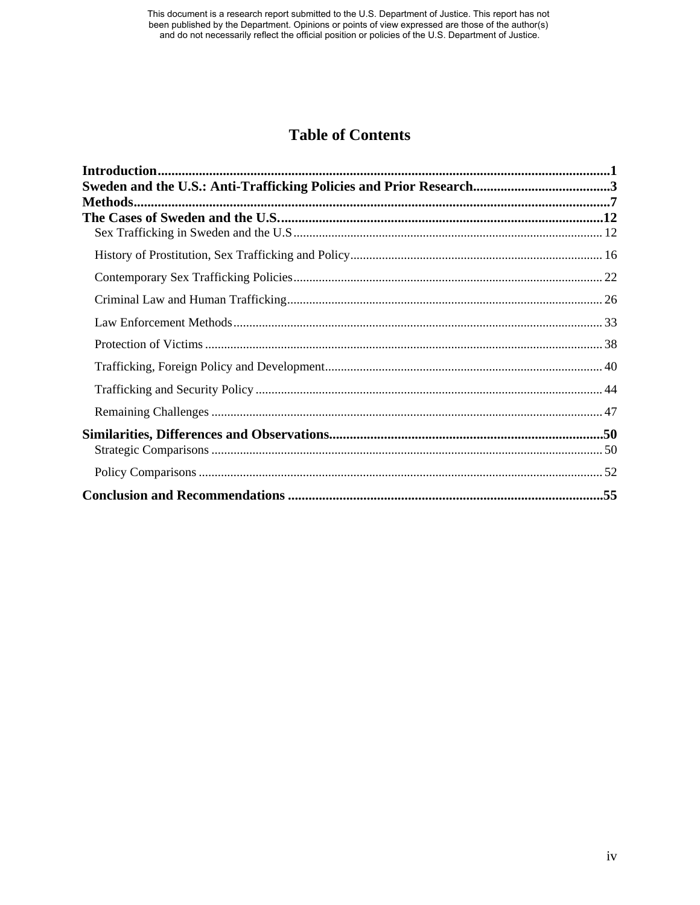# Table of Contents

**Introduction**....................................................................................................................**1**
**Sweden and the U.S.: Anti-Trafficking Policies and Prior Research**.......................................**3**
**Methods**..........................................................................................................................**7**
**The Cases of Sweden and the U.S.**..............................................................................**12**

- Sex Trafficking in Sweden and the U.S ................................................................................ 12
- History of Prostitution, Sex Trafficking and Policy.............................................................. 16
- Contemporary Sex Trafficking Policies ................................................................................ 22
- Criminal Law and Human Trafficking.................................................................................. 26
- Law Enforcement Methods ................................................................................................... 33
- Protection of Victims ............................................................................................................ 38
- Trafficking, Foreign Policy and Development...................................................................... 40
- Trafficking and Security Policy ............................................................................................ 44
- Remaining Challenges .......................................................................................................... 47

**Similarities, Differences and Observations**................................................................**50**

- Strategic Comparisons .......................................................................................................... 50
- Policy Comparisons .............................................................................................................. 52

**Conclusion and Recommendations** ............................................................................**55**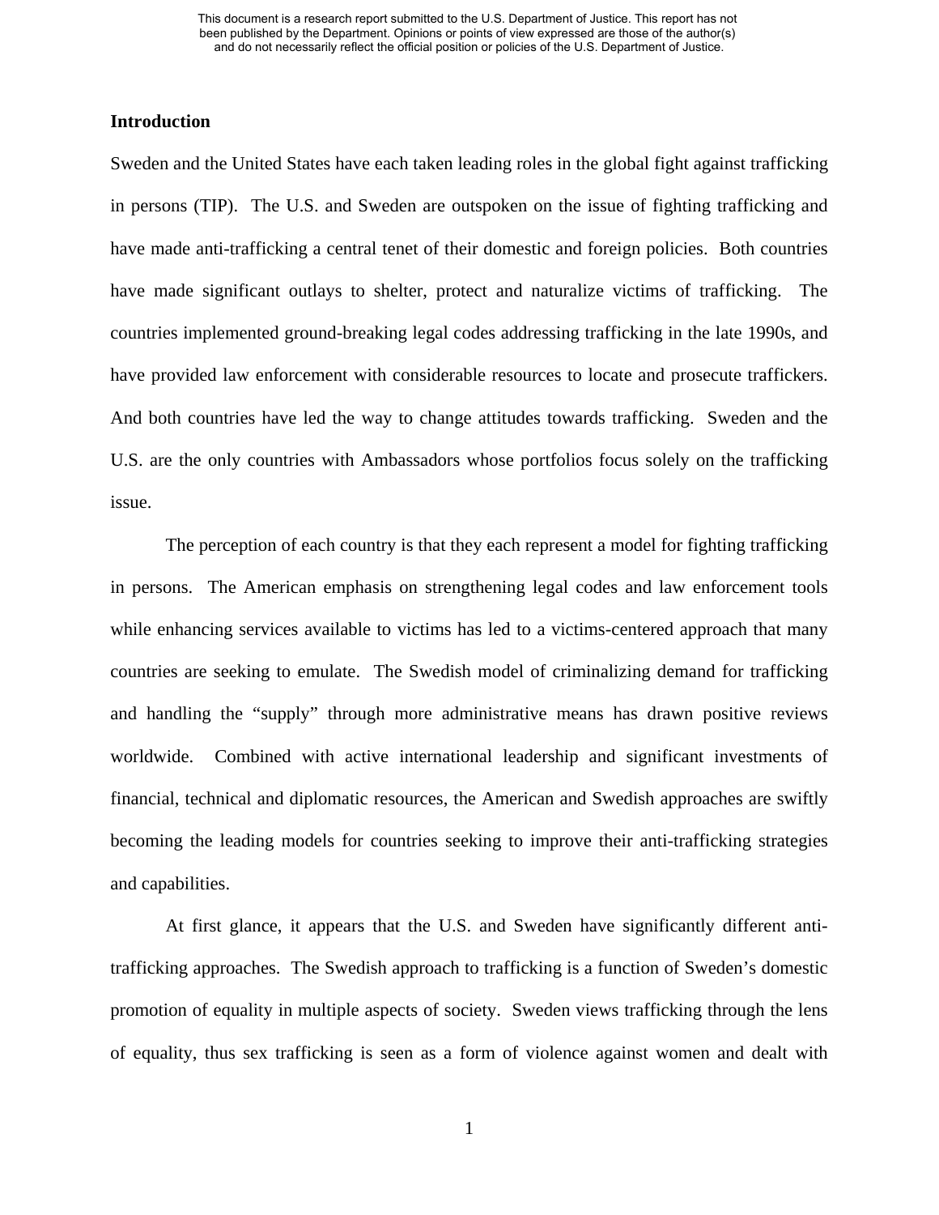## Introduction

Sweden and the United States have each taken leading roles in the global fight against trafficking in persons (TIP). The U.S. and Sweden are outspoken on the issue of fighting trafficking and have made anti-trafficking a central tenet of their domestic and foreign policies. Both countries have made significant outlays to shelter, protect and naturalize victims of trafficking. The countries implemented ground-breaking legal codes addressing trafficking in the late 1990s, and have provided law enforcement with considerable resources to locate and prosecute traffickers. And both countries have led the way to change attitudes towards trafficking. Sweden and the U.S. are the only countries with Ambassadors whose portfolios focus solely on the trafficking issue.

The perception of each country is that they each represent a model for fighting trafficking in persons. The American emphasis on strengthening legal codes and law enforcement tools while enhancing services available to victims has led to a victims-centered approach that many countries are seeking to emulate. The Swedish model of criminalizing demand for trafficking and handling the "supply" through more administrative means has drawn positive reviews worldwide. Combined with active international leadership and significant investments of financial, technical and diplomatic resources, the American and Swedish approaches are swiftly becoming the leading models for countries seeking to improve their anti-trafficking strategies and capabilities.

At first glance, it appears that the U.S. and Sweden have significantly different anti-trafficking approaches. The Swedish approach to trafficking is a function of Sweden's domestic promotion of equality in multiple aspects of society. Sweden views trafficking through the lens of equality, thus sex trafficking is seen as a form of violence against women and dealt with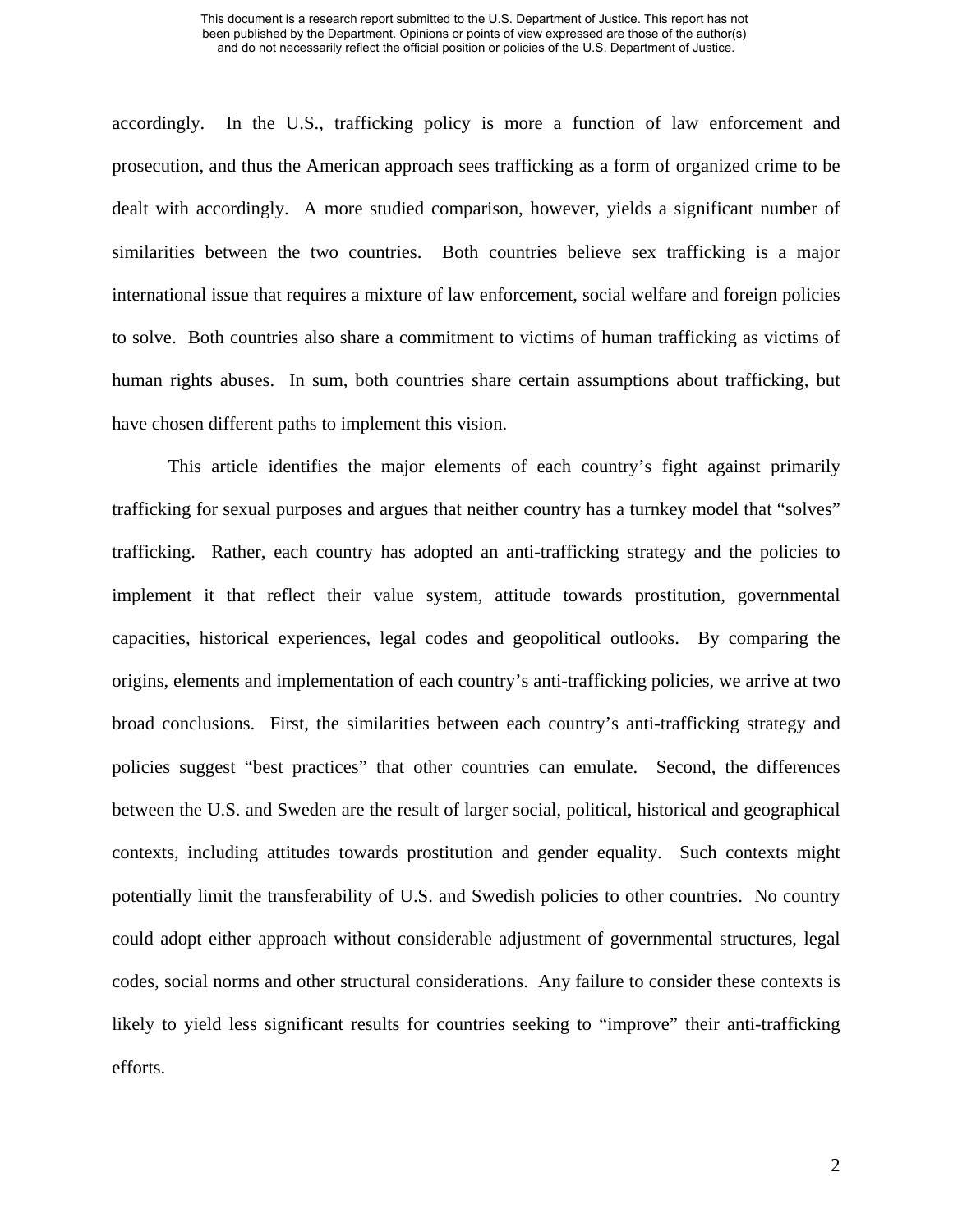accordingly. In the U.S., trafficking policy is more a function of law enforcement and prosecution, and thus the American approach sees trafficking as a form of organized crime to be dealt with accordingly. A more studied comparison, however, yields a significant number of similarities between the two countries. Both countries believe sex trafficking is a major international issue that requires a mixture of law enforcement, social welfare and foreign policies to solve. Both countries also share a commitment to victims of human trafficking as victims of human rights abuses. In sum, both countries share certain assumptions about trafficking, but have chosen different paths to implement this vision.

This article identifies the major elements of each country's fight against primarily trafficking for sexual purposes and argues that neither country has a turnkey model that "solves" trafficking. Rather, each country has adopted an anti-trafficking strategy and the policies to implement it that reflect their value system, attitude towards prostitution, governmental capacities, historical experiences, legal codes and geopolitical outlooks. By comparing the origins, elements and implementation of each country's anti-trafficking policies, we arrive at two broad conclusions. First, the similarities between each country's anti-trafficking strategy and policies suggest "best practices" that other countries can emulate. Second, the differences between the U.S. and Sweden are the result of larger social, political, historical and geographical contexts, including attitudes towards prostitution and gender equality. Such contexts might potentially limit the transferability of U.S. and Swedish policies to other countries. No country could adopt either approach without considerable adjustment of governmental structures, legal codes, social norms and other structural considerations. Any failure to consider these contexts is likely to yield less significant results for countries seeking to "improve" their anti-trafficking efforts.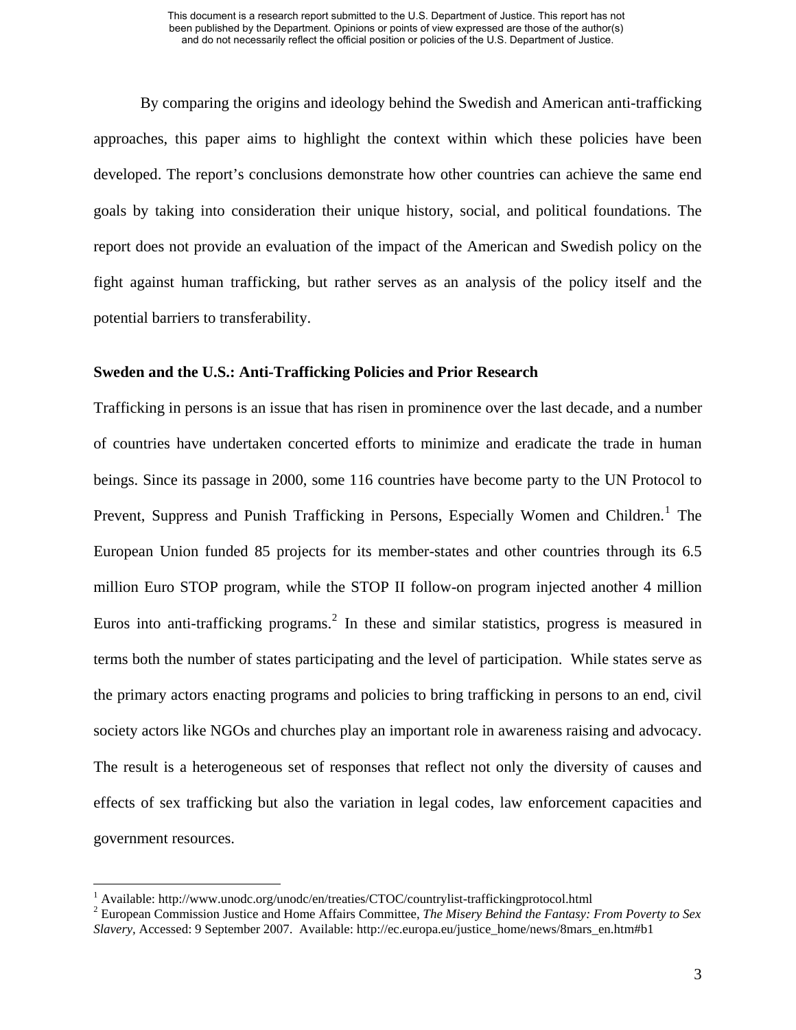By comparing the origins and ideology behind the Swedish and American anti-trafficking approaches, this paper aims to highlight the context within which these policies have been developed. The report's conclusions demonstrate how other countries can achieve the same end goals by taking into consideration their unique history, social, and political foundations. The report does not provide an evaluation of the impact of the American and Swedish policy on the fight against human trafficking, but rather serves as an analysis of the policy itself and the potential barriers to transferability.

**Sweden and the U.S.: Anti-Trafficking Policies and Prior Research**

Trafficking in persons is an issue that has risen in prominence over the last decade, and a number of countries have undertaken concerted efforts to minimize and eradicate the trade in human beings. Since its passage in 2000, some 116 countries have become party to the UN Protocol to Prevent, Suppress and Punish Trafficking in Persons, Especially Women and Children.[1] The European Union funded 85 projects for its member-states and other countries through its 6.5 million Euro STOP program, while the STOP II follow-on program injected another 4 million Euros into anti-trafficking programs.[2] In these and similar statistics, progress is measured in terms both the number of states participating and the level of participation. While states serve as the primary actors enacting programs and policies to bring trafficking in persons to an end, civil society actors like NGOs and churches play an important role in awareness raising and advocacy. The result is a heterogeneous set of responses that reflect not only the diversity of causes and effects of sex trafficking but also the variation in legal codes, law enforcement capacities and government resources.

[1] Available: http://www.unodc.org/unodc/en/treaties/CTOC/countrylist-traffickingprotocol.html

[2] European Commission Justice and Home Affairs Committee, *The Misery Behind the Fantasy: From Poverty to Sex Slavery*, Accessed: 9 September 2007. Available: http://ec.europa.eu/justice_home/news/8mars_en.htm#b1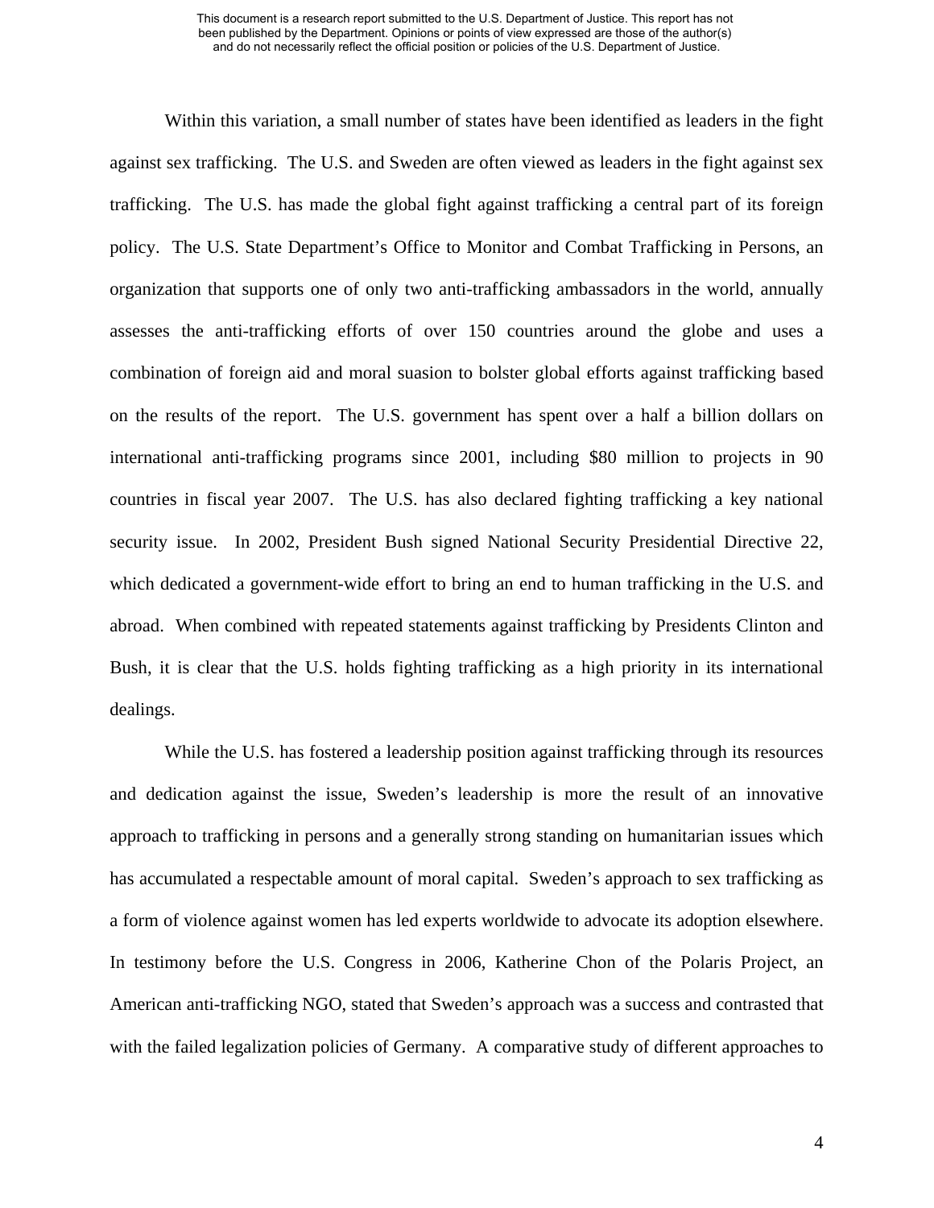Within this variation, a small number of states have been identified as leaders in the fight against sex trafficking. The U.S. and Sweden are often viewed as leaders in the fight against sex trafficking. The U.S. has made the global fight against trafficking a central part of its foreign policy. The U.S. State Department's Office to Monitor and Combat Trafficking in Persons, an organization that supports one of only two anti-trafficking ambassadors in the world, annually assesses the anti-trafficking efforts of over 150 countries around the globe and uses a combination of foreign aid and moral suasion to bolster global efforts against trafficking based on the results of the report. The U.S. government has spent over a half a billion dollars on international anti-trafficking programs since 2001, including $80 million to projects in 90 countries in fiscal year 2007. The U.S. has also declared fighting trafficking a key national security issue. In 2002, President Bush signed National Security Presidential Directive 22, which dedicated a government-wide effort to bring an end to human trafficking in the U.S. and abroad. When combined with repeated statements against trafficking by Presidents Clinton and Bush, it is clear that the U.S. holds fighting trafficking as a high priority in its international dealings.

While the U.S. has fostered a leadership position against trafficking through its resources and dedication against the issue, Sweden's leadership is more the result of an innovative approach to trafficking in persons and a generally strong standing on humanitarian issues which has accumulated a respectable amount of moral capital. Sweden's approach to sex trafficking as a form of violence against women has led experts worldwide to advocate its adoption elsewhere. In testimony before the U.S. Congress in 2006, Katherine Chon of the Polaris Project, an American anti-trafficking NGO, stated that Sweden's approach was a success and contrasted that with the failed legalization policies of Germany. A comparative study of different approaches to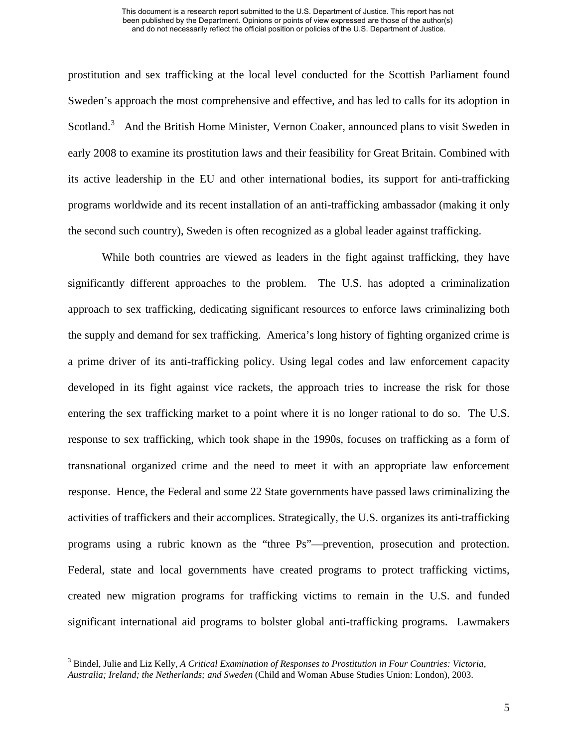prostitution and sex trafficking at the local level conducted for the Scottish Parliament found Sweden's approach the most comprehensive and effective, and has led to calls for its adoption in Scotland.[3] And the British Home Minister, Vernon Coaker, announced plans to visit Sweden in early 2008 to examine its prostitution laws and their feasibility for Great Britain. Combined with its active leadership in the EU and other international bodies, its support for anti-trafficking programs worldwide and its recent installation of an anti-trafficking ambassador (making it only the second such country), Sweden is often recognized as a global leader against trafficking.

While both countries are viewed as leaders in the fight against trafficking, they have significantly different approaches to the problem. The U.S. has adopted a criminalization approach to sex trafficking, dedicating significant resources to enforce laws criminalizing both the supply and demand for sex trafficking. America's long history of fighting organized crime is a prime driver of its anti-trafficking policy. Using legal codes and law enforcement capacity developed in its fight against vice rackets, the approach tries to increase the risk for those entering the sex trafficking market to a point where it is no longer rational to do so. The U.S. response to sex trafficking, which took shape in the 1990s, focuses on trafficking as a form of transnational organized crime and the need to meet it with an appropriate law enforcement response. Hence, the Federal and some 22 State governments have passed laws criminalizing the activities of traffickers and their accomplices. Strategically, the U.S. organizes its anti-trafficking programs using a rubric known as the "three Ps"—prevention, prosecution and protection. Federal, state and local governments have created programs to protect trafficking victims, created new migration programs for trafficking victims to remain in the U.S. and funded significant international aid programs to bolster global anti-trafficking programs. Lawmakers

[3] Bindel, Julie and Liz Kelly, *A Critical Examination of Responses to Prostitution in Four Countries: Victoria, Australia; Ireland; the Netherlands; and Sweden* (Child and Woman Abuse Studies Union: London), 2003.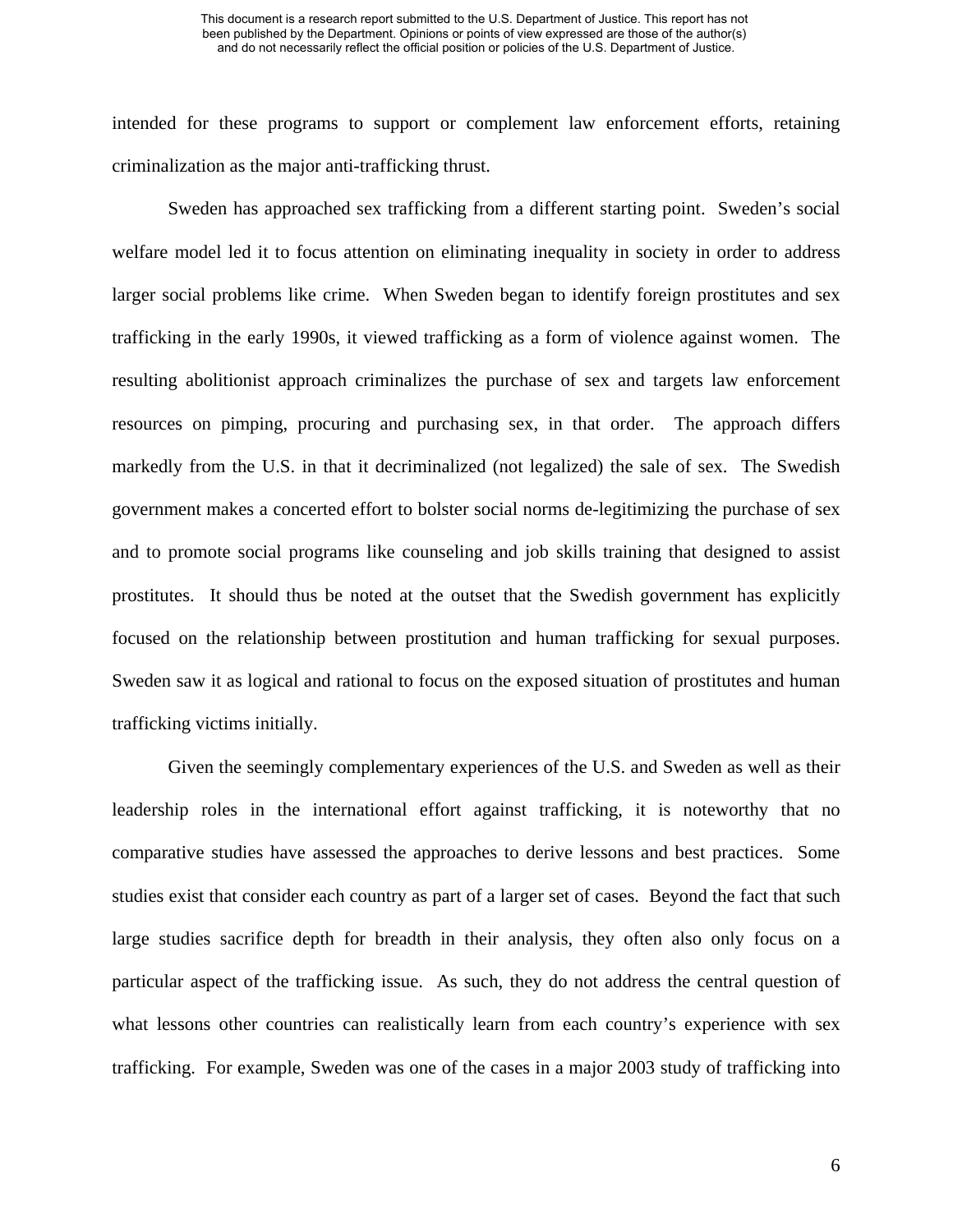intended for these programs to support or complement law enforcement efforts, retaining criminalization as the major anti-trafficking thrust.

Sweden has approached sex trafficking from a different starting point. Sweden's social welfare model led it to focus attention on eliminating inequality in society in order to address larger social problems like crime. When Sweden began to identify foreign prostitutes and sex trafficking in the early 1990s, it viewed trafficking as a form of violence against women. The resulting abolitionist approach criminalizes the purchase of sex and targets law enforcement resources on pimping, procuring and purchasing sex, in that order. The approach differs markedly from the U.S. in that it decriminalized (not legalized) the sale of sex. The Swedish government makes a concerted effort to bolster social norms de-legitimizing the purchase of sex and to promote social programs like counseling and job skills training that designed to assist prostitutes. It should thus be noted at the outset that the Swedish government has explicitly focused on the relationship between prostitution and human trafficking for sexual purposes. Sweden saw it as logical and rational to focus on the exposed situation of prostitutes and human trafficking victims initially.

Given the seemingly complementary experiences of the U.S. and Sweden as well as their leadership roles in the international effort against trafficking, it is noteworthy that no comparative studies have assessed the approaches to derive lessons and best practices. Some studies exist that consider each country as part of a larger set of cases. Beyond the fact that such large studies sacrifice depth for breadth in their analysis, they often also only focus on a particular aspect of the trafficking issue. As such, they do not address the central question of what lessons other countries can realistically learn from each country's experience with sex trafficking. For example, Sweden was one of the cases in a major 2003 study of trafficking into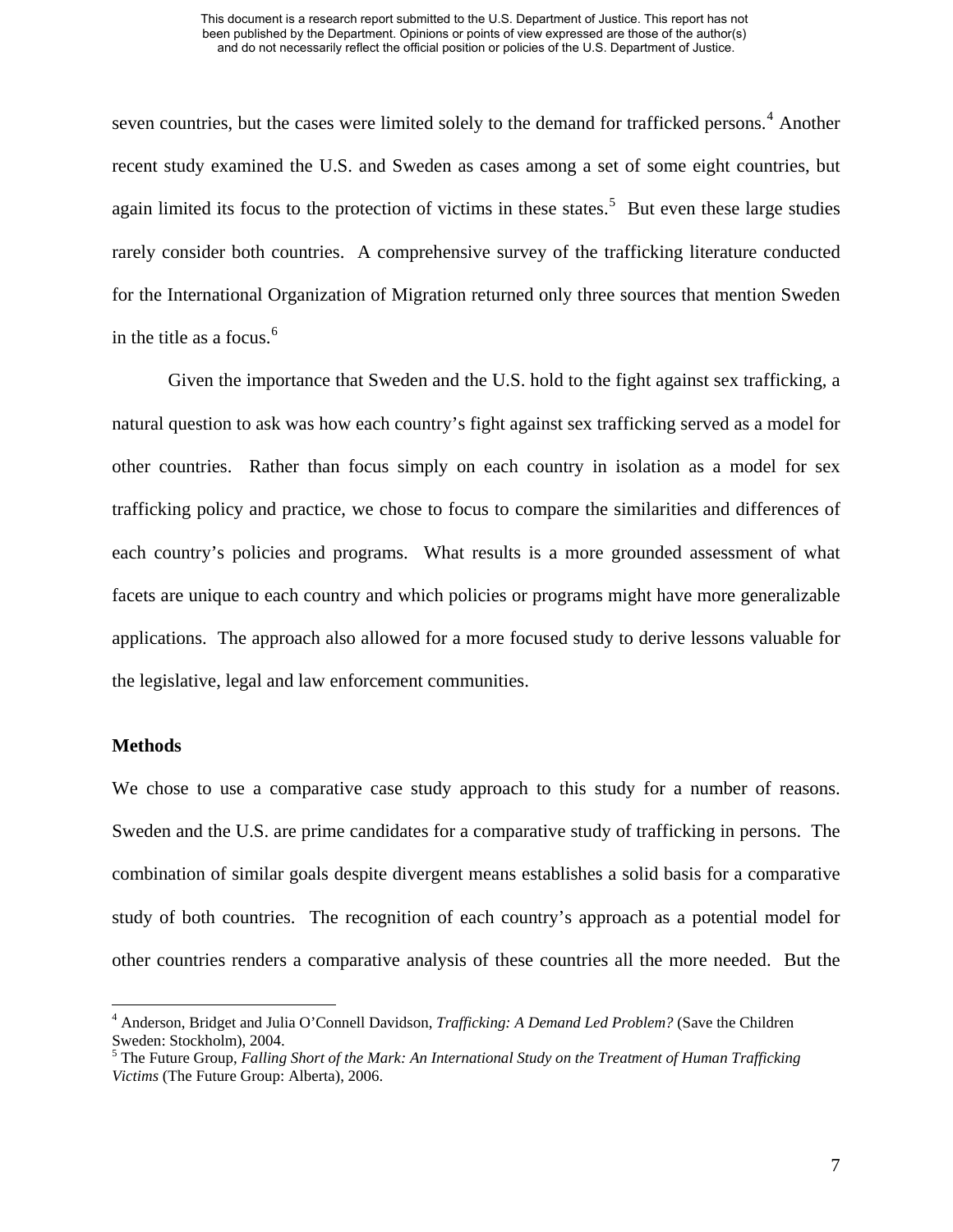seven countries, but the cases were limited solely to the demand for trafficked persons.[4] Another recent study examined the U.S. and Sweden as cases among a set of some eight countries, but again limited its focus to the protection of victims in these states.[5] But even these large studies rarely consider both countries. A comprehensive survey of the trafficking literature conducted for the International Organization of Migration returned only three sources that mention Sweden in the title as a focus.[6]

Given the importance that Sweden and the U.S. hold to the fight against sex trafficking, a natural question to ask was how each country's fight against sex trafficking served as a model for other countries. Rather than focus simply on each country in isolation as a model for sex trafficking policy and practice, we chose to focus to compare the similarities and differences of each country's policies and programs. What results is a more grounded assessment of what facets are unique to each country and which policies or programs might have more generalizable applications. The approach also allowed for a more focused study to derive lessons valuable for the legislative, legal and law enforcement communities.

**Methods**

We chose to use a comparative case study approach to this study for a number of reasons. Sweden and the U.S. are prime candidates for a comparative study of trafficking in persons. The combination of similar goals despite divergent means establishes a solid basis for a comparative study of both countries. The recognition of each country's approach as a potential model for other countries renders a comparative analysis of these countries all the more needed. But the

---

[4] Anderson, Bridget and Julia O'Connell Davidson, *Trafficking: A Demand Led Problem?* (Save the Children Sweden: Stockholm), 2004.

[5] The Future Group, *Falling Short of the Mark: An International Study on the Treatment of Human Trafficking Victims* (The Future Group: Alberta), 2006.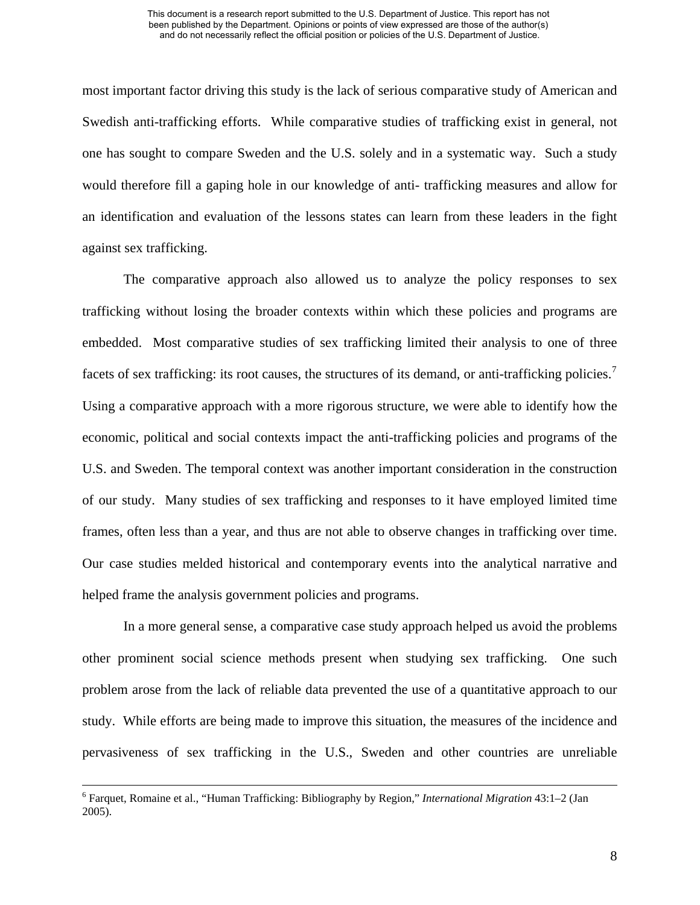most important factor driving this study is the lack of serious comparative study of American and Swedish anti-trafficking efforts. While comparative studies of trafficking exist in general, not one has sought to compare Sweden and the U.S. solely and in a systematic way. Such a study would therefore fill a gaping hole in our knowledge of anti- trafficking measures and allow for an identification and evaluation of the lessons states can learn from these leaders in the fight against sex trafficking.

The comparative approach also allowed us to analyze the policy responses to sex trafficking without losing the broader contexts within which these policies and programs are embedded. Most comparative studies of sex trafficking limited their analysis to one of three facets of sex trafficking: its root causes, the structures of its demand, or anti-trafficking policies.[7] Using a comparative approach with a more rigorous structure, we were able to identify how the economic, political and social contexts impact the anti-trafficking policies and programs of the U.S. and Sweden. The temporal context was another important consideration in the construction of our study. Many studies of sex trafficking and responses to it have employed limited time frames, often less than a year, and thus are not able to observe changes in trafficking over time. Our case studies melded historical and contemporary events into the analytical narrative and helped frame the analysis government policies and programs.

In a more general sense, a comparative case study approach helped us avoid the problems other prominent social science methods present when studying sex trafficking. One such problem arose from the lack of reliable data prevented the use of a quantitative approach to our study. While efforts are being made to improve this situation, the measures of the incidence and pervasiveness of sex trafficking in the U.S., Sweden and other countries are unreliable

---

[6] Farquet, Romaine et al., "Human Trafficking: Bibliography by Region," *International Migration* 43:1–2 (Jan 2005).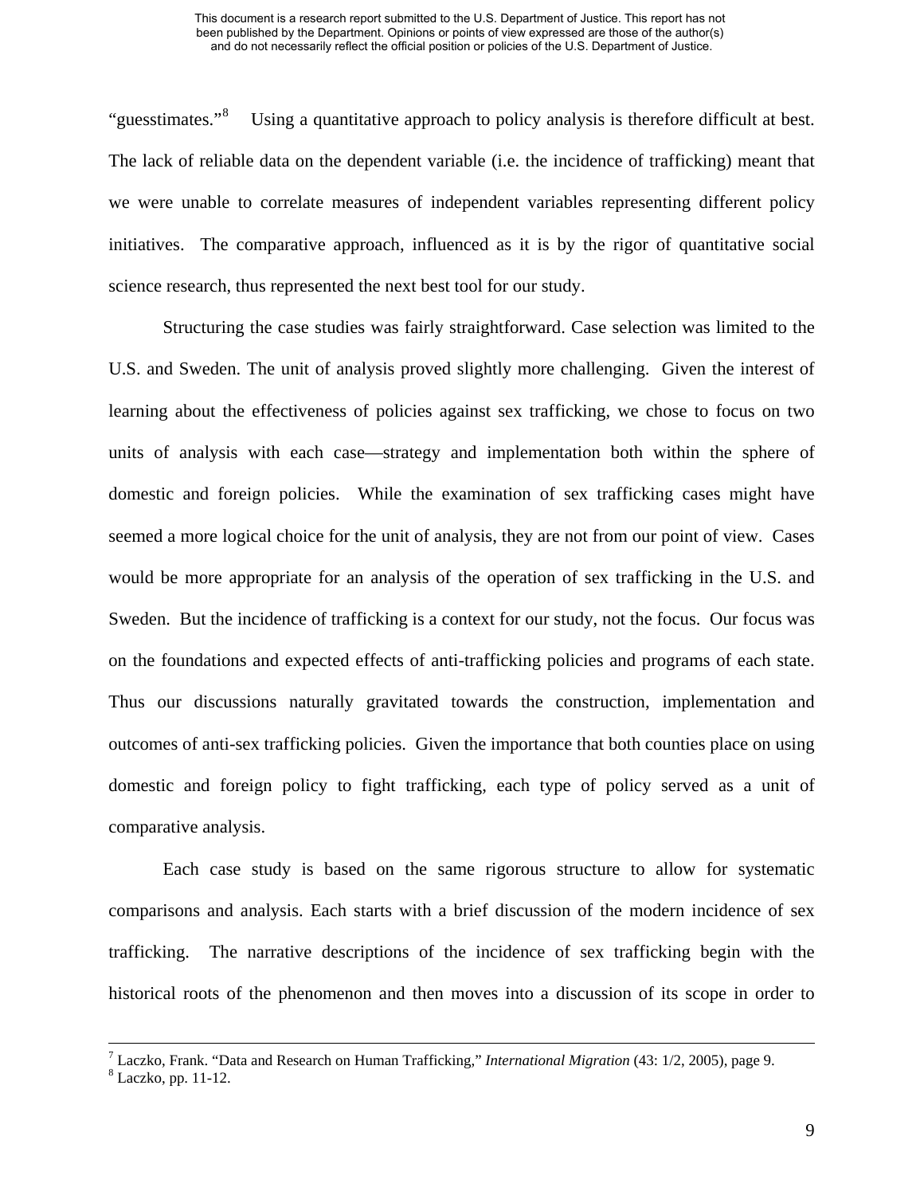"guesstimates."[8] Using a quantitative approach to policy analysis is therefore difficult at best. The lack of reliable data on the dependent variable (i.e. the incidence of trafficking) meant that we were unable to correlate measures of independent variables representing different policy initiatives. The comparative approach, influenced as it is by the rigor of quantitative social science research, thus represented the next best tool for our study.

Structuring the case studies was fairly straightforward. Case selection was limited to the U.S. and Sweden. The unit of analysis proved slightly more challenging. Given the interest of learning about the effectiveness of policies against sex trafficking, we chose to focus on two units of analysis with each case—strategy and implementation both within the sphere of domestic and foreign policies. While the examination of sex trafficking cases might have seemed a more logical choice for the unit of analysis, they are not from our point of view. Cases would be more appropriate for an analysis of the operation of sex trafficking in the U.S. and Sweden. But the incidence of trafficking is a context for our study, not the focus. Our focus was on the foundations and expected effects of anti-trafficking policies and programs of each state. Thus our discussions naturally gravitated towards the construction, implementation and outcomes of anti-sex trafficking policies. Given the importance that both counties place on using domestic and foreign policy to fight trafficking, each type of policy served as a unit of comparative analysis.

Each case study is based on the same rigorous structure to allow for systematic comparisons and analysis. Each starts with a brief discussion of the modern incidence of sex trafficking. The narrative descriptions of the incidence of sex trafficking begin with the historical roots of the phenomenon and then moves into a discussion of its scope in order to

---

[7] Laczko, Frank. "Data and Research on Human Trafficking," *International Migration* (43: 1/2, 2005), page 9.
[8] Laczko, pp. 11-12.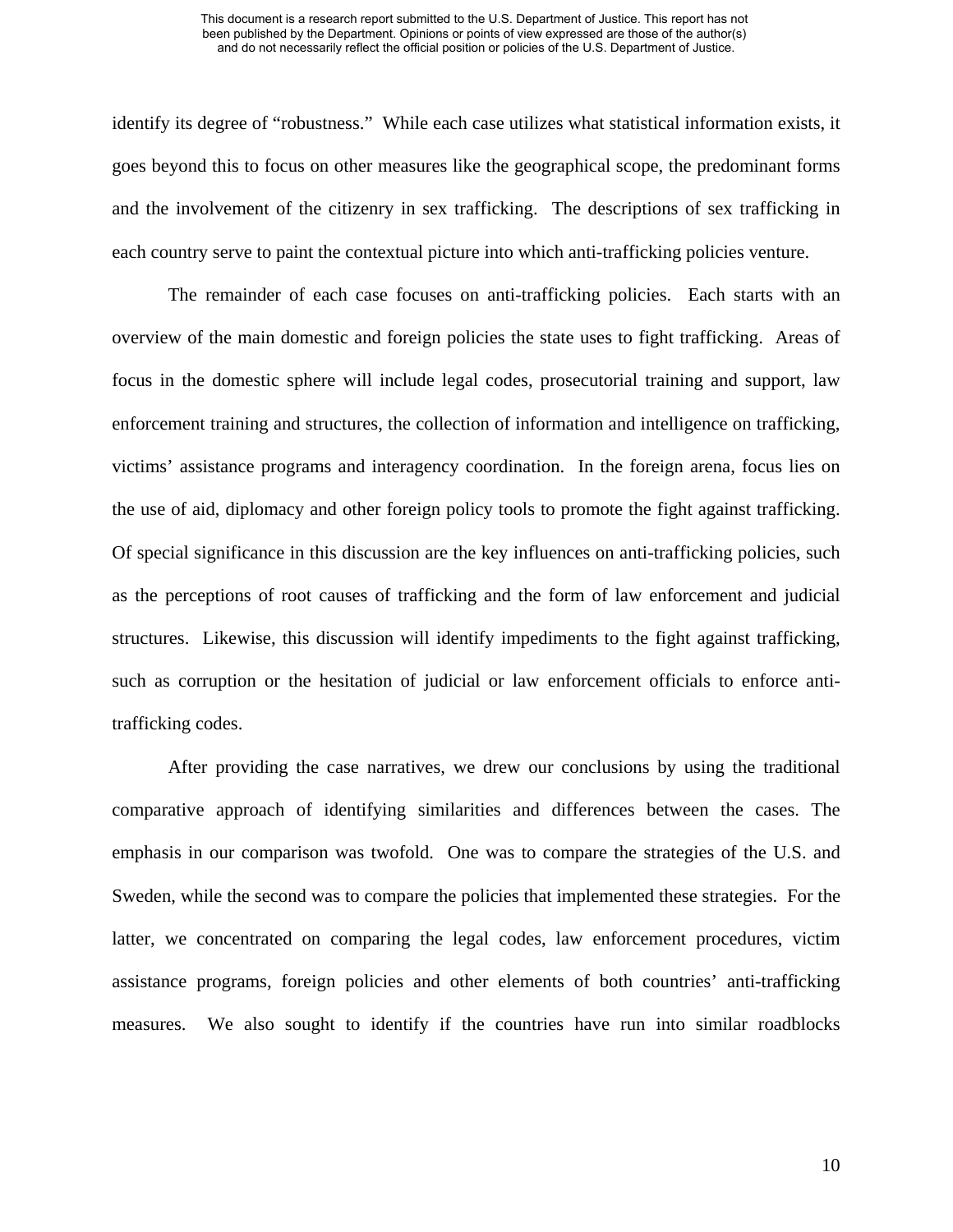identify its degree of "robustness." While each case utilizes what statistical information exists, it goes beyond this to focus on other measures like the geographical scope, the predominant forms and the involvement of the citizenry in sex trafficking. The descriptions of sex trafficking in each country serve to paint the contextual picture into which anti-trafficking policies venture.

The remainder of each case focuses on anti-trafficking policies. Each starts with an overview of the main domestic and foreign policies the state uses to fight trafficking. Areas of focus in the domestic sphere will include legal codes, prosecutorial training and support, law enforcement training and structures, the collection of information and intelligence on trafficking, victims' assistance programs and interagency coordination. In the foreign arena, focus lies on the use of aid, diplomacy and other foreign policy tools to promote the fight against trafficking. Of special significance in this discussion are the key influences on anti-trafficking policies, such as the perceptions of root causes of trafficking and the form of law enforcement and judicial structures. Likewise, this discussion will identify impediments to the fight against trafficking, such as corruption or the hesitation of judicial or law enforcement officials to enforce anti-trafficking codes.

After providing the case narratives, we drew our conclusions by using the traditional comparative approach of identifying similarities and differences between the cases. The emphasis in our comparison was twofold. One was to compare the strategies of the U.S. and Sweden, while the second was to compare the policies that implemented these strategies. For the latter, we concentrated on comparing the legal codes, law enforcement procedures, victim assistance programs, foreign policies and other elements of both countries' anti-trafficking measures. We also sought to identify if the countries have run into similar roadblocks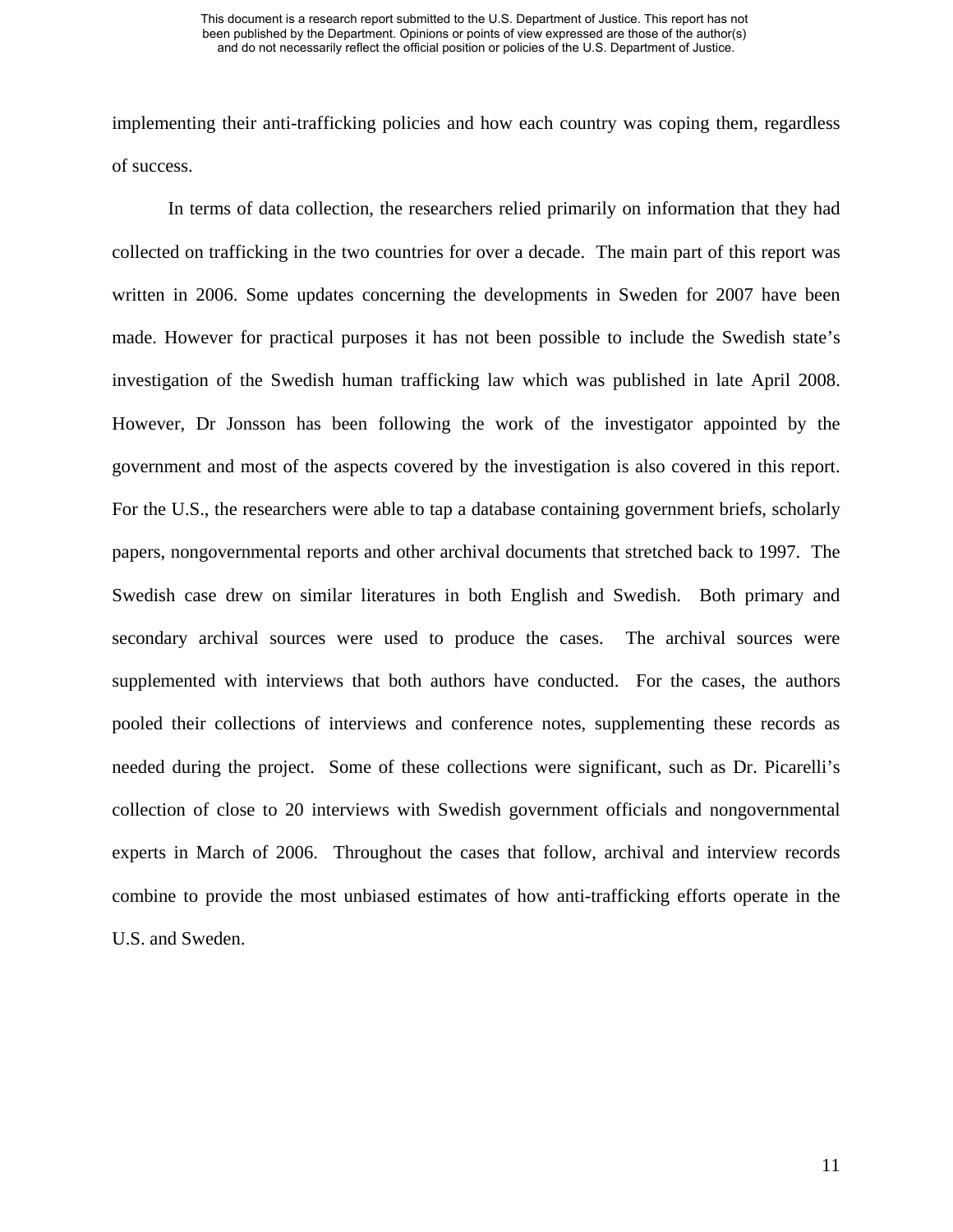implementing their anti-trafficking policies and how each country was coping them, regardless of success.

In terms of data collection, the researchers relied primarily on information that they had collected on trafficking in the two countries for over a decade. The main part of this report was written in 2006. Some updates concerning the developments in Sweden for 2007 have been made. However for practical purposes it has not been possible to include the Swedish state's investigation of the Swedish human trafficking law which was published in late April 2008. However, Dr Jonsson has been following the work of the investigator appointed by the government and most of the aspects covered by the investigation is also covered in this report. For the U.S., the researchers were able to tap a database containing government briefs, scholarly papers, nongovernmental reports and other archival documents that stretched back to 1997. The Swedish case drew on similar literatures in both English and Swedish. Both primary and secondary archival sources were used to produce the cases. The archival sources were supplemented with interviews that both authors have conducted. For the cases, the authors pooled their collections of interviews and conference notes, supplementing these records as needed during the project. Some of these collections were significant, such as Dr. Picarelli's collection of close to 20 interviews with Swedish government officials and nongovernmental experts in March of 2006. Throughout the cases that follow, archival and interview records combine to provide the most unbiased estimates of how anti-trafficking efforts operate in the U.S. and Sweden.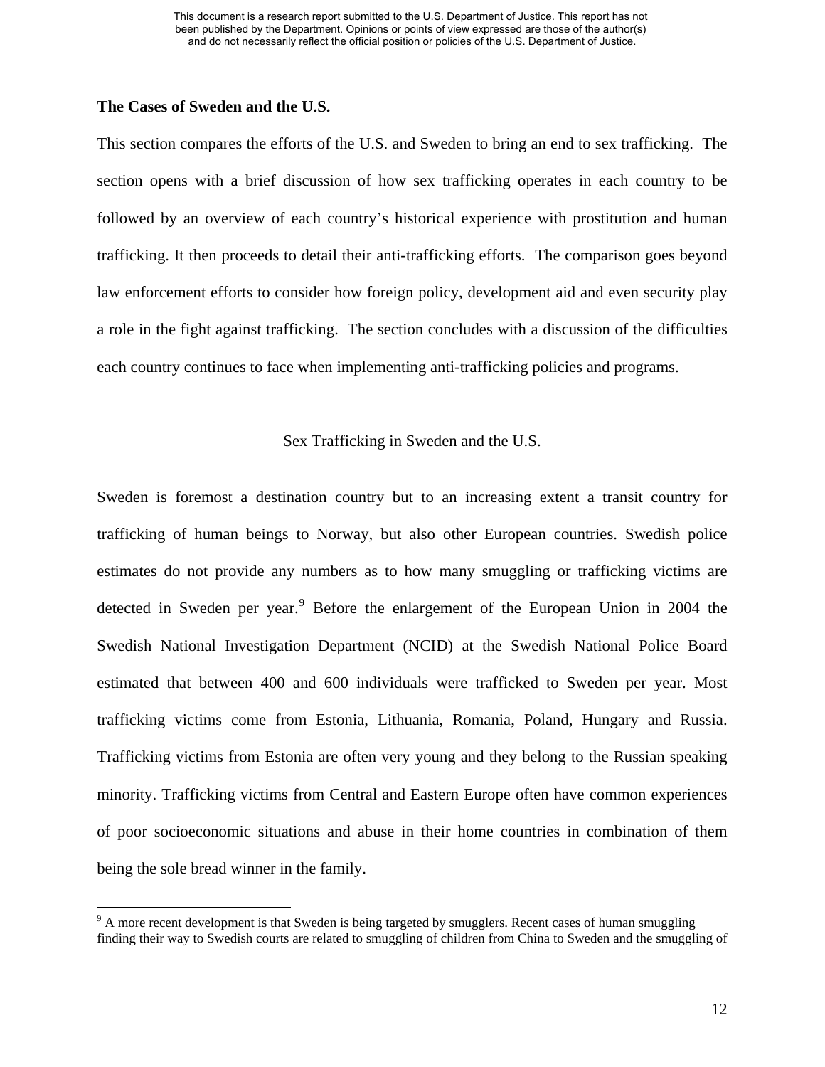**The Cases of Sweden and the U.S.**

This section compares the efforts of the U.S. and Sweden to bring an end to sex trafficking. The section opens with a brief discussion of how sex trafficking operates in each country to be followed by an overview of each country's historical experience with prostitution and human trafficking. It then proceeds to detail their anti-trafficking efforts. The comparison goes beyond law enforcement efforts to consider how foreign policy, development aid and even security play a role in the fight against trafficking. The section concludes with a discussion of the difficulties each country continues to face when implementing anti-trafficking policies and programs.

Sex Trafficking in Sweden and the U.S.

Sweden is foremost a destination country but to an increasing extent a transit country for trafficking of human beings to Norway, but also other European countries. Swedish police estimates do not provide any numbers as to how many smuggling or trafficking victims are detected in Sweden per year.[9] Before the enlargement of the European Union in 2004 the Swedish National Investigation Department (NCID) at the Swedish National Police Board estimated that between 400 and 600 individuals were trafficked to Sweden per year. Most trafficking victims come from Estonia, Lithuania, Romania, Poland, Hungary and Russia. Trafficking victims from Estonia are often very young and they belong to the Russian speaking minority. Trafficking victims from Central and Eastern Europe often have common experiences of poor socioeconomic situations and abuse in their home countries in combination of them being the sole bread winner in the family.

[9] A more recent development is that Sweden is being targeted by smugglers. Recent cases of human smuggling finding their way to Swedish courts are related to smuggling of children from China to Sweden and the smuggling of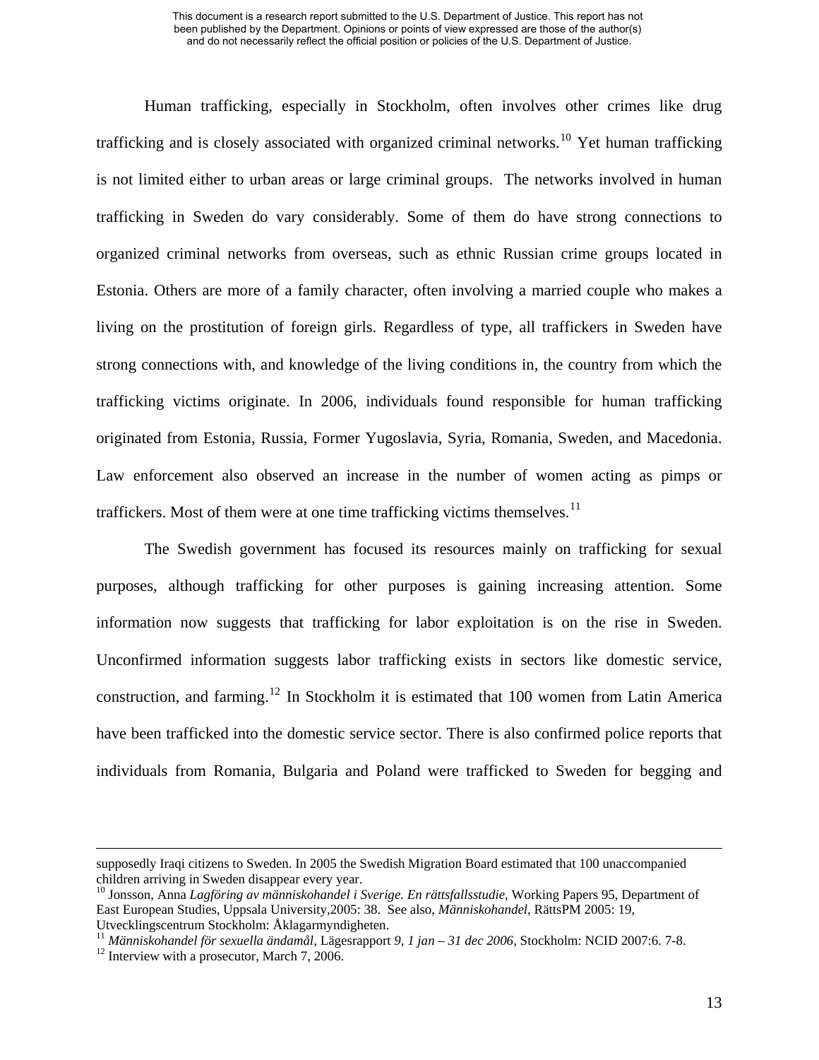Human trafficking, especially in Stockholm, often involves other crimes like drug trafficking and is closely associated with organized criminal networks.[10] Yet human trafficking is not limited either to urban areas or large criminal groups. The networks involved in human trafficking in Sweden do vary considerably. Some of them do have strong connections to organized criminal networks from overseas, such as ethnic Russian crime groups located in Estonia. Others are more of a family character, often involving a married couple who makes a living on the prostitution of foreign girls. Regardless of type, all traffickers in Sweden have strong connections with, and knowledge of the living conditions in, the country from which the trafficking victims originate. In 2006, individuals found responsible for human trafficking originated from Estonia, Russia, Former Yugoslavia, Syria, Romania, Sweden, and Macedonia. Law enforcement also observed an increase in the number of women acting as pimps or traffickers. Most of them were at one time trafficking victims themselves.[11]

The Swedish government has focused its resources mainly on trafficking for sexual purposes, although trafficking for other purposes is gaining increasing attention. Some information now suggests that trafficking for labor exploitation is on the rise in Sweden. Unconfirmed information suggests labor trafficking exists in sectors like domestic service, construction, and farming.[12] In Stockholm it is estimated that 100 women from Latin America have been trafficked into the domestic service sector. There is also confirmed police reports that individuals from Romania, Bulgaria and Poland were trafficked to Sweden for begging and

---

supposedly Iraqi citizens to Sweden. In 2005 the Swedish Migration Board estimated that 100 unaccompanied children arriving in Sweden disappear every year.

[10] Jonsson, Anna *Lagföring av människohandel i Sverige. En rättsfallsstudie*, Working Papers 95, Department of East European Studies, Uppsala University,2005: 38. See also, *Människohandel*, RättsPM 2005: 19, Utvecklingscentrum Stockholm: Åklagarmyndigheten.

[11] *Människohandel för sexuella ändamål*, Lägesrapport *9, 1 jan – 31 dec 2006*, Stockholm: NCID 2007:6. 7-8.

[12] Interview with a prosecutor, March 7, 2006.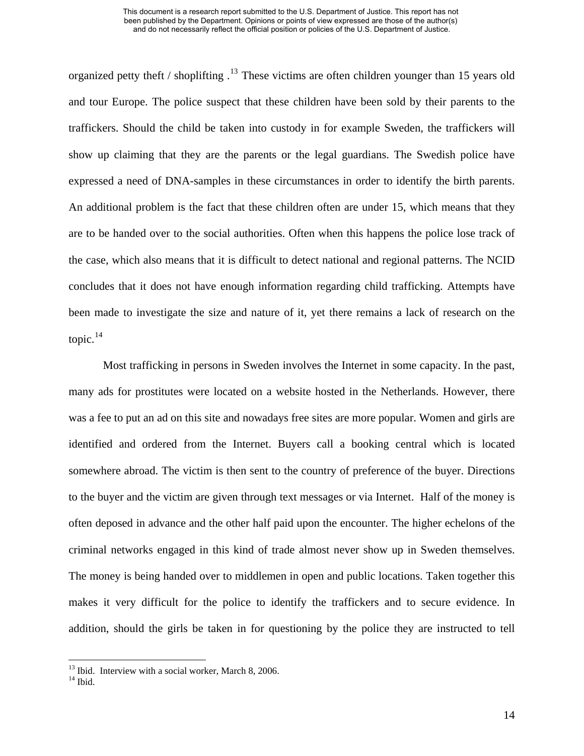organized petty theft / shoplifting .[13] These victims are often children younger than 15 years old and tour Europe. The police suspect that these children have been sold by their parents to the traffickers. Should the child be taken into custody in for example Sweden, the traffickers will show up claiming that they are the parents or the legal guardians. The Swedish police have expressed a need of DNA-samples in these circumstances in order to identify the birth parents. An additional problem is the fact that these children often are under 15, which means that they are to be handed over to the social authorities. Often when this happens the police lose track of the case, which also means that it is difficult to detect national and regional patterns. The NCID concludes that it does not have enough information regarding child trafficking. Attempts have been made to investigate the size and nature of it, yet there remains a lack of research on the topic.[14]

Most trafficking in persons in Sweden involves the Internet in some capacity. In the past, many ads for prostitutes were located on a website hosted in the Netherlands. However, there was a fee to put an ad on this site and nowadays free sites are more popular. Women and girls are identified and ordered from the Internet. Buyers call a booking central which is located somewhere abroad. The victim is then sent to the country of preference of the buyer. Directions to the buyer and the victim are given through text messages or via Internet. Half of the money is often deposed in advance and the other half paid upon the encounter. The higher echelons of the criminal networks engaged in this kind of trade almost never show up in Sweden themselves. The money is being handed over to middlemen in open and public locations. Taken together this makes it very difficult for the police to identify the traffickers and to secure evidence. In addition, should the girls be taken in for questioning by the police they are instructed to tell

---

[13] Ibid. Interview with a social worker, March 8, 2006.

[14] Ibid.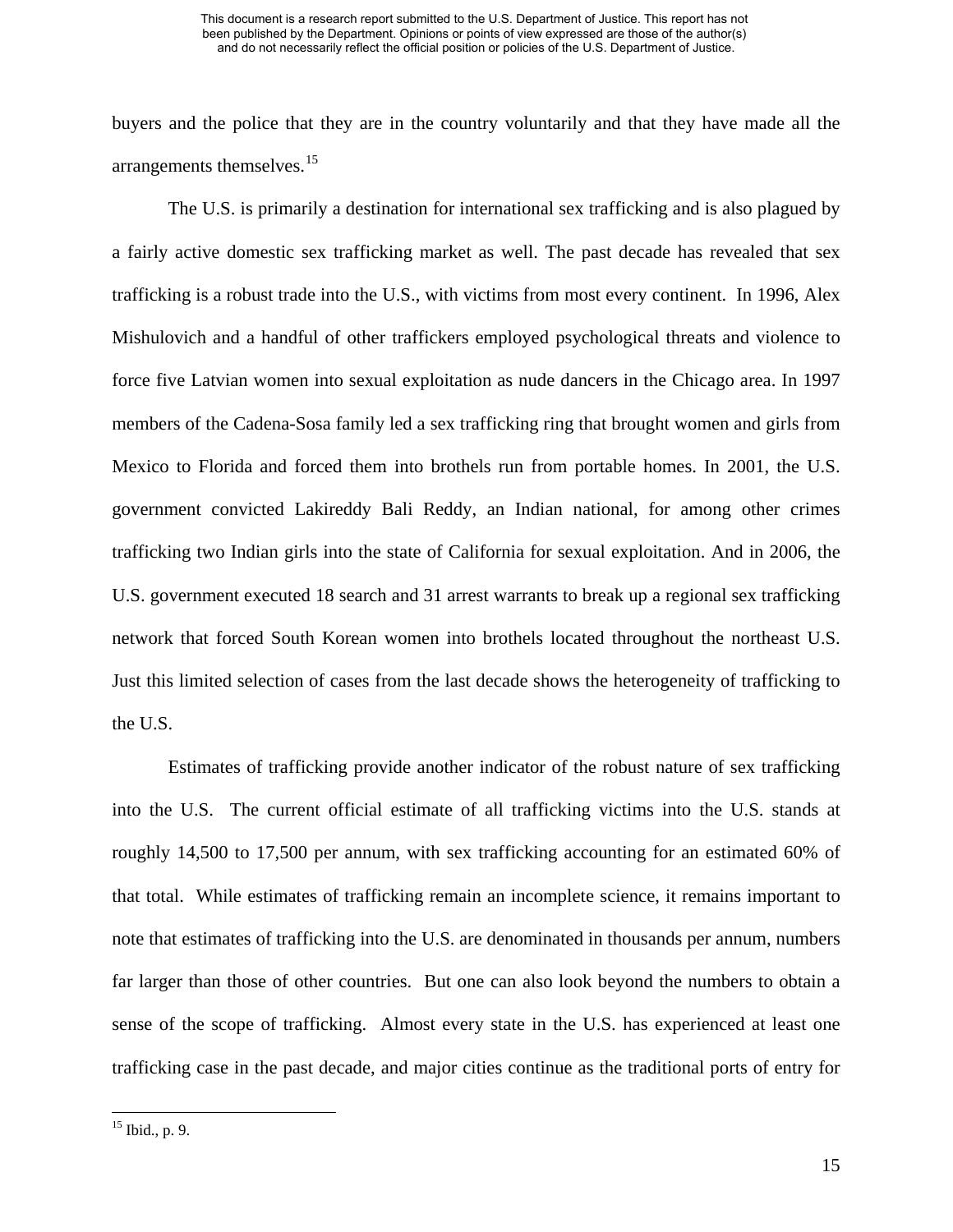buyers and the police that they are in the country voluntarily and that they have made all the arrangements themselves.[15]

The U.S. is primarily a destination for international sex trafficking and is also plagued by a fairly active domestic sex trafficking market as well. The past decade has revealed that sex trafficking is a robust trade into the U.S., with victims from most every continent. In 1996, Alex Mishulovich and a handful of other traffickers employed psychological threats and violence to force five Latvian women into sexual exploitation as nude dancers in the Chicago area. In 1997 members of the Cadena-Sosa family led a sex trafficking ring that brought women and girls from Mexico to Florida and forced them into brothels run from portable homes. In 2001, the U.S. government convicted Lakireddy Bali Reddy, an Indian national, for among other crimes trafficking two Indian girls into the state of California for sexual exploitation. And in 2006, the U.S. government executed 18 search and 31 arrest warrants to break up a regional sex trafficking network that forced South Korean women into brothels located throughout the northeast U.S. Just this limited selection of cases from the last decade shows the heterogeneity of trafficking to the U.S.

Estimates of trafficking provide another indicator of the robust nature of sex trafficking into the U.S. The current official estimate of all trafficking victims into the U.S. stands at roughly 14,500 to 17,500 per annum, with sex trafficking accounting for an estimated 60% of that total. While estimates of trafficking remain an incomplete science, it remains important to note that estimates of trafficking into the U.S. are denominated in thousands per annum, numbers far larger than those of other countries. But one can also look beyond the numbers to obtain a sense of the scope of trafficking. Almost every state in the U.S. has experienced at least one trafficking case in the past decade, and major cities continue as the traditional ports of entry for

[15] Ibid., p. 9.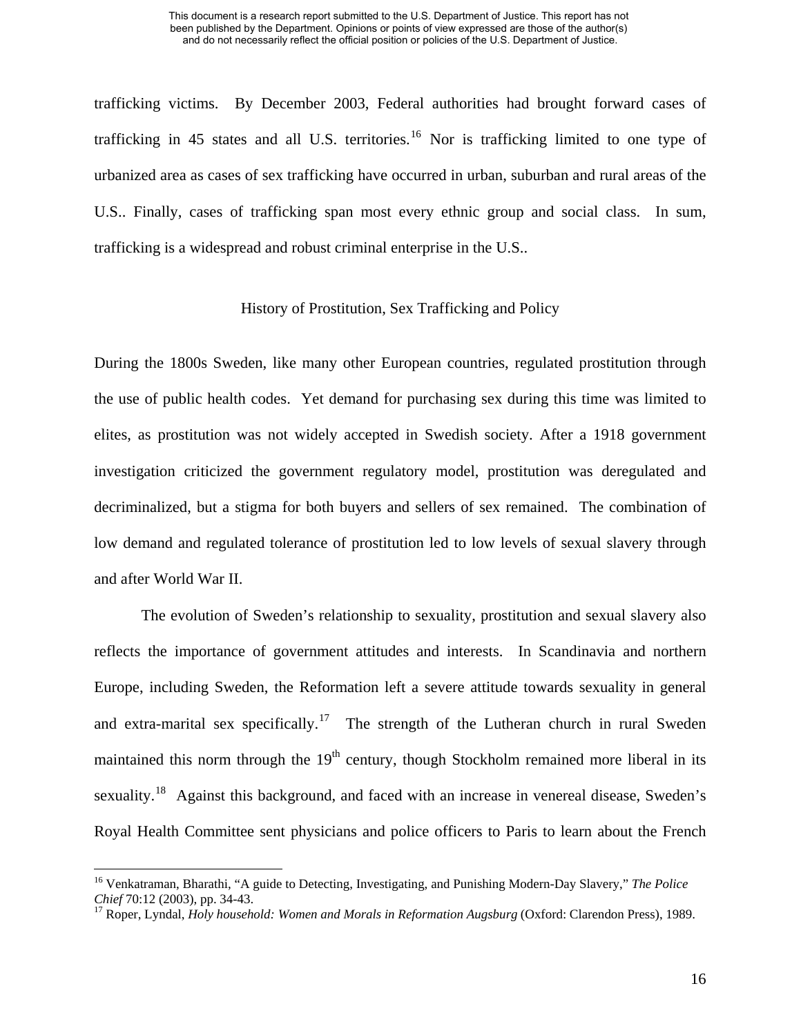trafficking victims. By December 2003, Federal authorities had brought forward cases of trafficking in 45 states and all U.S. territories.[16] Nor is trafficking limited to one type of urbanized area as cases of sex trafficking have occurred in urban, suburban and rural areas of the U.S.. Finally, cases of trafficking span most every ethnic group and social class. In sum, trafficking is a widespread and robust criminal enterprise in the U.S..

## History of Prostitution, Sex Trafficking and Policy

During the 1800s Sweden, like many other European countries, regulated prostitution through the use of public health codes. Yet demand for purchasing sex during this time was limited to elites, as prostitution was not widely accepted in Swedish society. After a 1918 government investigation criticized the government regulatory model, prostitution was deregulated and decriminalized, but a stigma for both buyers and sellers of sex remained. The combination of low demand and regulated tolerance of prostitution led to low levels of sexual slavery through and after World War II.

The evolution of Sweden's relationship to sexuality, prostitution and sexual slavery also reflects the importance of government attitudes and interests. In Scandinavia and northern Europe, including Sweden, the Reformation left a severe attitude towards sexuality in general and extra-marital sex specifically.[17] The strength of the Lutheran church in rural Sweden maintained this norm through the 19th century, though Stockholm remained more liberal in its sexuality.[18] Against this background, and faced with an increase in venereal disease, Sweden's Royal Health Committee sent physicians and police officers to Paris to learn about the French

---

[16] Venkatraman, Bharathi, "A guide to Detecting, Investigating, and Punishing Modern-Day Slavery," *The Police Chief* 70:12 (2003), pp. 34-43.

[17] Roper, Lyndal, *Holy household: Women and Morals in Reformation Augsburg* (Oxford: Clarendon Press), 1989.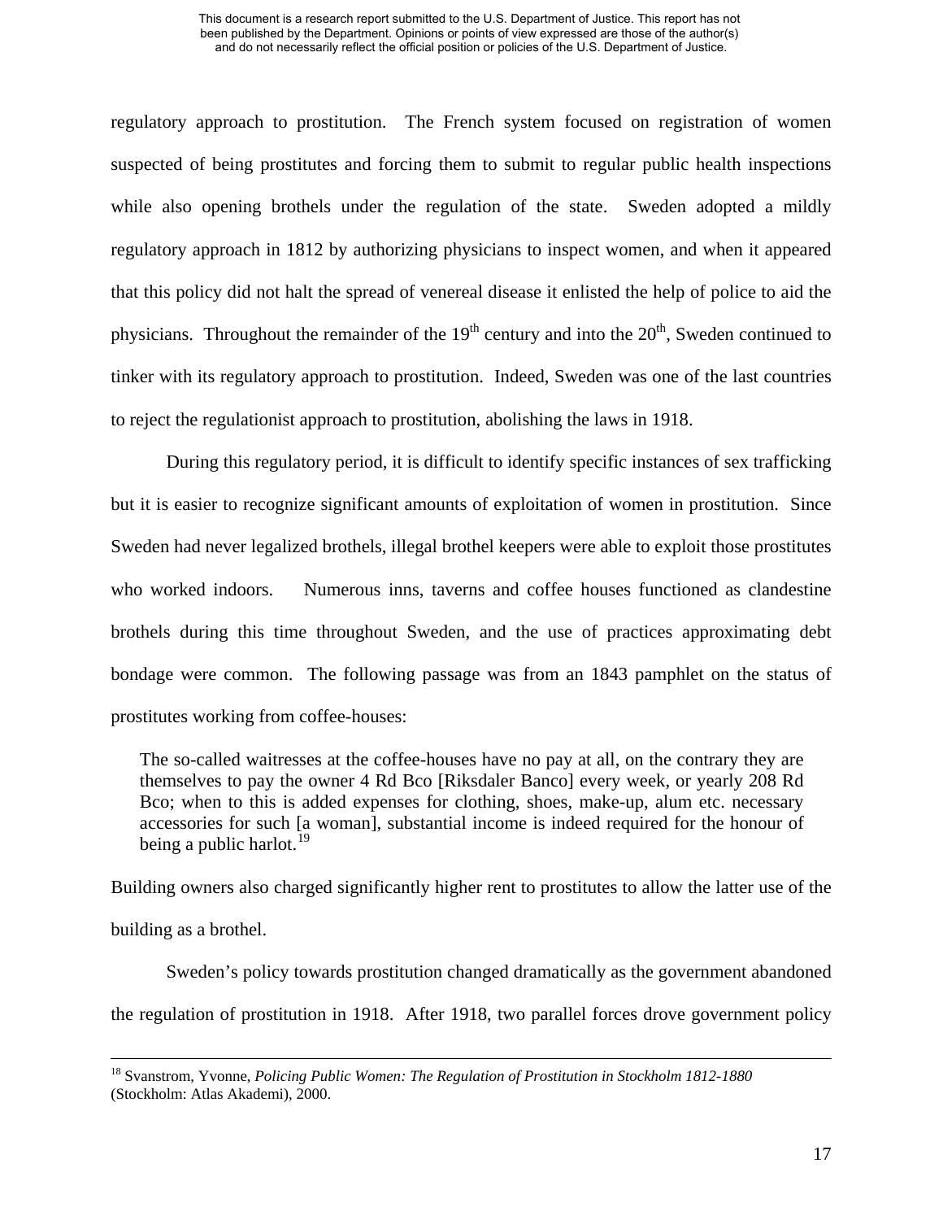regulatory approach to prostitution. The French system focused on registration of women suspected of being prostitutes and forcing them to submit to regular public health inspections while also opening brothels under the regulation of the state. Sweden adopted a mildly regulatory approach in 1812 by authorizing physicians to inspect women, and when it appeared that this policy did not halt the spread of venereal disease it enlisted the help of police to aid the physicians. Throughout the remainder of the 19th century and into the 20th, Sweden continued to tinker with its regulatory approach to prostitution. Indeed, Sweden was one of the last countries to reject the regulationist approach to prostitution, abolishing the laws in 1918.

During this regulatory period, it is difficult to identify specific instances of sex trafficking but it is easier to recognize significant amounts of exploitation of women in prostitution. Since Sweden had never legalized brothels, illegal brothel keepers were able to exploit those prostitutes who worked indoors. Numerous inns, taverns and coffee houses functioned as clandestine brothels during this time throughout Sweden, and the use of practices approximating debt bondage were common. The following passage was from an 1843 pamphlet on the status of prostitutes working from coffee-houses:

> The so-called waitresses at the coffee-houses have no pay at all, on the contrary they are themselves to pay the owner 4 Rd Bco [Riksdaler Banco] every week, or yearly 208 Rd Bco; when to this is added expenses for clothing, shoes, make-up, alum etc. necessary accessories for such [a woman], substantial income is indeed required for the honour of being a public harlot.[19]

Building owners also charged significantly higher rent to prostitutes to allow the latter use of the building as a brothel.

Sweden's policy towards prostitution changed dramatically as the government abandoned the regulation of prostitution in 1918. After 1918, two parallel forces drove government policy

---

[18] Svanstrom, Yvonne, *Policing Public Women: The Regulation of Prostitution in Stockholm 1812-1880* (Stockholm: Atlas Akademi), 2000.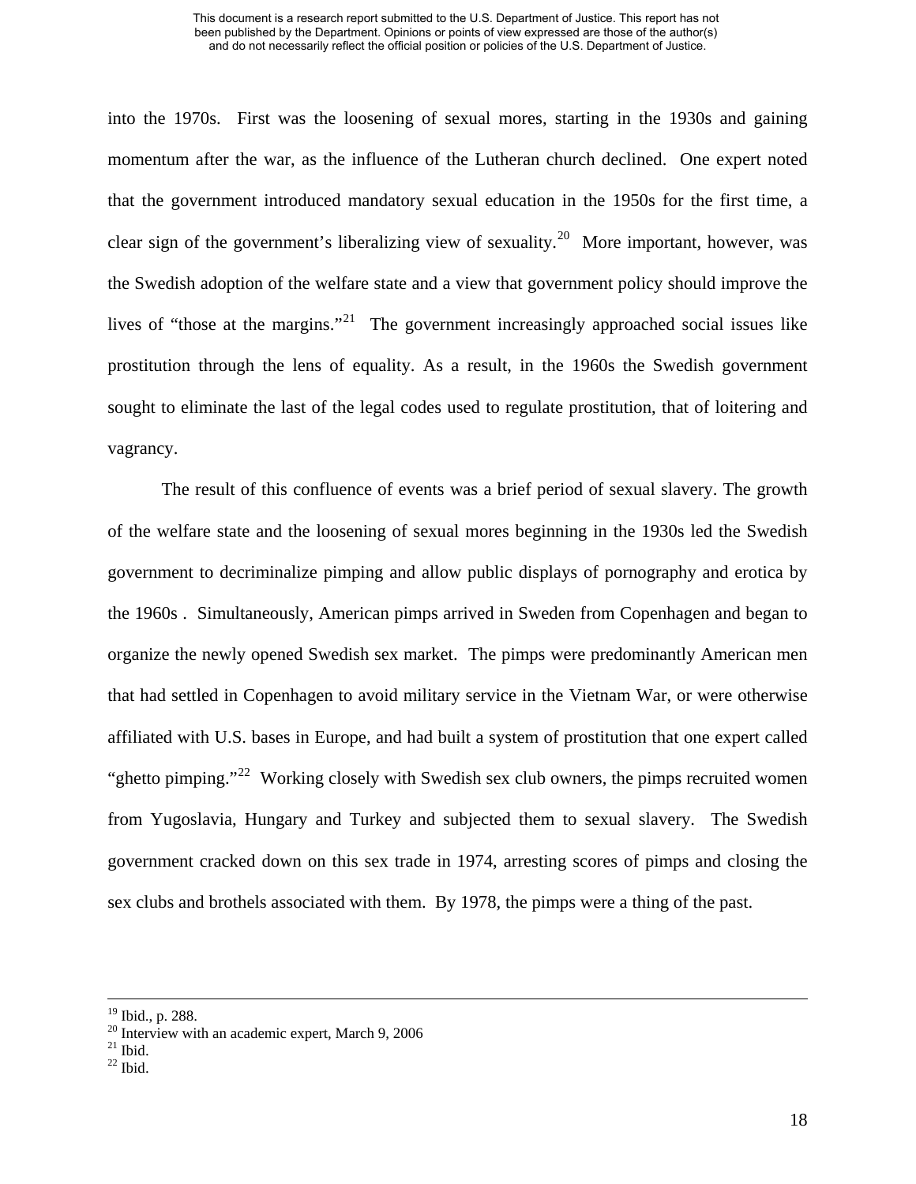into the 1970s. First was the loosening of sexual mores, starting in the 1930s and gaining momentum after the war, as the influence of the Lutheran church declined. One expert noted that the government introduced mandatory sexual education in the 1950s for the first time, a clear sign of the government's liberalizing view of sexuality.[20] More important, however, was the Swedish adoption of the welfare state and a view that government policy should improve the lives of "those at the margins."[21] The government increasingly approached social issues like prostitution through the lens of equality. As a result, in the 1960s the Swedish government sought to eliminate the last of the legal codes used to regulate prostitution, that of loitering and vagrancy.

The result of this confluence of events was a brief period of sexual slavery. The growth of the welfare state and the loosening of sexual mores beginning in the 1930s led the Swedish government to decriminalize pimping and allow public displays of pornography and erotica by the 1960s . Simultaneously, American pimps arrived in Sweden from Copenhagen and began to organize the newly opened Swedish sex market. The pimps were predominantly American men that had settled in Copenhagen to avoid military service in the Vietnam War, or were otherwise affiliated with U.S. bases in Europe, and had built a system of prostitution that one expert called "ghetto pimping."[22] Working closely with Swedish sex club owners, the pimps recruited women from Yugoslavia, Hungary and Turkey and subjected them to sexual slavery. The Swedish government cracked down on this sex trade in 1974, arresting scores of pimps and closing the sex clubs and brothels associated with them. By 1978, the pimps were a thing of the past.

---

[19] Ibid., p. 288.
[20] Interview with an academic expert, March 9, 2006
[21] Ibid.
[22] Ibid.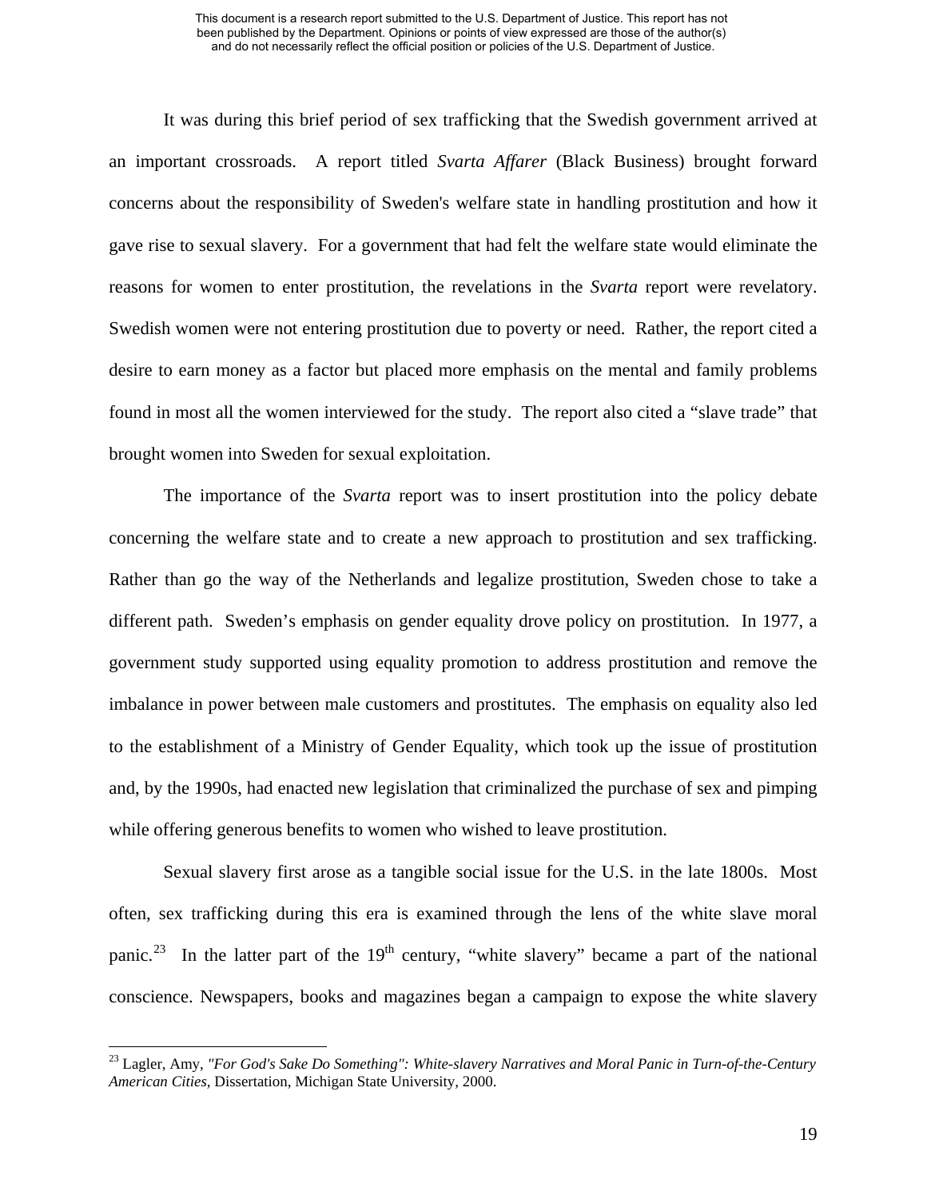It was during this brief period of sex trafficking that the Swedish government arrived at an important crossroads. A report titled *Svarta Affarer* (Black Business) brought forward concerns about the responsibility of Sweden's welfare state in handling prostitution and how it gave rise to sexual slavery. For a government that had felt the welfare state would eliminate the reasons for women to enter prostitution, the revelations in the *Svarta* report were revelatory. Swedish women were not entering prostitution due to poverty or need. Rather, the report cited a desire to earn money as a factor but placed more emphasis on the mental and family problems found in most all the women interviewed for the study. The report also cited a "slave trade" that brought women into Sweden for sexual exploitation.

The importance of the *Svarta* report was to insert prostitution into the policy debate concerning the welfare state and to create a new approach to prostitution and sex trafficking. Rather than go the way of the Netherlands and legalize prostitution, Sweden chose to take a different path. Sweden's emphasis on gender equality drove policy on prostitution. In 1977, a government study supported using equality promotion to address prostitution and remove the imbalance in power between male customers and prostitutes. The emphasis on equality also led to the establishment of a Ministry of Gender Equality, which took up the issue of prostitution and, by the 1990s, had enacted new legislation that criminalized the purchase of sex and pimping while offering generous benefits to women who wished to leave prostitution.

Sexual slavery first arose as a tangible social issue for the U.S. in the late 1800s. Most often, sex trafficking during this era is examined through the lens of the white slave moral panic.[23] In the latter part of the 19th century, "white slavery" became a part of the national conscience. Newspapers, books and magazines began a campaign to expose the white slavery

---

[23] Lagler, Amy, *"For God's Sake Do Something": White-slavery Narratives and Moral Panic in Turn-of-the-Century American Cities*, Dissertation, Michigan State University, 2000.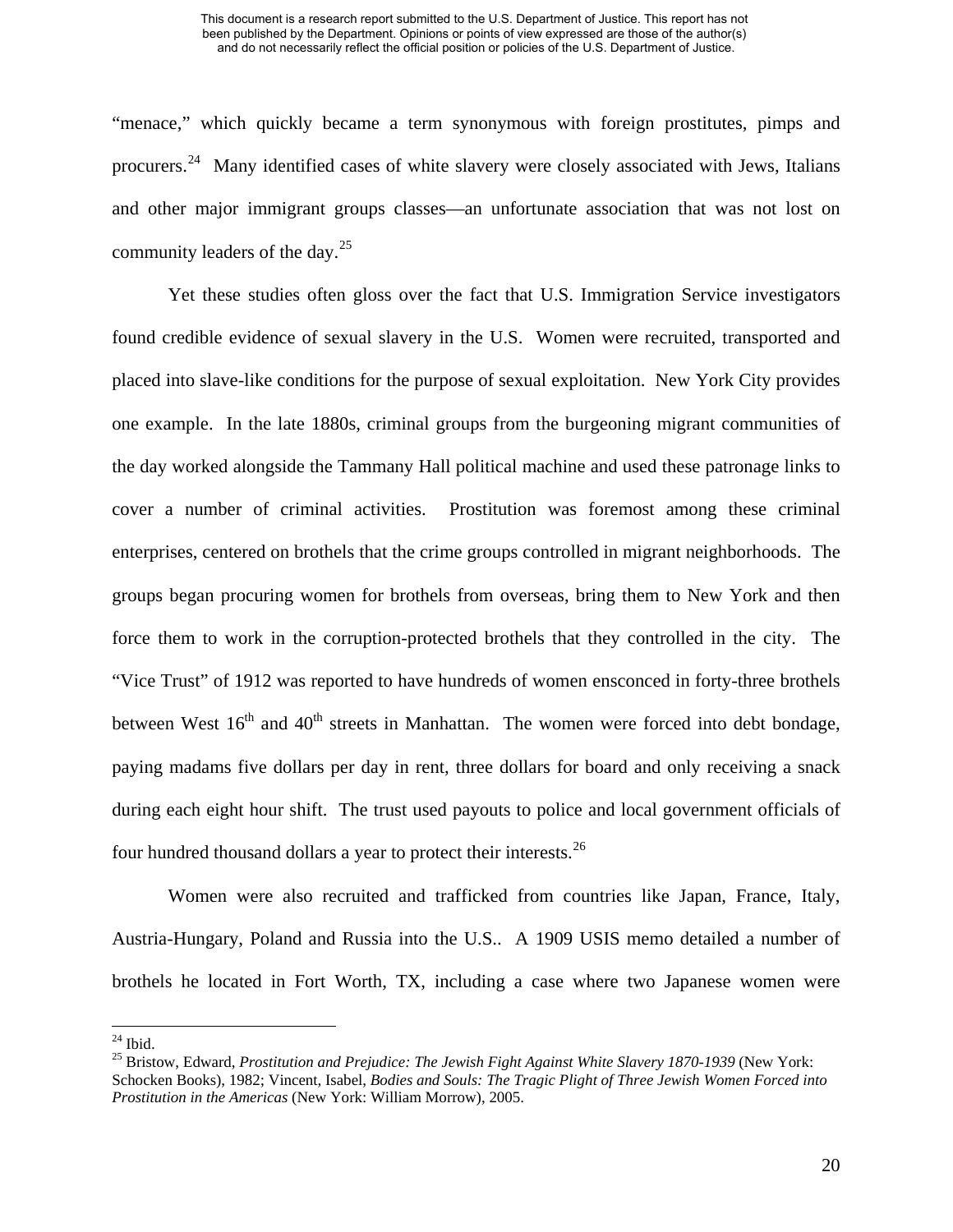"menace," which quickly became a term synonymous with foreign prostitutes, pimps and procurers.[24] Many identified cases of white slavery were closely associated with Jews, Italians and other major immigrant groups classes—an unfortunate association that was not lost on community leaders of the day.[25]

Yet these studies often gloss over the fact that U.S. Immigration Service investigators found credible evidence of sexual slavery in the U.S. Women were recruited, transported and placed into slave-like conditions for the purpose of sexual exploitation. New York City provides one example. In the late 1880s, criminal groups from the burgeoning migrant communities of the day worked alongside the Tammany Hall political machine and used these patronage links to cover a number of criminal activities. Prostitution was foremost among these criminal enterprises, centered on brothels that the crime groups controlled in migrant neighborhoods. The groups began procuring women for brothels from overseas, bring them to New York and then force them to work in the corruption-protected brothels that they controlled in the city. The "Vice Trust" of 1912 was reported to have hundreds of women ensconced in forty-three brothels between West 16th and 40th streets in Manhattan. The women were forced into debt bondage, paying madams five dollars per day in rent, three dollars for board and only receiving a snack during each eight hour shift. The trust used payouts to police and local government officials of four hundred thousand dollars a year to protect their interests.[26]

Women were also recruited and trafficked from countries like Japan, France, Italy, Austria-Hungary, Poland and Russia into the U.S.. A 1909 USIS memo detailed a number of brothels he located in Fort Worth, TX, including a case where two Japanese women were

---

[24] Ibid.

[25] Bristow, Edward, *Prostitution and Prejudice: The Jewish Fight Against White Slavery 1870-1939* (New York: Schocken Books), 1982; Vincent, Isabel, *Bodies and Souls: The Tragic Plight of Three Jewish Women Forced into Prostitution in the Americas* (New York: William Morrow), 2005.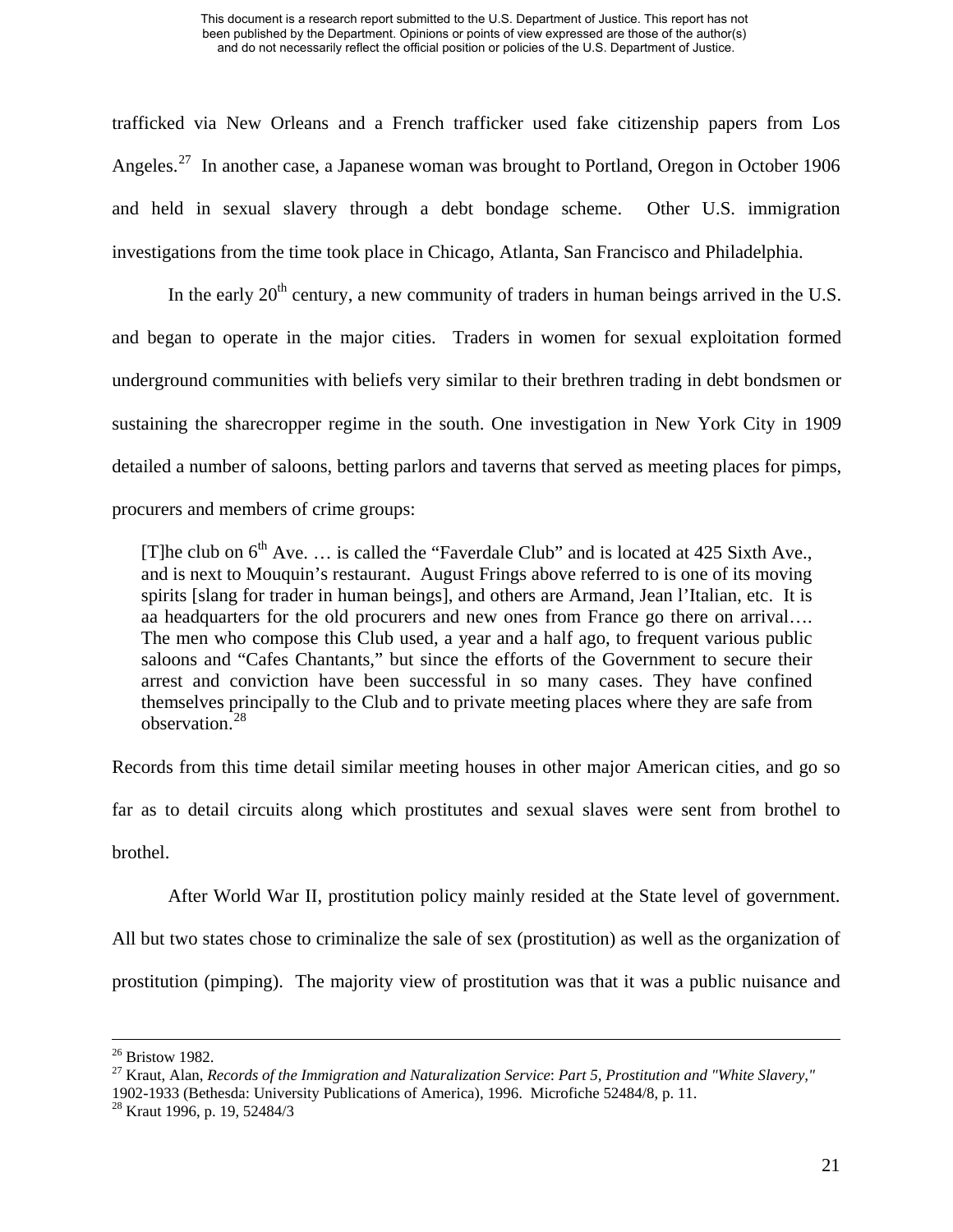trafficked via New Orleans and a French trafficker used fake citizenship papers from Los Angeles.[27] In another case, a Japanese woman was brought to Portland, Oregon in October 1906 and held in sexual slavery through a debt bondage scheme. Other U.S. immigration investigations from the time took place in Chicago, Atlanta, San Francisco and Philadelphia.

In the early 20th century, a new community of traders in human beings arrived in the U.S. and began to operate in the major cities. Traders in women for sexual exploitation formed underground communities with beliefs very similar to their brethren trading in debt bondsmen or sustaining the sharecropper regime in the south. One investigation in New York City in 1909 detailed a number of saloons, betting parlors and taverns that served as meeting places for pimps, procurers and members of crime groups:

> [T]he club on 6th Ave. … is called the "Faverdale Club" and is located at 425 Sixth Ave., and is next to Mouquin's restaurant. August Frings above referred to is one of its moving spirits [slang for trader in human beings], and others are Armand, Jean l'Italian, etc. It is aa headquarters for the old procurers and new ones from France go there on arrival…. The men who compose this Club used, a year and a half ago, to frequent various public saloons and "Cafes Chantants," but since the efforts of the Government to secure their arrest and conviction have been successful in so many cases. They have confined themselves principally to the Club and to private meeting places where they are safe from observation.[28]

Records from this time detail similar meeting houses in other major American cities, and go so far as to detail circuits along which prostitutes and sexual slaves were sent from brothel to brothel.

After World War II, prostitution policy mainly resided at the State level of government. All but two states chose to criminalize the sale of sex (prostitution) as well as the organization of prostitution (pimping). The majority view of prostitution was that it was a public nuisance and

---

[26] Bristow 1982.

[27] Kraut, Alan, *Records of the Immigration and Naturalization Service*: *Part 5, Prostitution and "White Slavery,"* 1902-1933 (Bethesda: University Publications of America), 1996. Microfiche 52484/8, p. 11.

[28] Kraut 1996, p. 19, 52484/3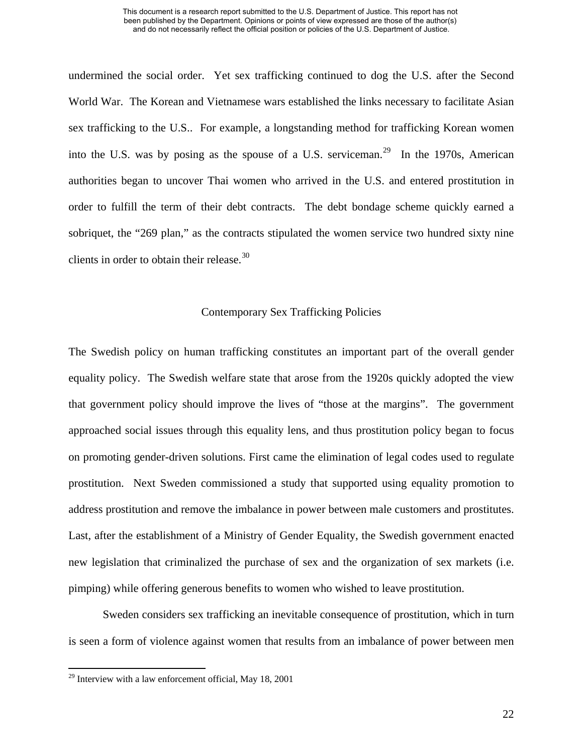undermined the social order. Yet sex trafficking continued to dog the U.S. after the Second World War. The Korean and Vietnamese wars established the links necessary to facilitate Asian sex trafficking to the U.S.. For example, a longstanding method for trafficking Korean women into the U.S. was by posing as the spouse of a U.S. serviceman.[29] In the 1970s, American authorities began to uncover Thai women who arrived in the U.S. and entered prostitution in order to fulfill the term of their debt contracts. The debt bondage scheme quickly earned a sobriquet, the "269 plan," as the contracts stipulated the women service two hundred sixty nine clients in order to obtain their release.[30]

## Contemporary Sex Trafficking Policies

The Swedish policy on human trafficking constitutes an important part of the overall gender equality policy. The Swedish welfare state that arose from the 1920s quickly adopted the view that government policy should improve the lives of "those at the margins". The government approached social issues through this equality lens, and thus prostitution policy began to focus on promoting gender-driven solutions. First came the elimination of legal codes used to regulate prostitution. Next Sweden commissioned a study that supported using equality promotion to address prostitution and remove the imbalance in power between male customers and prostitutes. Last, after the establishment of a Ministry of Gender Equality, the Swedish government enacted new legislation that criminalized the purchase of sex and the organization of sex markets (i.e. pimping) while offering generous benefits to women who wished to leave prostitution.

Sweden considers sex trafficking an inevitable consequence of prostitution, which in turn is seen a form of violence against women that results from an imbalance of power between men

[29] Interview with a law enforcement official, May 18, 2001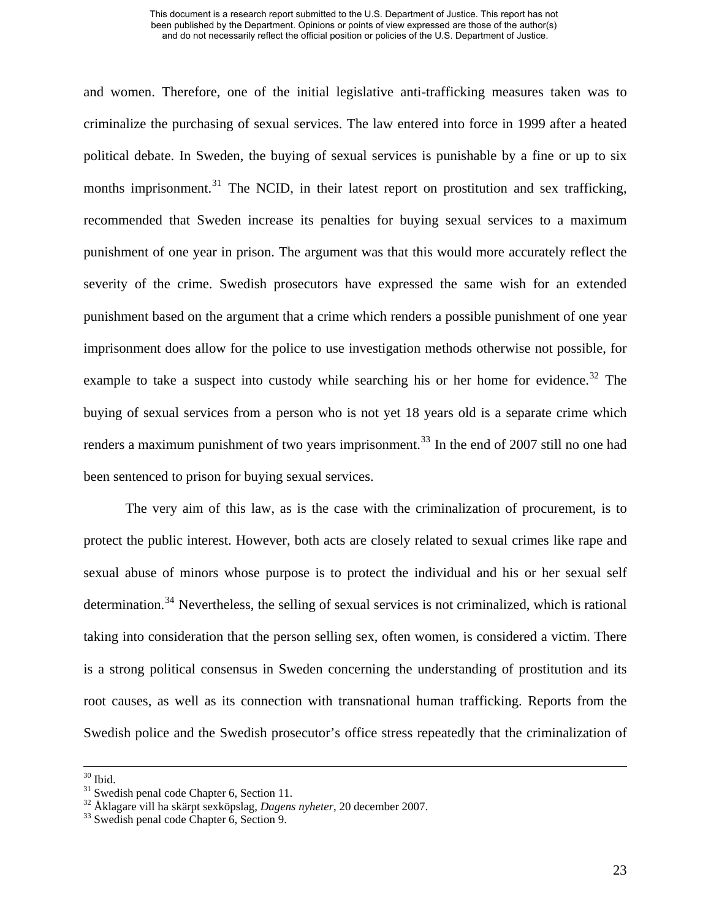and women. Therefore, one of the initial legislative anti-trafficking measures taken was to criminalize the purchasing of sexual services. The law entered into force in 1999 after a heated political debate. In Sweden, the buying of sexual services is punishable by a fine or up to six months imprisonment.[31] The NCID, in their latest report on prostitution and sex trafficking, recommended that Sweden increase its penalties for buying sexual services to a maximum punishment of one year in prison. The argument was that this would more accurately reflect the severity of the crime. Swedish prosecutors have expressed the same wish for an extended punishment based on the argument that a crime which renders a possible punishment of one year imprisonment does allow for the police to use investigation methods otherwise not possible, for example to take a suspect into custody while searching his or her home for evidence.[32] The buying of sexual services from a person who is not yet 18 years old is a separate crime which renders a maximum punishment of two years imprisonment.[33] In the end of 2007 still no one had been sentenced to prison for buying sexual services.

The very aim of this law, as is the case with the criminalization of procurement, is to protect the public interest. However, both acts are closely related to sexual crimes like rape and sexual abuse of minors whose purpose is to protect the individual and his or her sexual self determination.[34] Nevertheless, the selling of sexual services is not criminalized, which is rational taking into consideration that the person selling sex, often women, is considered a victim. There is a strong political consensus in Sweden concerning the understanding of prostitution and its root causes, as well as its connection with transnational human trafficking. Reports from the Swedish police and the Swedish prosecutor's office stress repeatedly that the criminalization of

---

[30] Ibid.

[31] Swedish penal code Chapter 6, Section 11.

[32] Åklagare vill ha skärpt sexköpslag, *Dagens nyheter*, 20 december 2007.

[33] Swedish penal code Chapter 6, Section 9.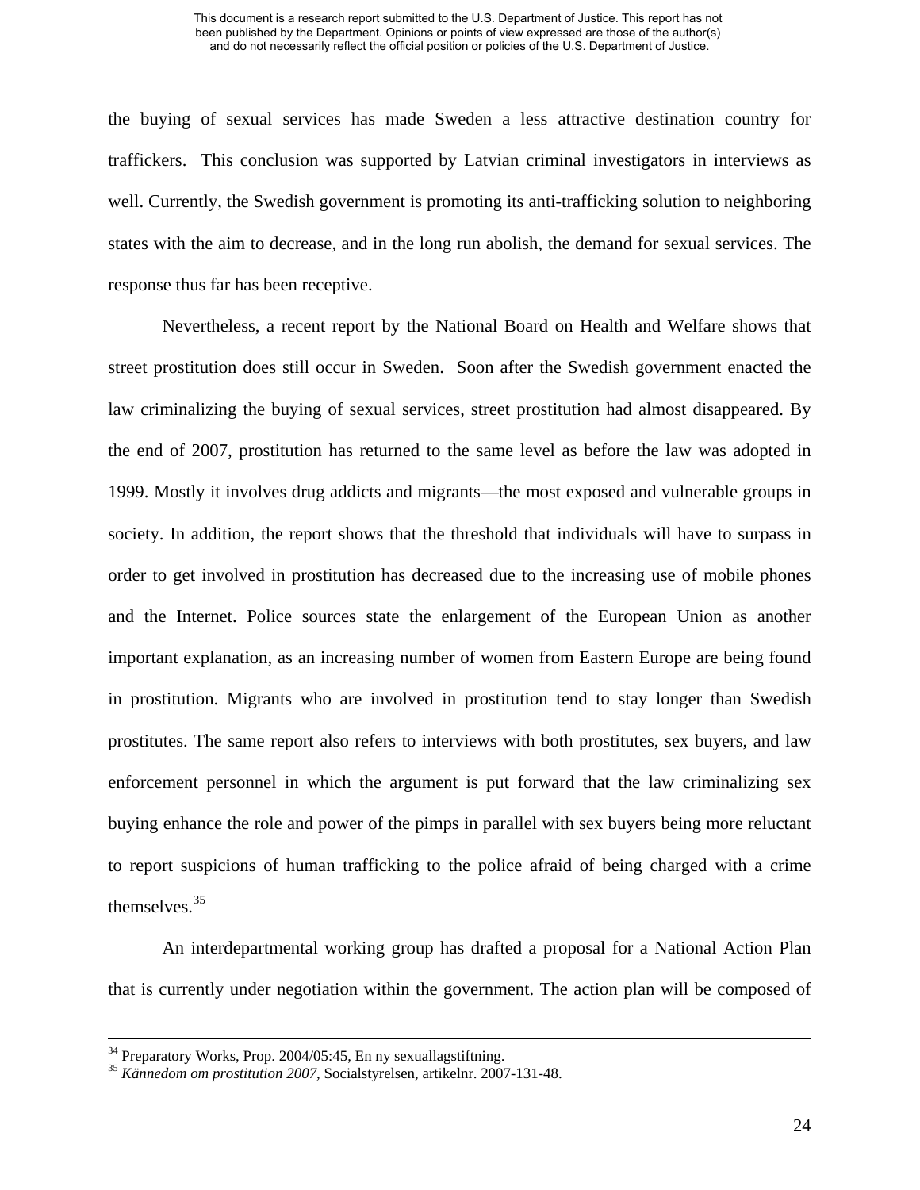the buying of sexual services has made Sweden a less attractive destination country for traffickers. This conclusion was supported by Latvian criminal investigators in interviews as well. Currently, the Swedish government is promoting its anti-trafficking solution to neighboring states with the aim to decrease, and in the long run abolish, the demand for sexual services. The response thus far has been receptive.

Nevertheless, a recent report by the National Board on Health and Welfare shows that street prostitution does still occur in Sweden. Soon after the Swedish government enacted the law criminalizing the buying of sexual services, street prostitution had almost disappeared. By the end of 2007, prostitution has returned to the same level as before the law was adopted in 1999. Mostly it involves drug addicts and migrants—the most exposed and vulnerable groups in society. In addition, the report shows that the threshold that individuals will have to surpass in order to get involved in prostitution has decreased due to the increasing use of mobile phones and the Internet. Police sources state the enlargement of the European Union as another important explanation, as an increasing number of women from Eastern Europe are being found in prostitution. Migrants who are involved in prostitution tend to stay longer than Swedish prostitutes. The same report also refers to interviews with both prostitutes, sex buyers, and law enforcement personnel in which the argument is put forward that the law criminalizing sex buying enhance the role and power of the pimps in parallel with sex buyers being more reluctant to report suspicions of human trafficking to the police afraid of being charged with a crime themselves.[35]

An interdepartmental working group has drafted a proposal for a National Action Plan that is currently under negotiation within the government. The action plan will be composed of

---

[34] Preparatory Works, Prop. 2004/05:45, En ny sexuallagstiftning.

[35] *Kännedom om prostitution 2007*, Socialstyrelsen, artikelnr. 2007-131-48.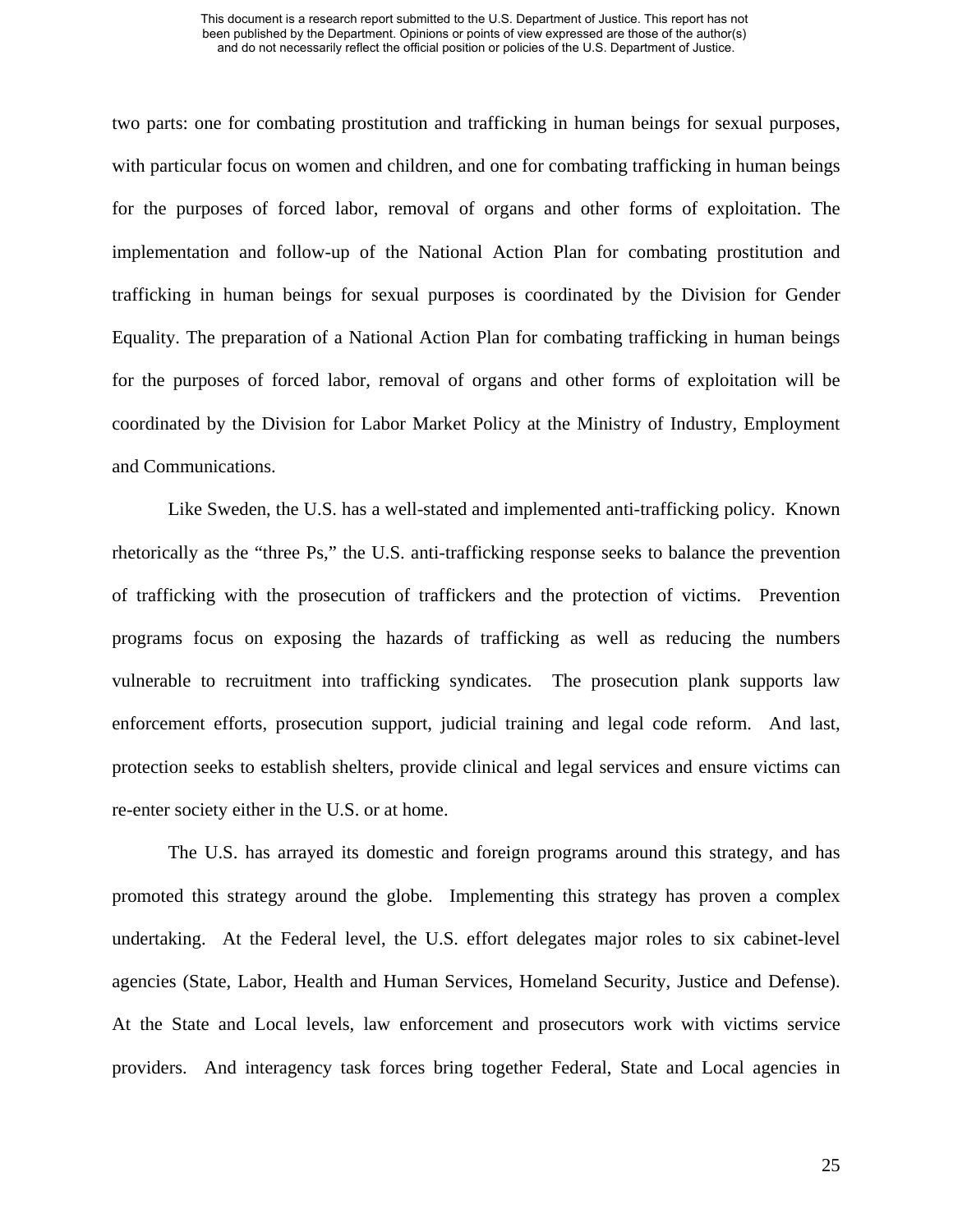two parts: one for combating prostitution and trafficking in human beings for sexual purposes, with particular focus on women and children, and one for combating trafficking in human beings for the purposes of forced labor, removal of organs and other forms of exploitation. The implementation and follow-up of the National Action Plan for combating prostitution and trafficking in human beings for sexual purposes is coordinated by the Division for Gender Equality. The preparation of a National Action Plan for combating trafficking in human beings for the purposes of forced labor, removal of organs and other forms of exploitation will be coordinated by the Division for Labor Market Policy at the Ministry of Industry, Employment and Communications.

Like Sweden, the U.S. has a well-stated and implemented anti-trafficking policy. Known rhetorically as the "three Ps," the U.S. anti-trafficking response seeks to balance the prevention of trafficking with the prosecution of traffickers and the protection of victims. Prevention programs focus on exposing the hazards of trafficking as well as reducing the numbers vulnerable to recruitment into trafficking syndicates. The prosecution plank supports law enforcement efforts, prosecution support, judicial training and legal code reform. And last, protection seeks to establish shelters, provide clinical and legal services and ensure victims can re-enter society either in the U.S. or at home.

The U.S. has arrayed its domestic and foreign programs around this strategy, and has promoted this strategy around the globe. Implementing this strategy has proven a complex undertaking. At the Federal level, the U.S. effort delegates major roles to six cabinet-level agencies (State, Labor, Health and Human Services, Homeland Security, Justice and Defense). At the State and Local levels, law enforcement and prosecutors work with victims service providers. And interagency task forces bring together Federal, State and Local agencies in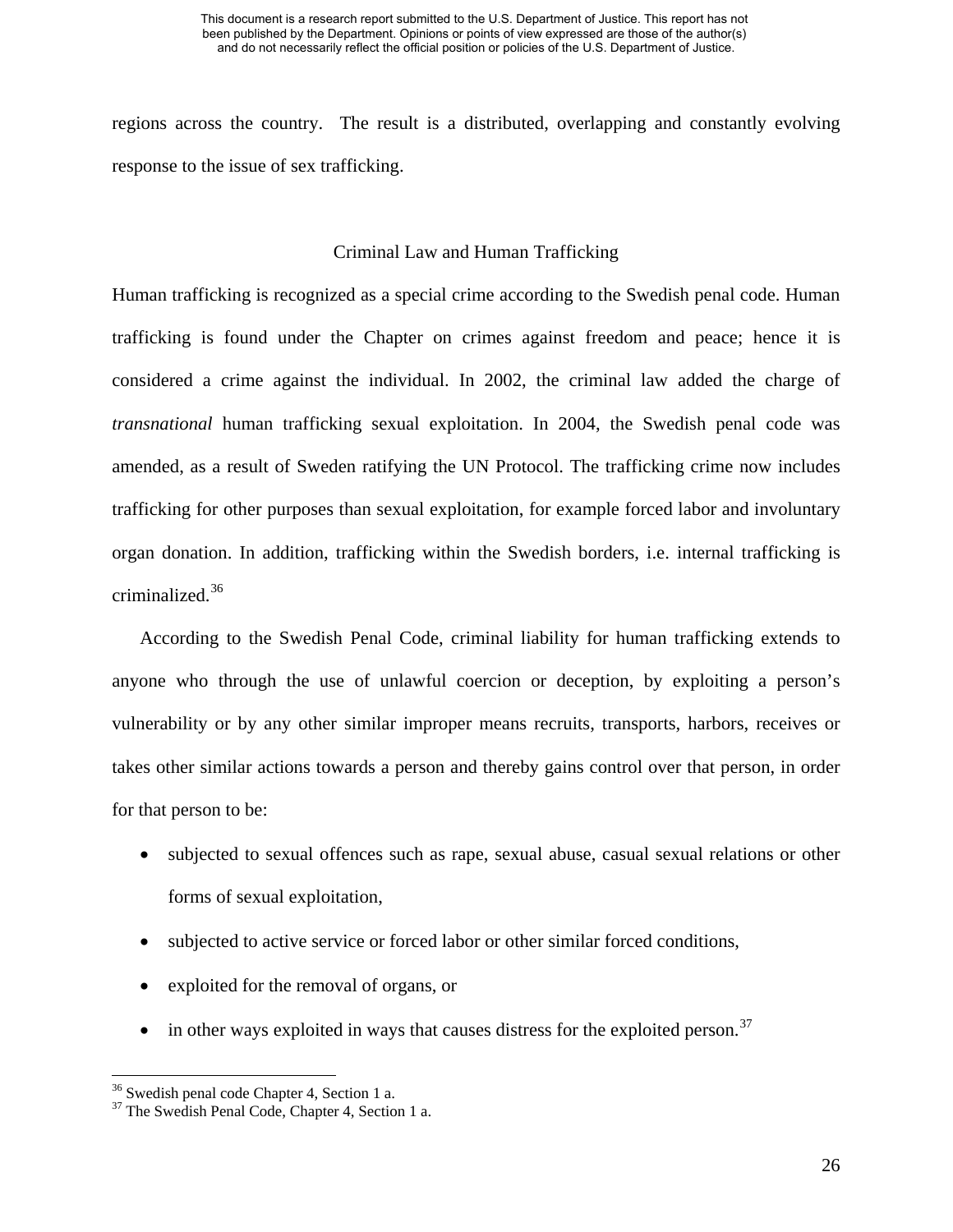regions across the country. The result is a distributed, overlapping and constantly evolving response to the issue of sex trafficking.

## Criminal Law and Human Trafficking

Human trafficking is recognized as a special crime according to the Swedish penal code. Human trafficking is found under the Chapter on crimes against freedom and peace; hence it is considered a crime against the individual. In 2002, the criminal law added the charge of *transnational* human trafficking sexual exploitation. In 2004, the Swedish penal code was amended, as a result of Sweden ratifying the UN Protocol. The trafficking crime now includes trafficking for other purposes than sexual exploitation, for example forced labor and involuntary organ donation. In addition, trafficking within the Swedish borders, i.e. internal trafficking is criminalized.[36]

According to the Swedish Penal Code, criminal liability for human trafficking extends to anyone who through the use of unlawful coercion or deception, by exploiting a person's vulnerability or by any other similar improper means recruits, transports, harbors, receives or takes other similar actions towards a person and thereby gains control over that person, in order for that person to be:

- subjected to sexual offences such as rape, sexual abuse, casual sexual relations or other forms of sexual exploitation,
- subjected to active service or forced labor or other similar forced conditions,
- exploited for the removal of organs, or
- in other ways exploited in ways that causes distress for the exploited person.[37]

[36] Swedish penal code Chapter 4, Section 1 a.
[37] The Swedish Penal Code, Chapter 4, Section 1 a.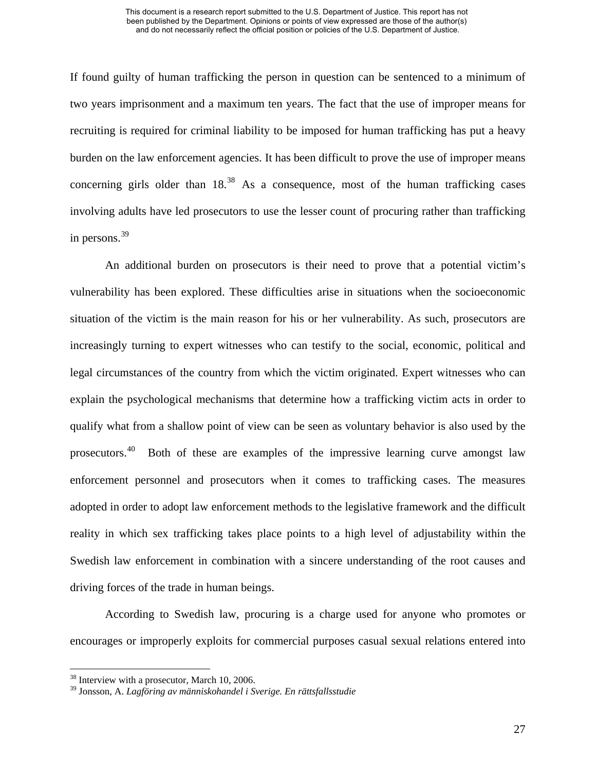If found guilty of human trafficking the person in question can be sentenced to a minimum of two years imprisonment and a maximum ten years. The fact that the use of improper means for recruiting is required for criminal liability to be imposed for human trafficking has put a heavy burden on the law enforcement agencies. It has been difficult to prove the use of improper means concerning girls older than 18.[38] As a consequence, most of the human trafficking cases involving adults have led prosecutors to use the lesser count of procuring rather than trafficking in persons.[39]

An additional burden on prosecutors is their need to prove that a potential victim's vulnerability has been explored. These difficulties arise in situations when the socioeconomic situation of the victim is the main reason for his or her vulnerability. As such, prosecutors are increasingly turning to expert witnesses who can testify to the social, economic, political and legal circumstances of the country from which the victim originated. Expert witnesses who can explain the psychological mechanisms that determine how a trafficking victim acts in order to qualify what from a shallow point of view can be seen as voluntary behavior is also used by the prosecutors.[40] Both of these are examples of the impressive learning curve amongst law enforcement personnel and prosecutors when it comes to trafficking cases. The measures adopted in order to adopt law enforcement methods to the legislative framework and the difficult reality in which sex trafficking takes place points to a high level of adjustability within the Swedish law enforcement in combination with a sincere understanding of the root causes and driving forces of the trade in human beings.

According to Swedish law, procuring is a charge used for anyone who promotes or encourages or improperly exploits for commercial purposes casual sexual relations entered into

---

[38] Interview with a prosecutor, March 10, 2006.

[39] Jonsson, A. *Lagföring av människohandel i Sverige. En rättsfallsstudie*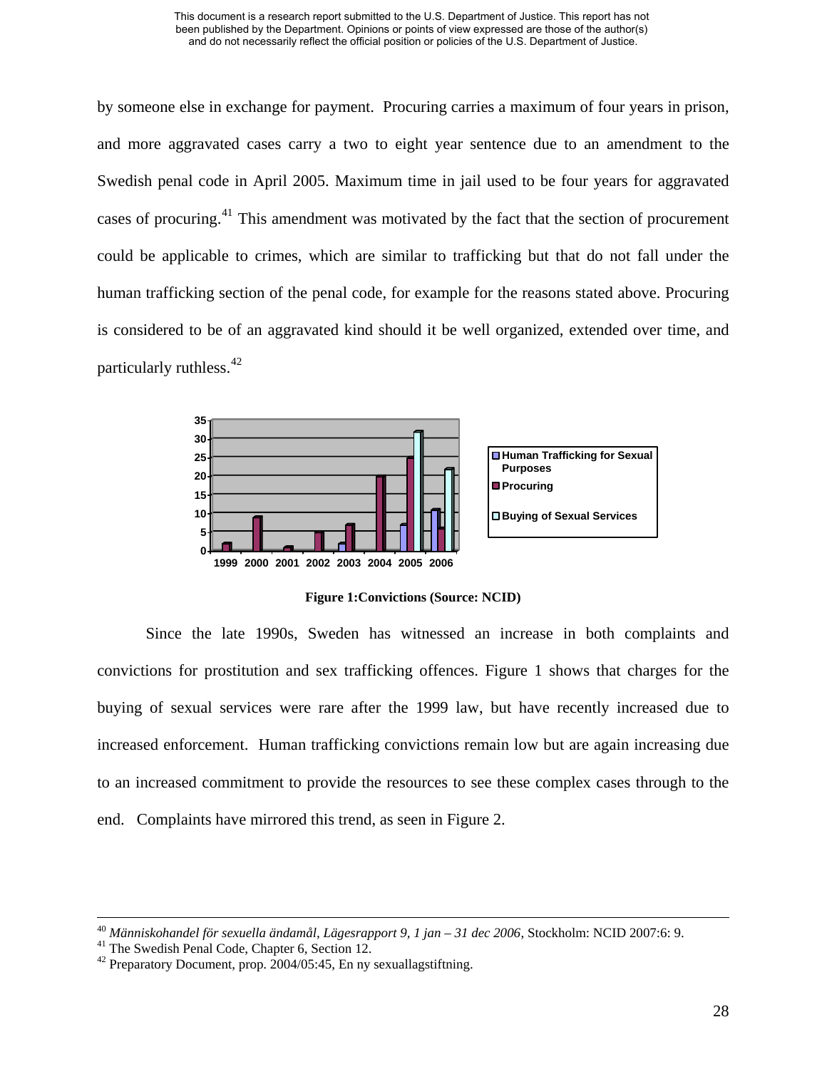by someone else in exchange for payment. Procuring carries a maximum of four years in prison, and more aggravated cases carry a two to eight year sentence due to an amendment to the Swedish penal code in April 2005. Maximum time in jail used to be four years for aggravated cases of procuring.[41] This amendment was motivated by the fact that the section of procurement could be applicable to crimes, which are similar to trafficking but that do not fall under the human trafficking section of the penal code, for example for the reasons stated above. Procuring is considered to be of an aggravated kind should it be well organized, extended over time, and particularly ruthless.[42]

**Figure 1:Convictions (Source: NCID)**

Since the late 1990s, Sweden has witnessed an increase in both complaints and convictions for prostitution and sex trafficking offences. Figure 1 shows that charges for the buying of sexual services were rare after the 1999 law, but have recently increased due to increased enforcement. Human trafficking convictions remain low but are again increasing due to an increased commitment to provide the resources to see these complex cases through to the end. Complaints have mirrored this trend, as seen in Figure 2.

---

[40] *Människohandel för sexuella ändamål, Lägesrapport 9, 1 jan – 31 dec 2006*, Stockholm: NCID 2007:6: 9.
[41] The Swedish Penal Code, Chapter 6, Section 12.
[42] Preparatory Document, prop. 2004/05:45, En ny sexuallagstiftning.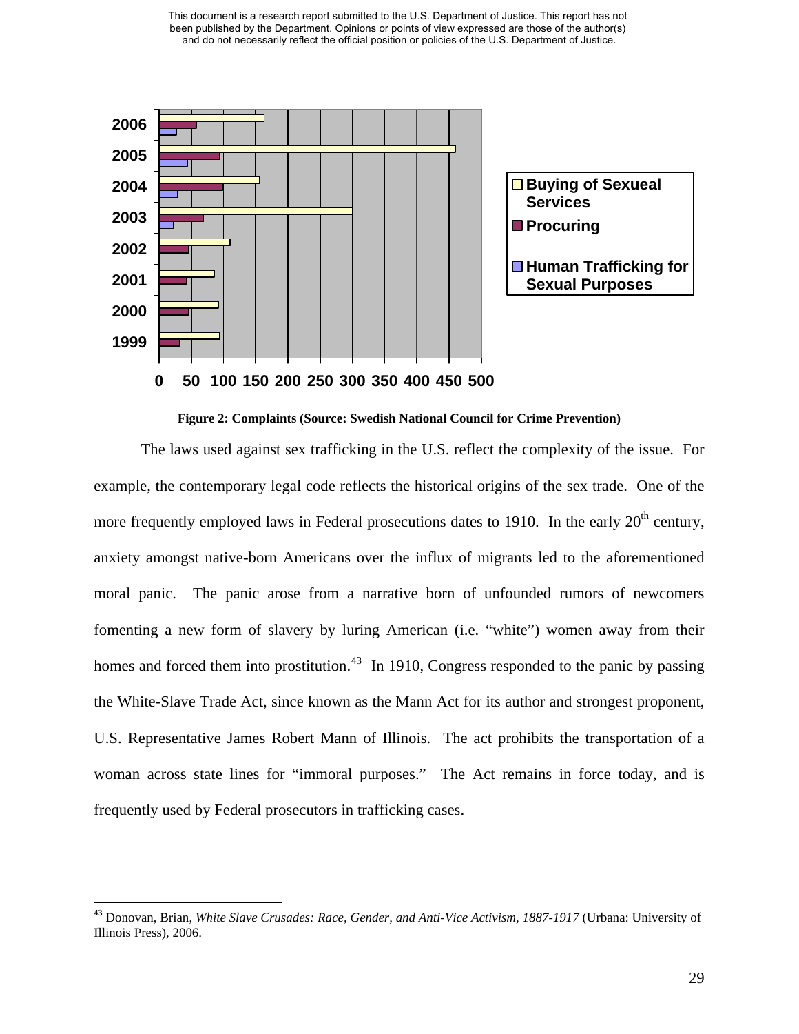**Figure 2: Complaints (Source: Swedish National Council for Crime Prevention)**

The laws used against sex trafficking in the U.S. reflect the complexity of the issue. For example, the contemporary legal code reflects the historical origins of the sex trade. One of the more frequently employed laws in Federal prosecutions dates to 1910. In the early 20th century, anxiety amongst native-born Americans over the influx of migrants led to the aforementioned moral panic. The panic arose from a narrative born of unfounded rumors of newcomers fomenting a new form of slavery by luring American (i.e. "white") women away from their homes and forced them into prostitution.[43] In 1910, Congress responded to the panic by passing the White-Slave Trade Act, since known as the Mann Act for its author and strongest proponent, U.S. Representative James Robert Mann of Illinois. The act prohibits the transportation of a woman across state lines for "immoral purposes." The Act remains in force today, and is frequently used by Federal prosecutors in trafficking cases.

[43] Donovan, Brian, *White Slave Crusades: Race, Gender, and Anti-Vice Activism, 1887-1917* (Urbana: University of Illinois Press), 2006.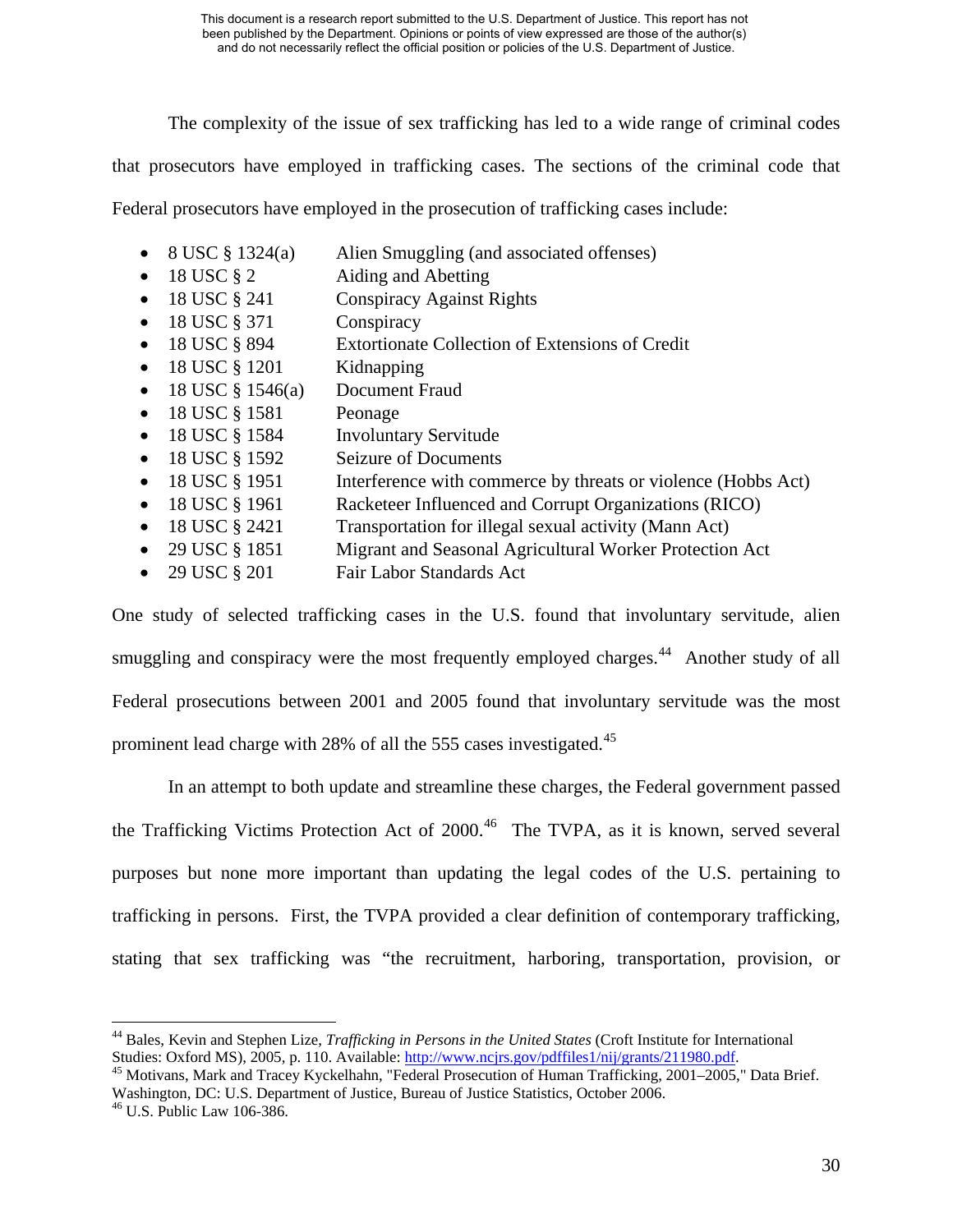The complexity of the issue of sex trafficking has led to a wide range of criminal codes that prosecutors have employed in trafficking cases. The sections of the criminal code that Federal prosecutors have employed in the prosecution of trafficking cases include:

- 8 USC § 1324(a) Alien Smuggling (and associated offenses)
- 18 USC § 2 Aiding and Abetting
- 18 USC § 241 Conspiracy Against Rights
- 18 USC § 371 Conspiracy
- 18 USC § 894 Extortionate Collection of Extensions of Credit
- 18 USC § 1201 Kidnapping
- 18 USC § 1546(a) Document Fraud
- 18 USC § 1581 Peonage
- 18 USC § 1584 Involuntary Servitude
- 18 USC § 1592 Seizure of Documents
- 18 USC § 1951 Interference with commerce by threats or violence (Hobbs Act)
- 18 USC § 1961 Racketeer Influenced and Corrupt Organizations (RICO)
- 18 USC § 2421 Transportation for illegal sexual activity (Mann Act)
- 29 USC § 1851 Migrant and Seasonal Agricultural Worker Protection Act
- 29 USC § 201 Fair Labor Standards Act

One study of selected trafficking cases in the U.S. found that involuntary servitude, alien smuggling and conspiracy were the most frequently employed charges.[44] Another study of all Federal prosecutions between 2001 and 2005 found that involuntary servitude was the most prominent lead charge with 28% of all the 555 cases investigated.[45]

In an attempt to both update and streamline these charges, the Federal government passed the Trafficking Victims Protection Act of 2000.[46] The TVPA, as it is known, served several purposes but none more important than updating the legal codes of the U.S. pertaining to trafficking in persons. First, the TVPA provided a clear definition of contemporary trafficking, stating that sex trafficking was "the recruitment, harboring, transportation, provision, or

---

[44] Bales, Kevin and Stephen Lize, *Trafficking in Persons in the United States* (Croft Institute for International Studies: Oxford MS), 2005, p. 110. Available: http://www.ncjrs.gov/pdffiles1/nij/grants/211980.pdf.

[45] Motivans, Mark and Tracey Kyckelhahn, "Federal Prosecution of Human Trafficking, 2001–2005," Data Brief. Washington, DC: U.S. Department of Justice, Bureau of Justice Statistics, October 2006.

[46] U.S. Public Law 106-386.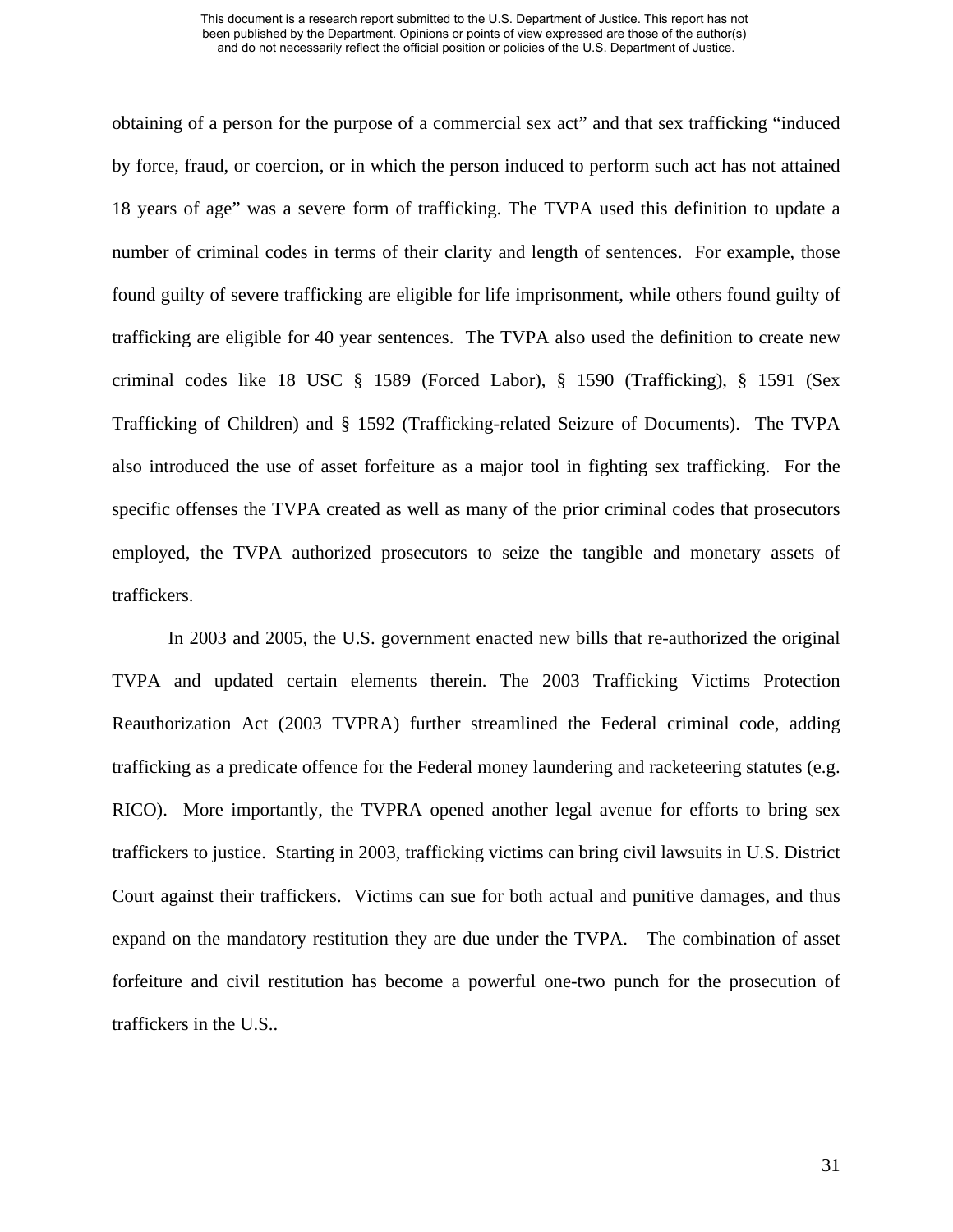obtaining of a person for the purpose of a commercial sex act" and that sex trafficking "induced by force, fraud, or coercion, or in which the person induced to perform such act has not attained 18 years of age" was a severe form of trafficking. The TVPA used this definition to update a number of criminal codes in terms of their clarity and length of sentences. For example, those found guilty of severe trafficking are eligible for life imprisonment, while others found guilty of trafficking are eligible for 40 year sentences. The TVPA also used the definition to create new criminal codes like 18 USC § 1589 (Forced Labor), § 1590 (Trafficking), § 1591 (Sex Trafficking of Children) and § 1592 (Trafficking-related Seizure of Documents). The TVPA also introduced the use of asset forfeiture as a major tool in fighting sex trafficking. For the specific offenses the TVPA created as well as many of the prior criminal codes that prosecutors employed, the TVPA authorized prosecutors to seize the tangible and monetary assets of traffickers.

In 2003 and 2005, the U.S. government enacted new bills that re-authorized the original TVPA and updated certain elements therein. The 2003 Trafficking Victims Protection Reauthorization Act (2003 TVPRA) further streamlined the Federal criminal code, adding trafficking as a predicate offence for the Federal money laundering and racketeering statutes (e.g. RICO). More importantly, the TVPRA opened another legal avenue for efforts to bring sex traffickers to justice. Starting in 2003, trafficking victims can bring civil lawsuits in U.S. District Court against their traffickers. Victims can sue for both actual and punitive damages, and thus expand on the mandatory restitution they are due under the TVPA. The combination of asset forfeiture and civil restitution has become a powerful one-two punch for the prosecution of traffickers in the U.S..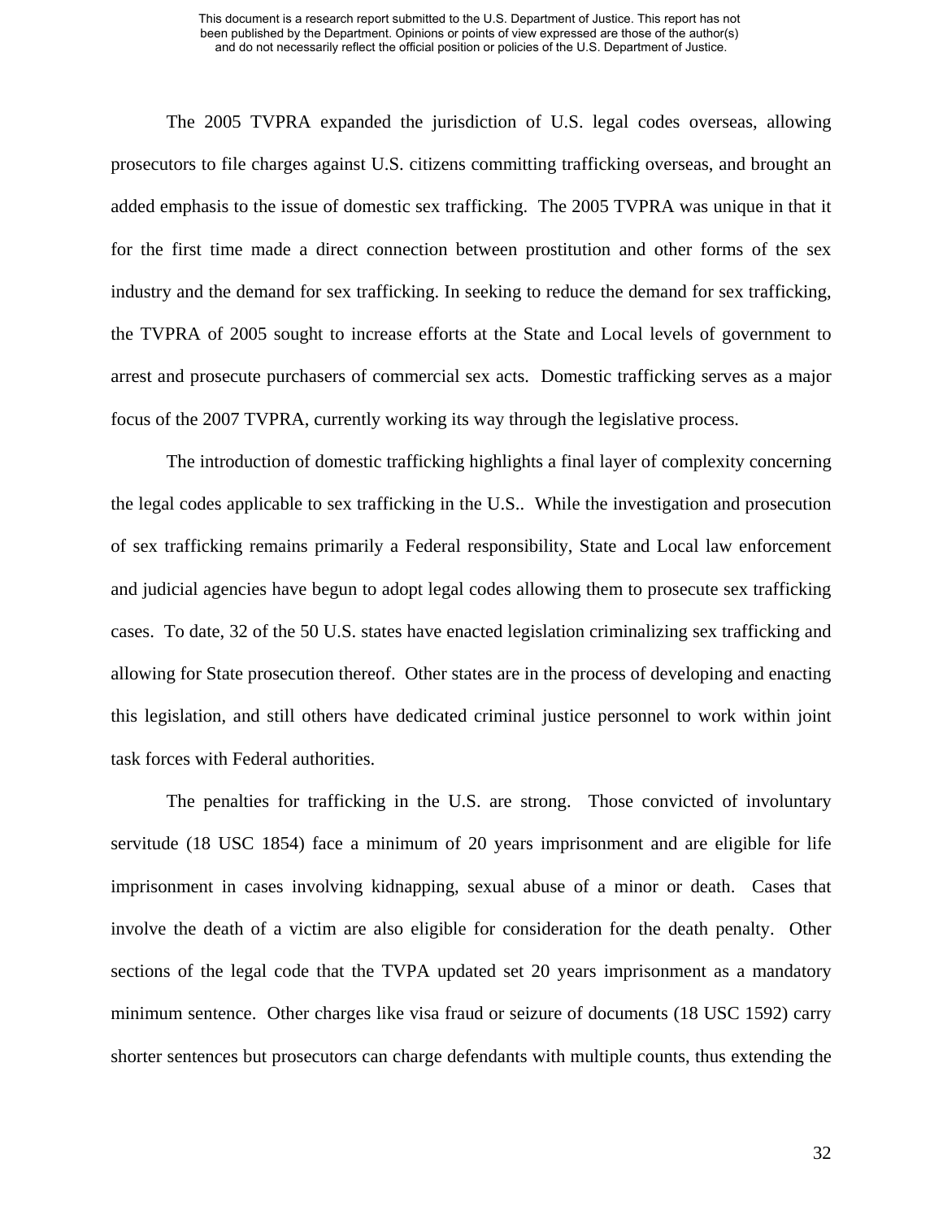The 2005 TVPRA expanded the jurisdiction of U.S. legal codes overseas, allowing prosecutors to file charges against U.S. citizens committing trafficking overseas, and brought an added emphasis to the issue of domestic sex trafficking. The 2005 TVPRA was unique in that it for the first time made a direct connection between prostitution and other forms of the sex industry and the demand for sex trafficking. In seeking to reduce the demand for sex trafficking, the TVPRA of 2005 sought to increase efforts at the State and Local levels of government to arrest and prosecute purchasers of commercial sex acts. Domestic trafficking serves as a major focus of the 2007 TVPRA, currently working its way through the legislative process.

The introduction of domestic trafficking highlights a final layer of complexity concerning the legal codes applicable to sex trafficking in the U.S.. While the investigation and prosecution of sex trafficking remains primarily a Federal responsibility, State and Local law enforcement and judicial agencies have begun to adopt legal codes allowing them to prosecute sex trafficking cases. To date, 32 of the 50 U.S. states have enacted legislation criminalizing sex trafficking and allowing for State prosecution thereof. Other states are in the process of developing and enacting this legislation, and still others have dedicated criminal justice personnel to work within joint task forces with Federal authorities.

The penalties for trafficking in the U.S. are strong. Those convicted of involuntary servitude (18 USC 1854) face a minimum of 20 years imprisonment and are eligible for life imprisonment in cases involving kidnapping, sexual abuse of a minor or death. Cases that involve the death of a victim are also eligible for consideration for the death penalty. Other sections of the legal code that the TVPA updated set 20 years imprisonment as a mandatory minimum sentence. Other charges like visa fraud or seizure of documents (18 USC 1592) carry shorter sentences but prosecutors can charge defendants with multiple counts, thus extending the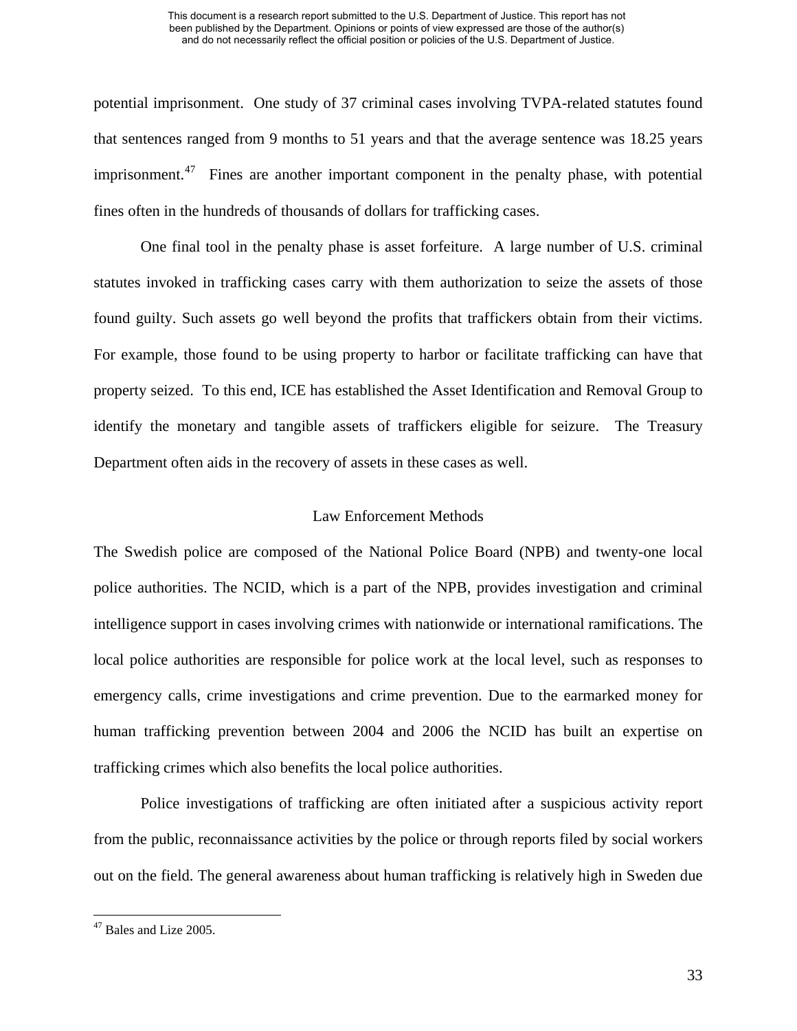potential imprisonment. One study of 37 criminal cases involving TVPA-related statutes found that sentences ranged from 9 months to 51 years and that the average sentence was 18.25 years imprisonment.[47] Fines are another important component in the penalty phase, with potential fines often in the hundreds of thousands of dollars for trafficking cases.

One final tool in the penalty phase is asset forfeiture. A large number of U.S. criminal statutes invoked in trafficking cases carry with them authorization to seize the assets of those found guilty. Such assets go well beyond the profits that traffickers obtain from their victims. For example, those found to be using property to harbor or facilitate trafficking can have that property seized. To this end, ICE has established the Asset Identification and Removal Group to identify the monetary and tangible assets of traffickers eligible for seizure. The Treasury Department often aids in the recovery of assets in these cases as well.

## Law Enforcement Methods

The Swedish police are composed of the National Police Board (NPB) and twenty-one local police authorities. The NCID, which is a part of the NPB, provides investigation and criminal intelligence support in cases involving crimes with nationwide or international ramifications. The local police authorities are responsible for police work at the local level, such as responses to emergency calls, crime investigations and crime prevention. Due to the earmarked money for human trafficking prevention between 2004 and 2006 the NCID has built an expertise on trafficking crimes which also benefits the local police authorities.

Police investigations of trafficking are often initiated after a suspicious activity report from the public, reconnaissance activities by the police or through reports filed by social workers out on the field. The general awareness about human trafficking is relatively high in Sweden due

---

[47] Bales and Lize 2005.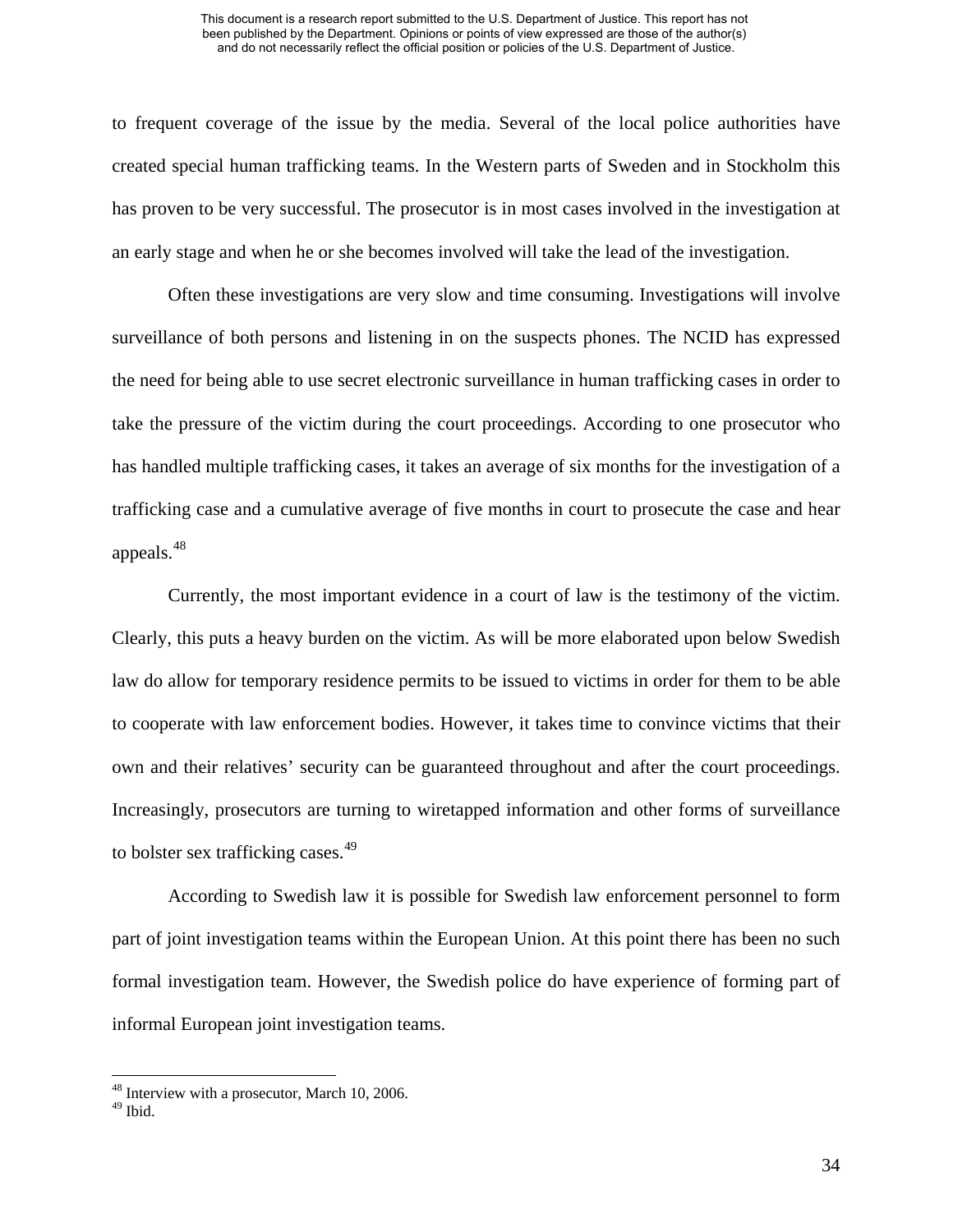to frequent coverage of the issue by the media. Several of the local police authorities have created special human trafficking teams. In the Western parts of Sweden and in Stockholm this has proven to be very successful. The prosecutor is in most cases involved in the investigation at an early stage and when he or she becomes involved will take the lead of the investigation.

Often these investigations are very slow and time consuming. Investigations will involve surveillance of both persons and listening in on the suspects phones. The NCID has expressed the need for being able to use secret electronic surveillance in human trafficking cases in order to take the pressure of the victim during the court proceedings. According to one prosecutor who has handled multiple trafficking cases, it takes an average of six months for the investigation of a trafficking case and a cumulative average of five months in court to prosecute the case and hear appeals.[48]

Currently, the most important evidence in a court of law is the testimony of the victim. Clearly, this puts a heavy burden on the victim. As will be more elaborated upon below Swedish law do allow for temporary residence permits to be issued to victims in order for them to be able to cooperate with law enforcement bodies. However, it takes time to convince victims that their own and their relatives' security can be guaranteed throughout and after the court proceedings. Increasingly, prosecutors are turning to wiretapped information and other forms of surveillance to bolster sex trafficking cases.[49]

According to Swedish law it is possible for Swedish law enforcement personnel to form part of joint investigation teams within the European Union. At this point there has been no such formal investigation team. However, the Swedish police do have experience of forming part of informal European joint investigation teams.

---

[48] Interview with a prosecutor, March 10, 2006.
[49] Ibid.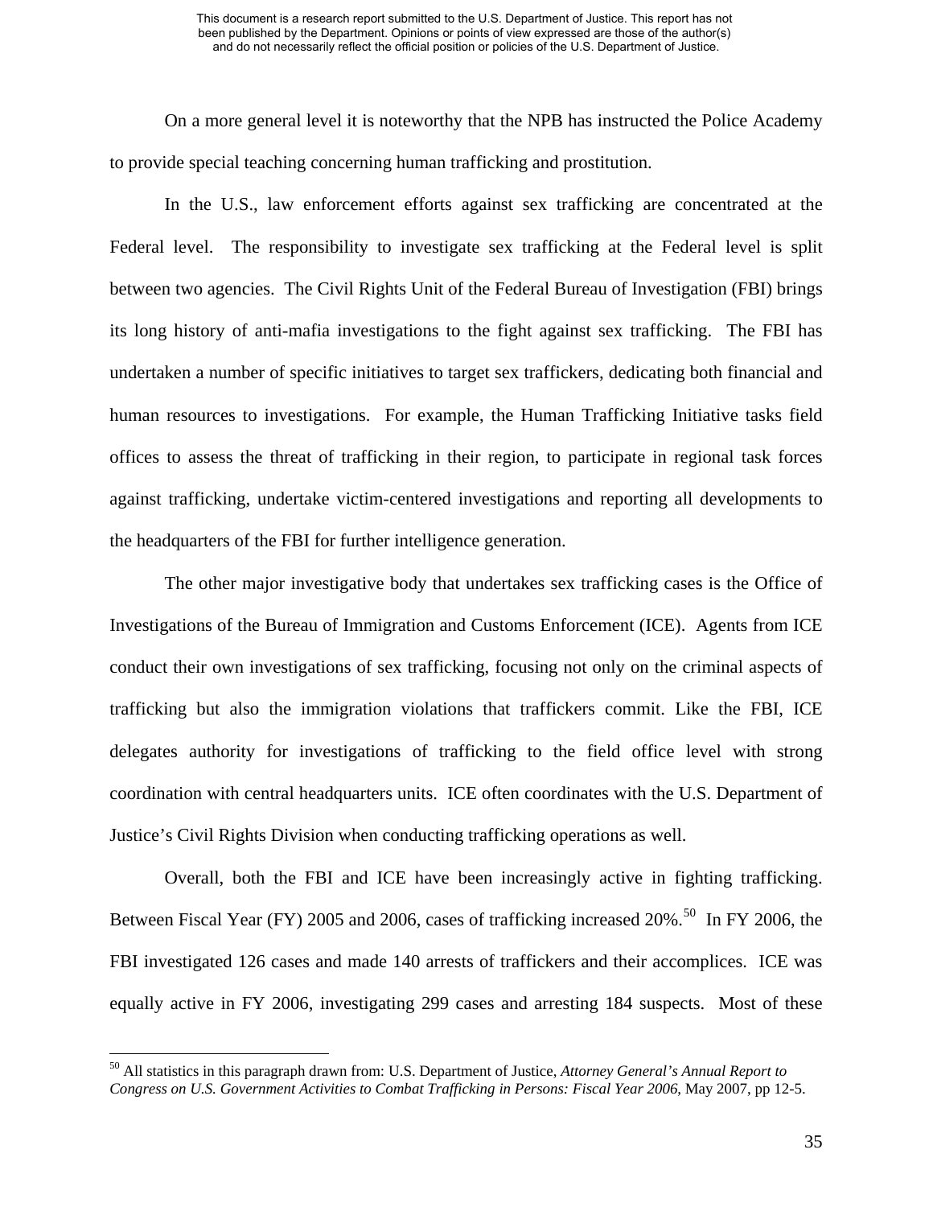On a more general level it is noteworthy that the NPB has instructed the Police Academy to provide special teaching concerning human trafficking and prostitution.

In the U.S., law enforcement efforts against sex trafficking are concentrated at the Federal level. The responsibility to investigate sex trafficking at the Federal level is split between two agencies. The Civil Rights Unit of the Federal Bureau of Investigation (FBI) brings its long history of anti-mafia investigations to the fight against sex trafficking. The FBI has undertaken a number of specific initiatives to target sex traffickers, dedicating both financial and human resources to investigations. For example, the Human Trafficking Initiative tasks field offices to assess the threat of trafficking in their region, to participate in regional task forces against trafficking, undertake victim-centered investigations and reporting all developments to the headquarters of the FBI for further intelligence generation.

The other major investigative body that undertakes sex trafficking cases is the Office of Investigations of the Bureau of Immigration and Customs Enforcement (ICE). Agents from ICE conduct their own investigations of sex trafficking, focusing not only on the criminal aspects of trafficking but also the immigration violations that traffickers commit. Like the FBI, ICE delegates authority for investigations of trafficking to the field office level with strong coordination with central headquarters units. ICE often coordinates with the U.S. Department of Justice's Civil Rights Division when conducting trafficking operations as well.

Overall, both the FBI and ICE have been increasingly active in fighting trafficking. Between Fiscal Year (FY) 2005 and 2006, cases of trafficking increased 20%.[50] In FY 2006, the FBI investigated 126 cases and made 140 arrests of traffickers and their accomplices. ICE was equally active in FY 2006, investigating 299 cases and arresting 184 suspects. Most of these

[50] All statistics in this paragraph drawn from: U.S. Department of Justice, *Attorney General's Annual Report to Congress on U.S. Government Activities to Combat Trafficking in Persons: Fiscal Year 2006*, May 2007, pp 12-5.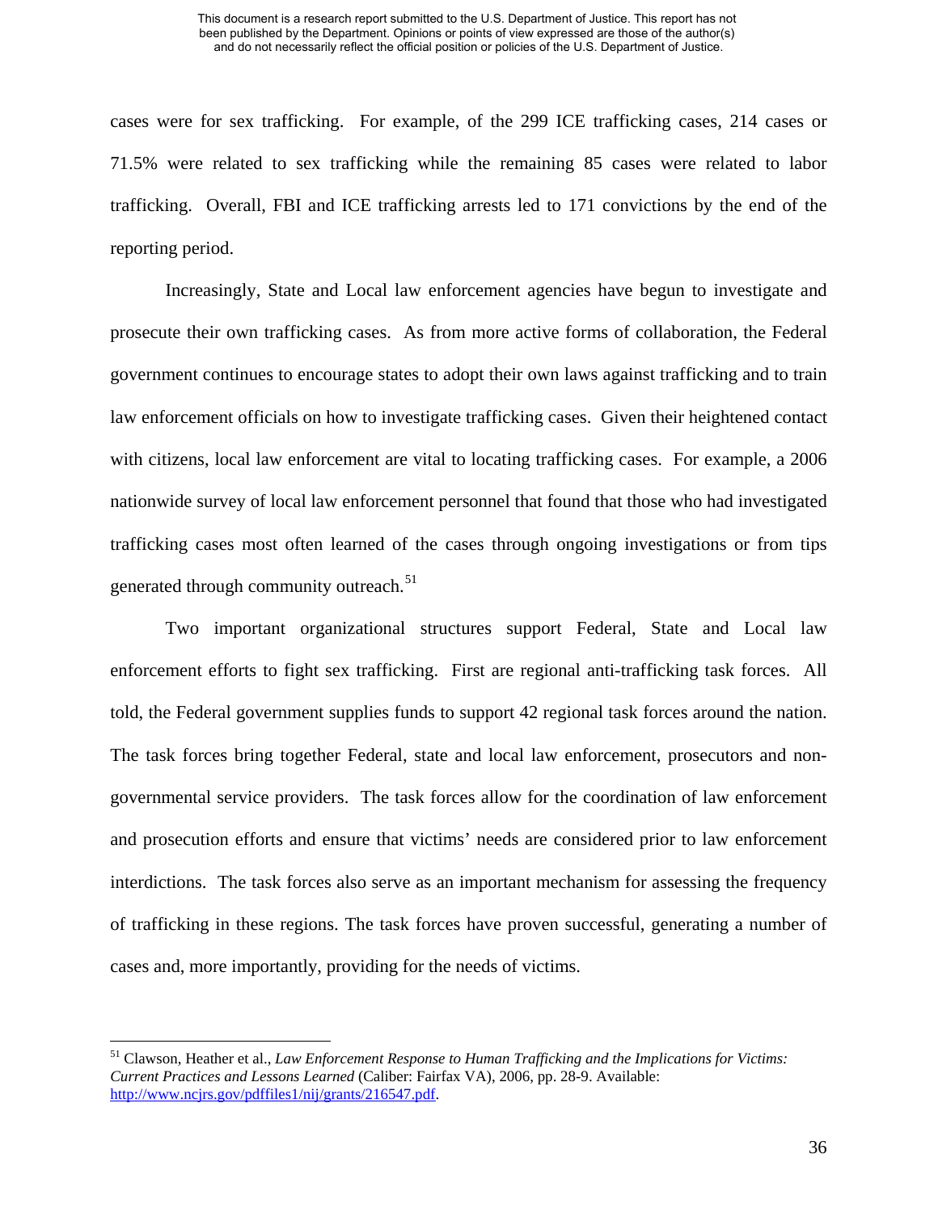cases were for sex trafficking. For example, of the 299 ICE trafficking cases, 214 cases or 71.5% were related to sex trafficking while the remaining 85 cases were related to labor trafficking. Overall, FBI and ICE trafficking arrests led to 171 convictions by the end of the reporting period.

Increasingly, State and Local law enforcement agencies have begun to investigate and prosecute their own trafficking cases. As from more active forms of collaboration, the Federal government continues to encourage states to adopt their own laws against trafficking and to train law enforcement officials on how to investigate trafficking cases. Given their heightened contact with citizens, local law enforcement are vital to locating trafficking cases. For example, a 2006 nationwide survey of local law enforcement personnel that found that those who had investigated trafficking cases most often learned of the cases through ongoing investigations or from tips generated through community outreach.[51]

Two important organizational structures support Federal, State and Local law enforcement efforts to fight sex trafficking. First are regional anti-trafficking task forces. All told, the Federal government supplies funds to support 42 regional task forces around the nation. The task forces bring together Federal, state and local law enforcement, prosecutors and non-governmental service providers. The task forces allow for the coordination of law enforcement and prosecution efforts and ensure that victims' needs are considered prior to law enforcement interdictions. The task forces also serve as an important mechanism for assessing the frequency of trafficking in these regions. The task forces have proven successful, generating a number of cases and, more importantly, providing for the needs of victims.

---

[51] Clawson, Heather et al., *Law Enforcement Response to Human Trafficking and the Implications for Victims: Current Practices and Lessons Learned* (Caliber: Fairfax VA), 2006, pp. 28-9. Available: http://www.ncjrs.gov/pdffiles1/nij/grants/216547.pdf.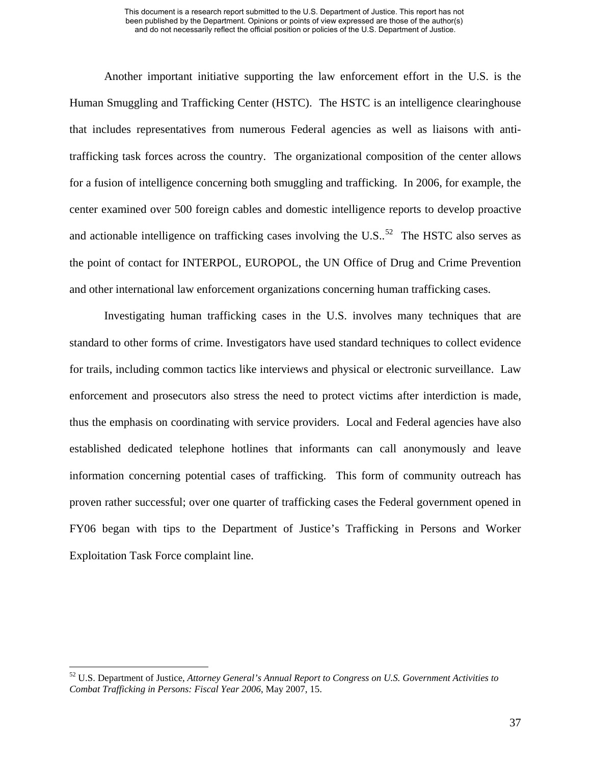Another important initiative supporting the law enforcement effort in the U.S. is the Human Smuggling and Trafficking Center (HSTC). The HSTC is an intelligence clearinghouse that includes representatives from numerous Federal agencies as well as liaisons with anti-trafficking task forces across the country. The organizational composition of the center allows for a fusion of intelligence concerning both smuggling and trafficking. In 2006, for example, the center examined over 500 foreign cables and domestic intelligence reports to develop proactive and actionable intelligence on trafficking cases involving the U.S..[52] The HSTC also serves as the point of contact for INTERPOL, EUROPOL, the UN Office of Drug and Crime Prevention and other international law enforcement organizations concerning human trafficking cases.

Investigating human trafficking cases in the U.S. involves many techniques that are standard to other forms of crime. Investigators have used standard techniques to collect evidence for trails, including common tactics like interviews and physical or electronic surveillance. Law enforcement and prosecutors also stress the need to protect victims after interdiction is made, thus the emphasis on coordinating with service providers. Local and Federal agencies have also established dedicated telephone hotlines that informants can call anonymously and leave information concerning potential cases of trafficking. This form of community outreach has proven rather successful; over one quarter of trafficking cases the Federal government opened in FY06 began with tips to the Department of Justice's Trafficking in Persons and Worker Exploitation Task Force complaint line.

---

[52] U.S. Department of Justice, *Attorney General's Annual Report to Congress on U.S. Government Activities to Combat Trafficking in Persons: Fiscal Year 2006*, May 2007, 15.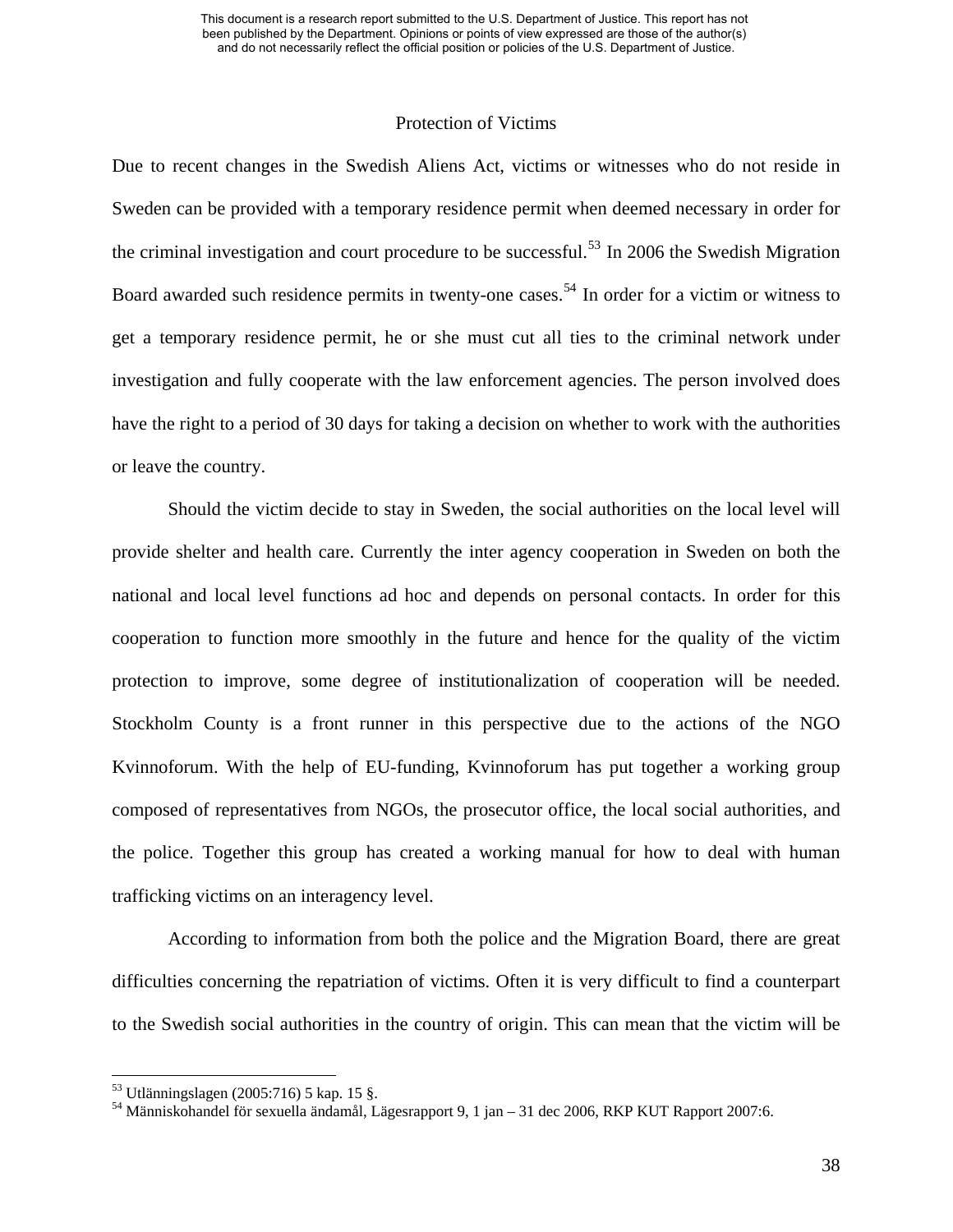## Protection of Victims

Due to recent changes in the Swedish Aliens Act, victims or witnesses who do not reside in Sweden can be provided with a temporary residence permit when deemed necessary in order for the criminal investigation and court procedure to be successful.[53] In 2006 the Swedish Migration Board awarded such residence permits in twenty-one cases.[54] In order for a victim or witness to get a temporary residence permit, he or she must cut all ties to the criminal network under investigation and fully cooperate with the law enforcement agencies. The person involved does have the right to a period of 30 days for taking a decision on whether to work with the authorities or leave the country.

Should the victim decide to stay in Sweden, the social authorities on the local level will provide shelter and health care. Currently the inter agency cooperation in Sweden on both the national and local level functions ad hoc and depends on personal contacts. In order for this cooperation to function more smoothly in the future and hence for the quality of the victim protection to improve, some degree of institutionalization of cooperation will be needed. Stockholm County is a front runner in this perspective due to the actions of the NGO Kvinnoforum. With the help of EU-funding, Kvinnoforum has put together a working group composed of representatives from NGOs, the prosecutor office, the local social authorities, and the police. Together this group has created a working manual for how to deal with human trafficking victims on an interagency level.

According to information from both the police and the Migration Board, there are great difficulties concerning the repatriation of victims. Often it is very difficult to find a counterpart to the Swedish social authorities in the country of origin. This can mean that the victim will be

---

[53] Utlänningslagen (2005:716) 5 kap. 15 §.

[54] Människohandel för sexuella ändamål, Lägesrapport 9, 1 jan – 31 dec 2006, RKP KUT Rapport 2007:6.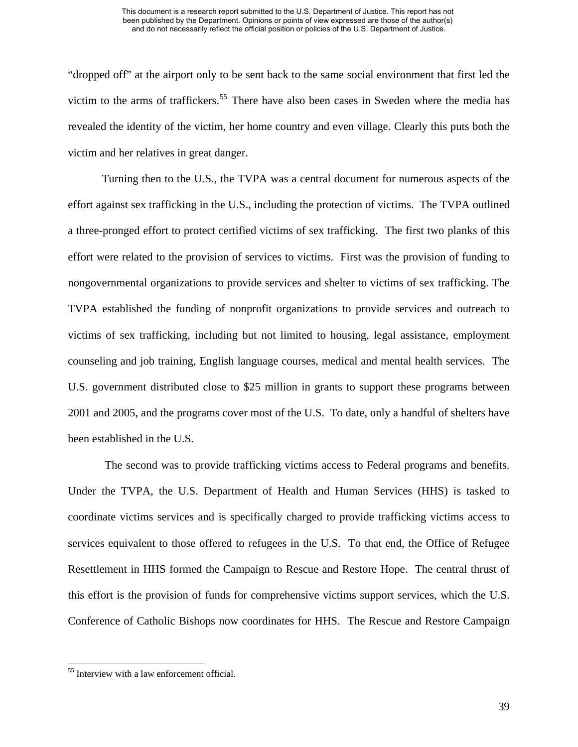"dropped off" at the airport only to be sent back to the same social environment that first led the victim to the arms of traffickers.[55] There have also been cases in Sweden where the media has revealed the identity of the victim, her home country and even village. Clearly this puts both the victim and her relatives in great danger.

Turning then to the U.S., the TVPA was a central document for numerous aspects of the effort against sex trafficking in the U.S., including the protection of victims. The TVPA outlined a three-pronged effort to protect certified victims of sex trafficking. The first two planks of this effort were related to the provision of services to victims. First was the provision of funding to nongovernmental organizations to provide services and shelter to victims of sex trafficking. The TVPA established the funding of nonprofit organizations to provide services and outreach to victims of sex trafficking, including but not limited to housing, legal assistance, employment counseling and job training, English language courses, medical and mental health services. The U.S. government distributed close to $25 million in grants to support these programs between 2001 and 2005, and the programs cover most of the U.S. To date, only a handful of shelters have been established in the U.S.

The second was to provide trafficking victims access to Federal programs and benefits. Under the TVPA, the U.S. Department of Health and Human Services (HHS) is tasked to coordinate victims services and is specifically charged to provide trafficking victims access to services equivalent to those offered to refugees in the U.S. To that end, the Office of Refugee Resettlement in HHS formed the Campaign to Rescue and Restore Hope. The central thrust of this effort is the provision of funds for comprehensive victims support services, which the U.S. Conference of Catholic Bishops now coordinates for HHS. The Rescue and Restore Campaign

---

[55] Interview with a law enforcement official.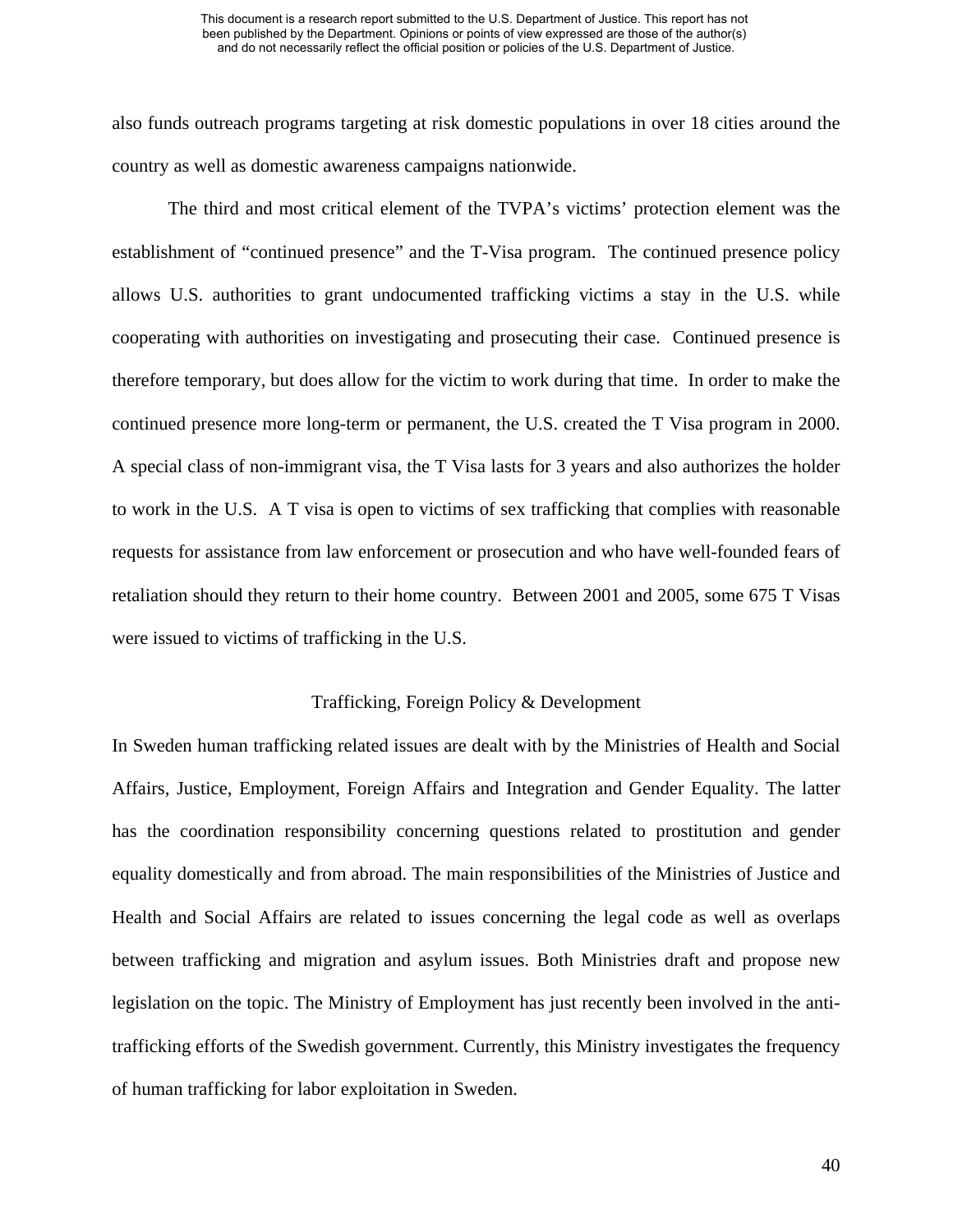also funds outreach programs targeting at risk domestic populations in over 18 cities around the country as well as domestic awareness campaigns nationwide.

The third and most critical element of the TVPA's victims' protection element was the establishment of "continued presence" and the T-Visa program. The continued presence policy allows U.S. authorities to grant undocumented trafficking victims a stay in the U.S. while cooperating with authorities on investigating and prosecuting their case. Continued presence is therefore temporary, but does allow for the victim to work during that time. In order to make the continued presence more long-term or permanent, the U.S. created the T Visa program in 2000. A special class of non-immigrant visa, the T Visa lasts for 3 years and also authorizes the holder to work in the U.S. A T visa is open to victims of sex trafficking that complies with reasonable requests for assistance from law enforcement or prosecution and who have well-founded fears of retaliation should they return to their home country. Between 2001 and 2005, some 675 T Visas were issued to victims of trafficking in the U.S.

## Trafficking, Foreign Policy & Development

In Sweden human trafficking related issues are dealt with by the Ministries of Health and Social Affairs, Justice, Employment, Foreign Affairs and Integration and Gender Equality. The latter has the coordination responsibility concerning questions related to prostitution and gender equality domestically and from abroad. The main responsibilities of the Ministries of Justice and Health and Social Affairs are related to issues concerning the legal code as well as overlaps between trafficking and migration and asylum issues. Both Ministries draft and propose new legislation on the topic. The Ministry of Employment has just recently been involved in the anti-trafficking efforts of the Swedish government. Currently, this Ministry investigates the frequency of human trafficking for labor exploitation in Sweden.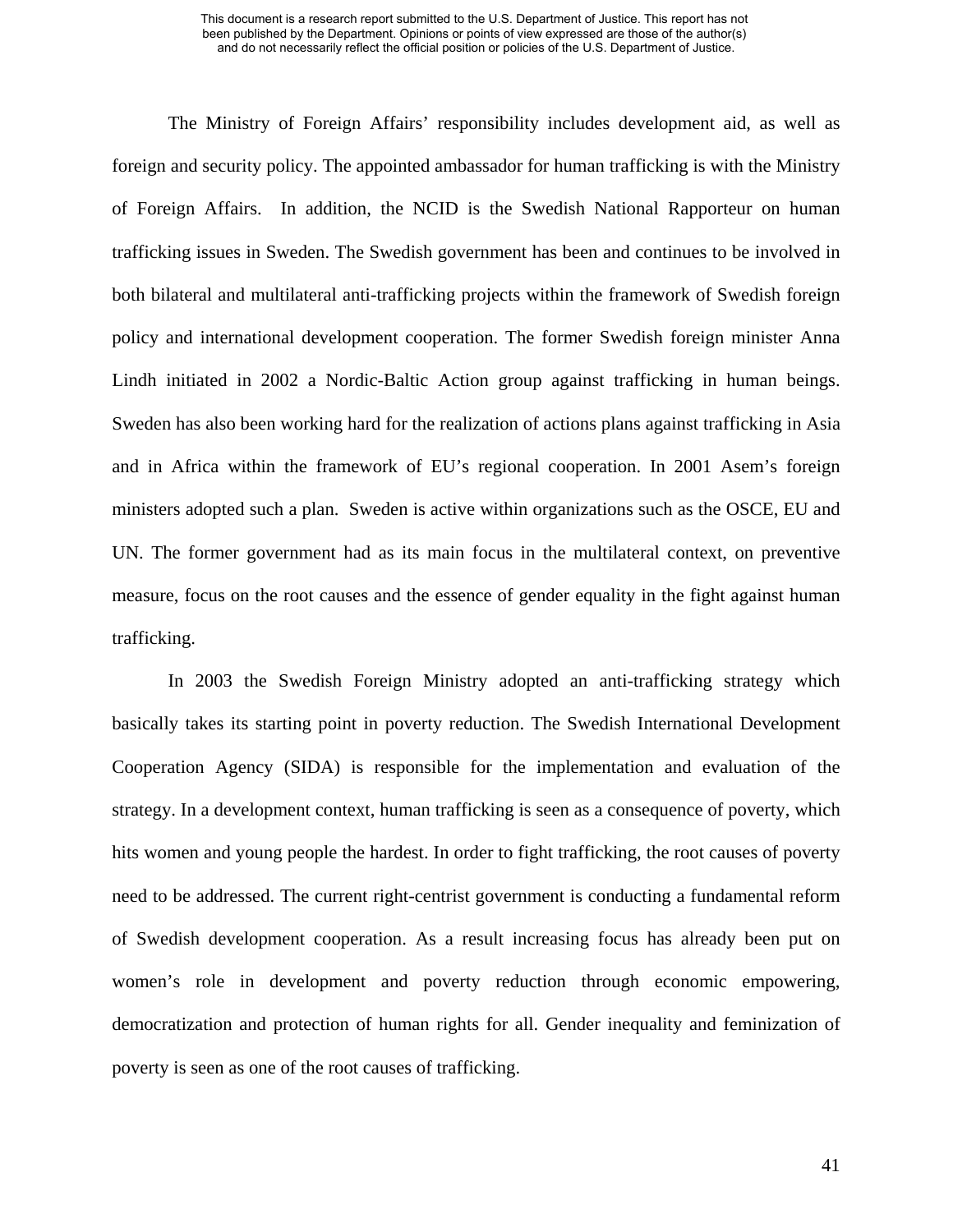The Ministry of Foreign Affairs' responsibility includes development aid, as well as foreign and security policy. The appointed ambassador for human trafficking is with the Ministry of Foreign Affairs. In addition, the NCID is the Swedish National Rapporteur on human trafficking issues in Sweden. The Swedish government has been and continues to be involved in both bilateral and multilateral anti-trafficking projects within the framework of Swedish foreign policy and international development cooperation. The former Swedish foreign minister Anna Lindh initiated in 2002 a Nordic-Baltic Action group against trafficking in human beings. Sweden has also been working hard for the realization of actions plans against trafficking in Asia and in Africa within the framework of EU's regional cooperation. In 2001 Asem's foreign ministers adopted such a plan. Sweden is active within organizations such as the OSCE, EU and UN. The former government had as its main focus in the multilateral context, on preventive measure, focus on the root causes and the essence of gender equality in the fight against human trafficking.

In 2003 the Swedish Foreign Ministry adopted an anti-trafficking strategy which basically takes its starting point in poverty reduction. The Swedish International Development Cooperation Agency (SIDA) is responsible for the implementation and evaluation of the strategy. In a development context, human trafficking is seen as a consequence of poverty, which hits women and young people the hardest. In order to fight trafficking, the root causes of poverty need to be addressed. The current right-centrist government is conducting a fundamental reform of Swedish development cooperation. As a result increasing focus has already been put on women's role in development and poverty reduction through economic empowering, democratization and protection of human rights for all. Gender inequality and feminization of poverty is seen as one of the root causes of trafficking.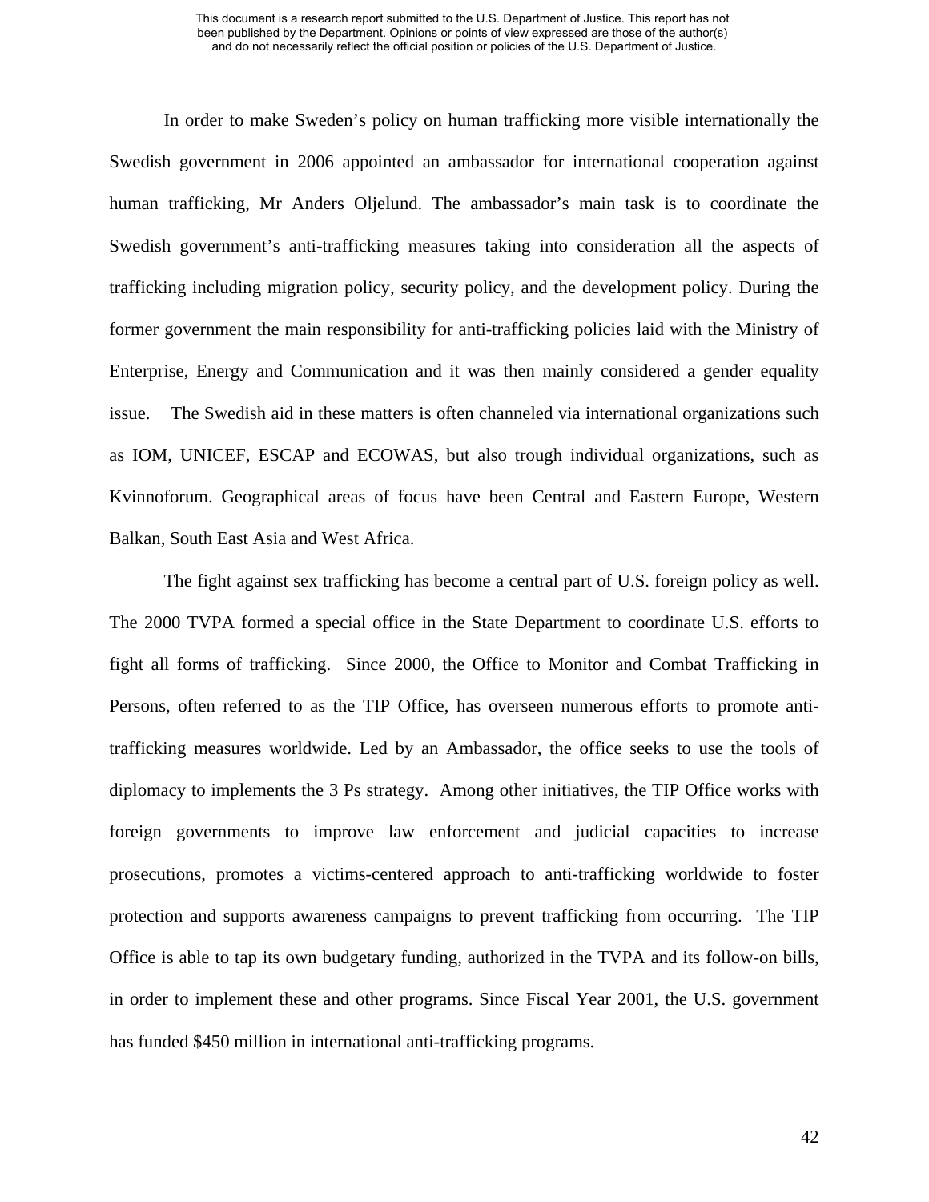In order to make Sweden's policy on human trafficking more visible internationally the Swedish government in 2006 appointed an ambassador for international cooperation against human trafficking, Mr Anders Oljelund. The ambassador's main task is to coordinate the Swedish government's anti-trafficking measures taking into consideration all the aspects of trafficking including migration policy, security policy, and the development policy. During the former government the main responsibility for anti-trafficking policies laid with the Ministry of Enterprise, Energy and Communication and it was then mainly considered a gender equality issue. The Swedish aid in these matters is often channeled via international organizations such as IOM, UNICEF, ESCAP and ECOWAS, but also trough individual organizations, such as Kvinnoforum. Geographical areas of focus have been Central and Eastern Europe, Western Balkan, South East Asia and West Africa.

The fight against sex trafficking has become a central part of U.S. foreign policy as well. The 2000 TVPA formed a special office in the State Department to coordinate U.S. efforts to fight all forms of trafficking. Since 2000, the Office to Monitor and Combat Trafficking in Persons, often referred to as the TIP Office, has overseen numerous efforts to promote anti-trafficking measures worldwide. Led by an Ambassador, the office seeks to use the tools of diplomacy to implements the 3 Ps strategy. Among other initiatives, the TIP Office works with foreign governments to improve law enforcement and judicial capacities to increase prosecutions, promotes a victims-centered approach to anti-trafficking worldwide to foster protection and supports awareness campaigns to prevent trafficking from occurring. The TIP Office is able to tap its own budgetary funding, authorized in the TVPA and its follow-on bills, in order to implement these and other programs. Since Fiscal Year 2001, the U.S. government has funded $450 million in international anti-trafficking programs.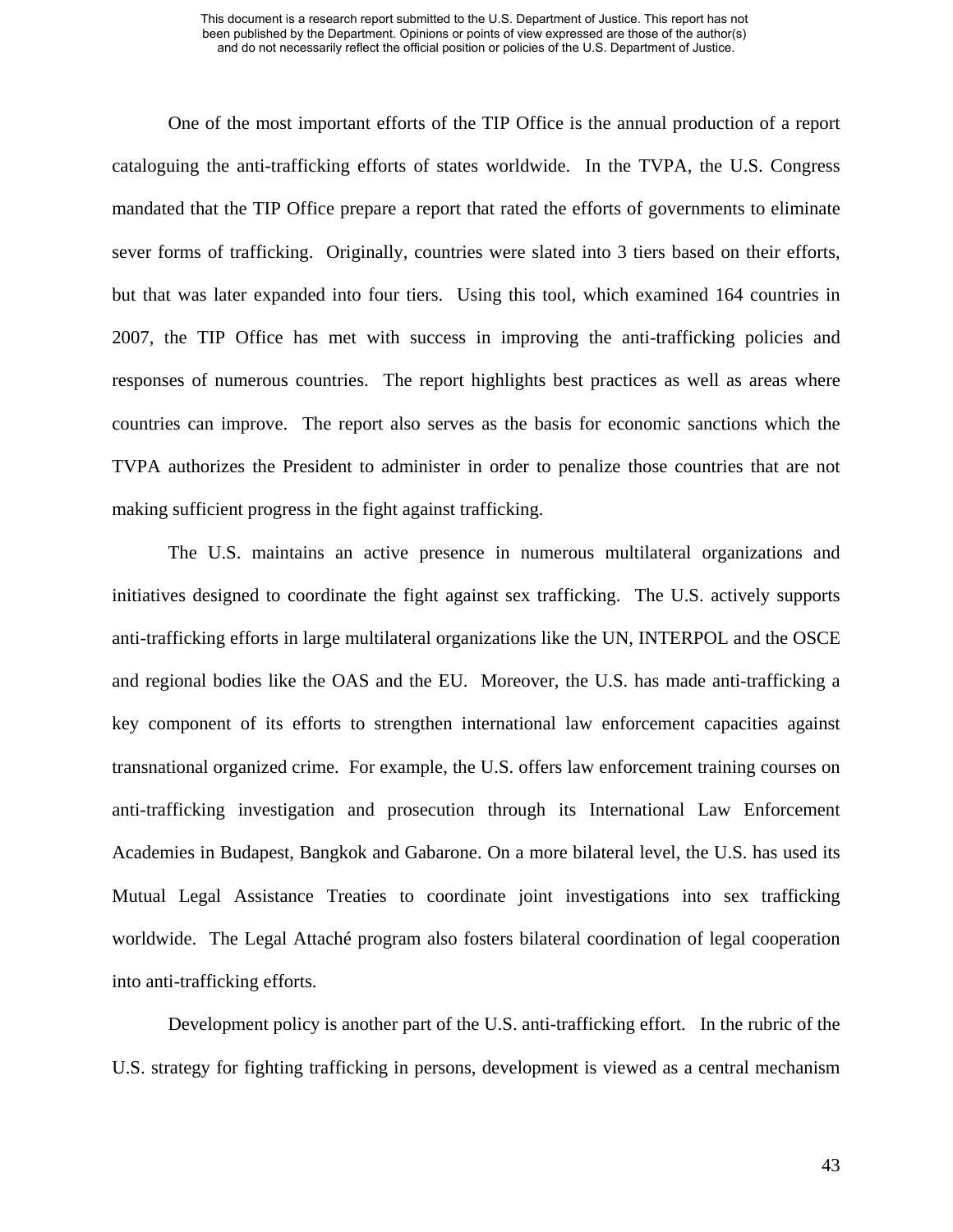One of the most important efforts of the TIP Office is the annual production of a report cataloguing the anti-trafficking efforts of states worldwide. In the TVPA, the U.S. Congress mandated that the TIP Office prepare a report that rated the efforts of governments to eliminate sever forms of trafficking. Originally, countries were slated into 3 tiers based on their efforts, but that was later expanded into four tiers. Using this tool, which examined 164 countries in 2007, the TIP Office has met with success in improving the anti-trafficking policies and responses of numerous countries. The report highlights best practices as well as areas where countries can improve. The report also serves as the basis for economic sanctions which the TVPA authorizes the President to administer in order to penalize those countries that are not making sufficient progress in the fight against trafficking.

The U.S. maintains an active presence in numerous multilateral organizations and initiatives designed to coordinate the fight against sex trafficking. The U.S. actively supports anti-trafficking efforts in large multilateral organizations like the UN, INTERPOL and the OSCE and regional bodies like the OAS and the EU. Moreover, the U.S. has made anti-trafficking a key component of its efforts to strengthen international law enforcement capacities against transnational organized crime. For example, the U.S. offers law enforcement training courses on anti-trafficking investigation and prosecution through its International Law Enforcement Academies in Budapest, Bangkok and Gabarone. On a more bilateral level, the U.S. has used its Mutual Legal Assistance Treaties to coordinate joint investigations into sex trafficking worldwide. The Legal Attaché program also fosters bilateral coordination of legal cooperation into anti-trafficking efforts.

Development policy is another part of the U.S. anti-trafficking effort. In the rubric of the U.S. strategy for fighting trafficking in persons, development is viewed as a central mechanism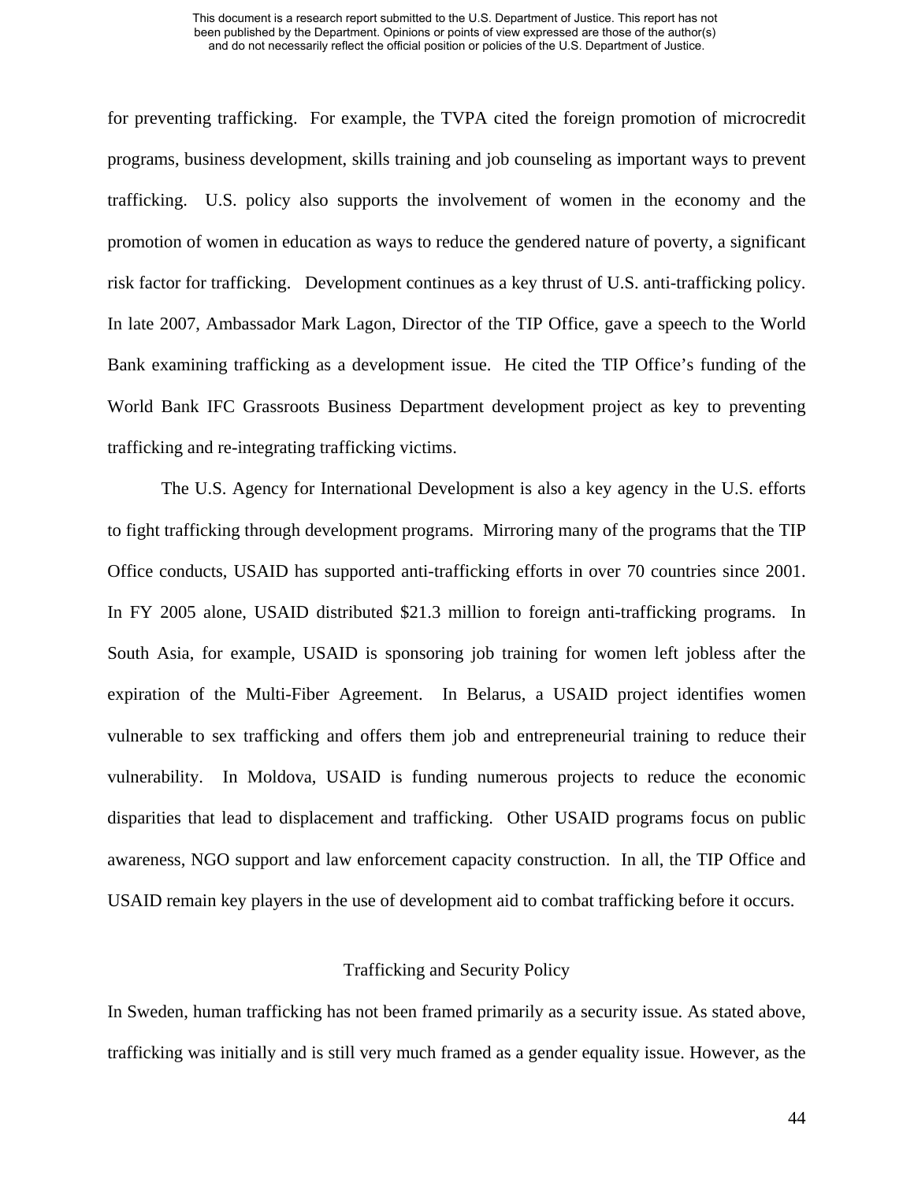for preventing trafficking. For example, the TVPA cited the foreign promotion of microcredit programs, business development, skills training and job counseling as important ways to prevent trafficking. U.S. policy also supports the involvement of women in the economy and the promotion of women in education as ways to reduce the gendered nature of poverty, a significant risk factor for trafficking. Development continues as a key thrust of U.S. anti-trafficking policy. In late 2007, Ambassador Mark Lagon, Director of the TIP Office, gave a speech to the World Bank examining trafficking as a development issue. He cited the TIP Office's funding of the World Bank IFC Grassroots Business Department development project as key to preventing trafficking and re-integrating trafficking victims.

The U.S. Agency for International Development is also a key agency in the U.S. efforts to fight trafficking through development programs. Mirroring many of the programs that the TIP Office conducts, USAID has supported anti-trafficking efforts in over 70 countries since 2001. In FY 2005 alone, USAID distributed \$21.3 million to foreign anti-trafficking programs. In South Asia, for example, USAID is sponsoring job training for women left jobless after the expiration of the Multi-Fiber Agreement. In Belarus, a USAID project identifies women vulnerable to sex trafficking and offers them job and entrepreneurial training to reduce their vulnerability. In Moldova, USAID is funding numerous projects to reduce the economic disparities that lead to displacement and trafficking. Other USAID programs focus on public awareness, NGO support and law enforcement capacity construction. In all, the TIP Office and USAID remain key players in the use of development aid to combat trafficking before it occurs.

## Trafficking and Security Policy

In Sweden, human trafficking has not been framed primarily as a security issue. As stated above, trafficking was initially and is still very much framed as a gender equality issue. However, as the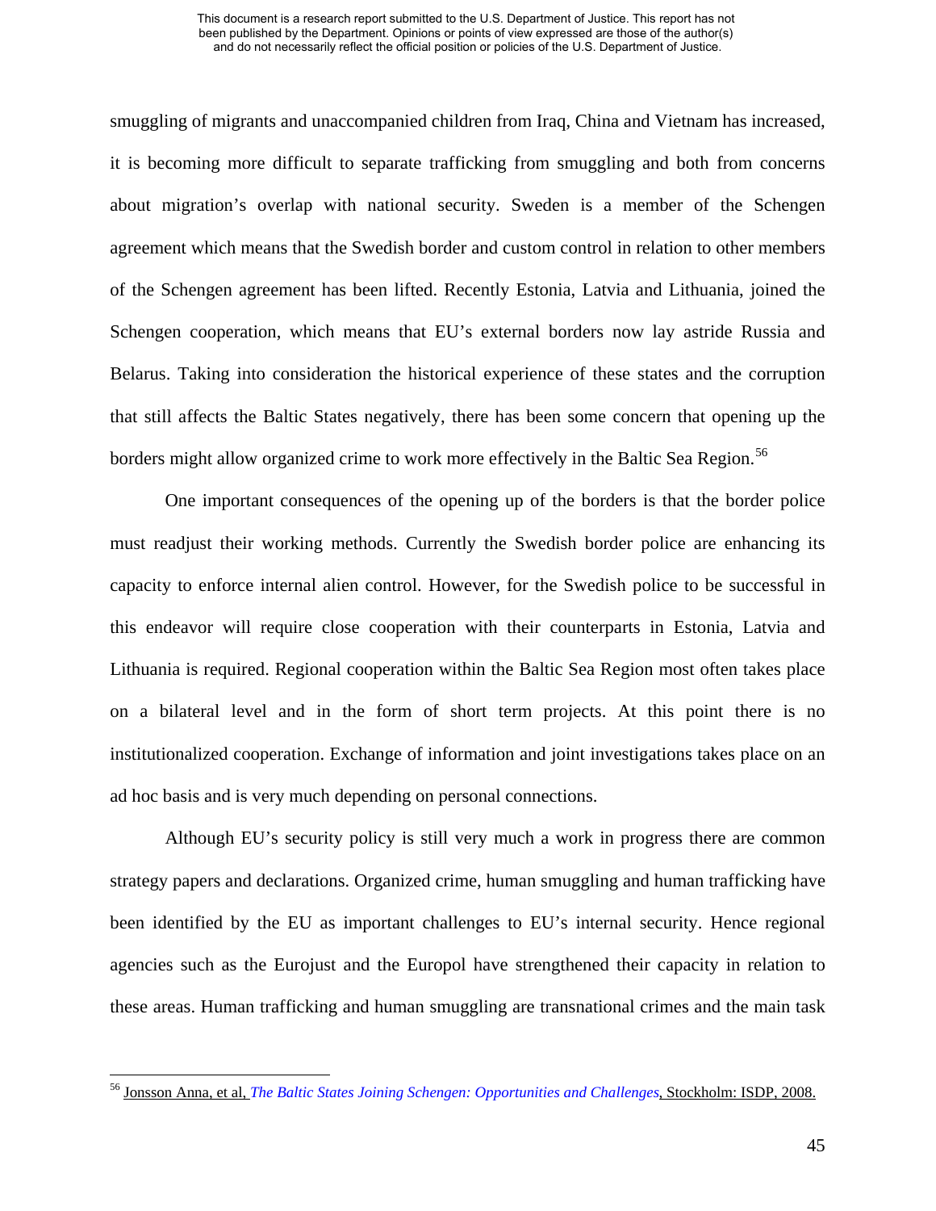smuggling of migrants and unaccompanied children from Iraq, China and Vietnam has increased, it is becoming more difficult to separate trafficking from smuggling and both from concerns about migration's overlap with national security. Sweden is a member of the Schengen agreement which means that the Swedish border and custom control in relation to other members of the Schengen agreement has been lifted. Recently Estonia, Latvia and Lithuania, joined the Schengen cooperation, which means that EU's external borders now lay astride Russia and Belarus. Taking into consideration the historical experience of these states and the corruption that still affects the Baltic States negatively, there has been some concern that opening up the borders might allow organized crime to work more effectively in the Baltic Sea Region.[56]

One important consequences of the opening up of the borders is that the border police must readjust their working methods. Currently the Swedish border police are enhancing its capacity to enforce internal alien control. However, for the Swedish police to be successful in this endeavor will require close cooperation with their counterparts in Estonia, Latvia and Lithuania is required. Regional cooperation within the Baltic Sea Region most often takes place on a bilateral level and in the form of short term projects. At this point there is no institutionalized cooperation. Exchange of information and joint investigations takes place on an ad hoc basis and is very much depending on personal connections.

Although EU's security policy is still very much a work in progress there are common strategy papers and declarations. Organized crime, human smuggling and human trafficking have been identified by the EU as important challenges to EU's internal security. Hence regional agencies such as the Eurojust and the Europol have strengthened their capacity in relation to these areas. Human trafficking and human smuggling are transnational crimes and the main task

---

[56] Jonsson Anna, et al, *The Baltic States Joining Schengen: Opportunities and Challenges*, Stockholm: ISDP, 2008.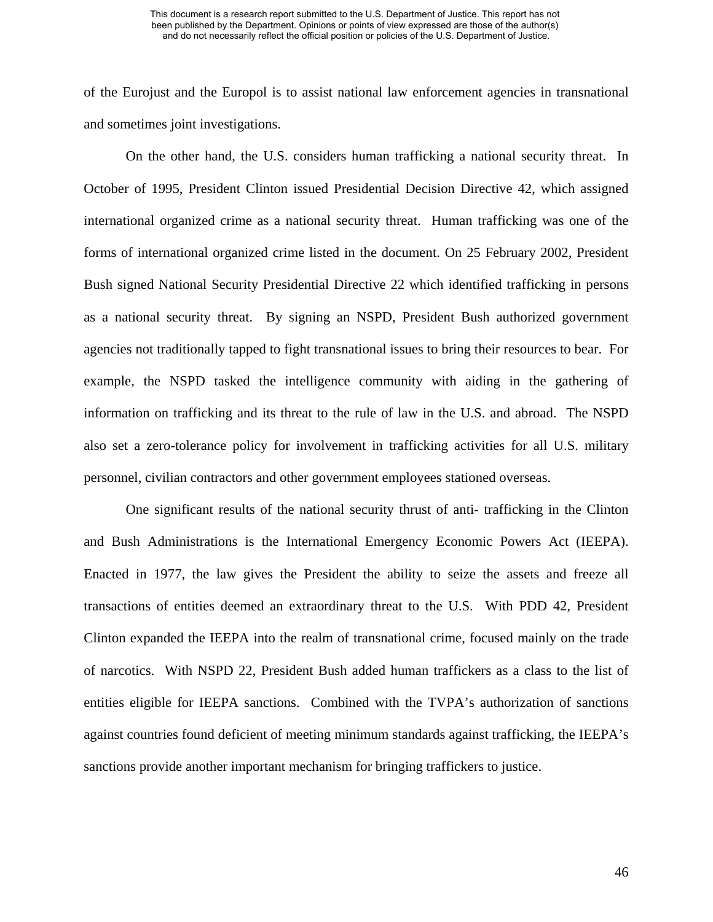of the Eurojust and the Europol is to assist national law enforcement agencies in transnational and sometimes joint investigations.

On the other hand, the U.S. considers human trafficking a national security threat. In October of 1995, President Clinton issued Presidential Decision Directive 42, which assigned international organized crime as a national security threat. Human trafficking was one of the forms of international organized crime listed in the document. On 25 February 2002, President Bush signed National Security Presidential Directive 22 which identified trafficking in persons as a national security threat. By signing an NSPD, President Bush authorized government agencies not traditionally tapped to fight transnational issues to bring their resources to bear. For example, the NSPD tasked the intelligence community with aiding in the gathering of information on trafficking and its threat to the rule of law in the U.S. and abroad. The NSPD also set a zero-tolerance policy for involvement in trafficking activities for all U.S. military personnel, civilian contractors and other government employees stationed overseas.

One significant results of the national security thrust of anti- trafficking in the Clinton and Bush Administrations is the International Emergency Economic Powers Act (IEEPA). Enacted in 1977, the law gives the President the ability to seize the assets and freeze all transactions of entities deemed an extraordinary threat to the U.S. With PDD 42, President Clinton expanded the IEEPA into the realm of transnational crime, focused mainly on the trade of narcotics. With NSPD 22, President Bush added human traffickers as a class to the list of entities eligible for IEEPA sanctions. Combined with the TVPA's authorization of sanctions against countries found deficient of meeting minimum standards against trafficking, the IEEPA's sanctions provide another important mechanism for bringing traffickers to justice.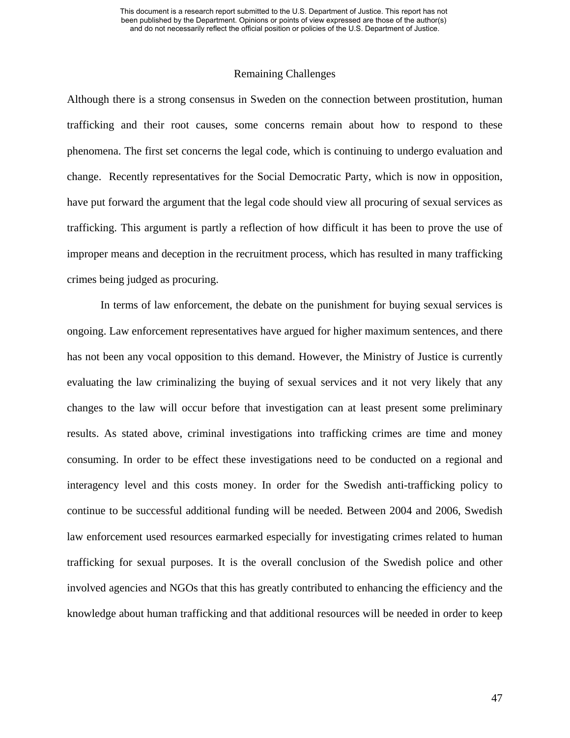## Remaining Challenges

Although there is a strong consensus in Sweden on the connection between prostitution, human trafficking and their root causes, some concerns remain about how to respond to these phenomena. The first set concerns the legal code, which is continuing to undergo evaluation and change. Recently representatives for the Social Democratic Party, which is now in opposition, have put forward the argument that the legal code should view all procuring of sexual services as trafficking. This argument is partly a reflection of how difficult it has been to prove the use of improper means and deception in the recruitment process, which has resulted in many trafficking crimes being judged as procuring.

In terms of law enforcement, the debate on the punishment for buying sexual services is ongoing. Law enforcement representatives have argued for higher maximum sentences, and there has not been any vocal opposition to this demand. However, the Ministry of Justice is currently evaluating the law criminalizing the buying of sexual services and it not very likely that any changes to the law will occur before that investigation can at least present some preliminary results. As stated above, criminal investigations into trafficking crimes are time and money consuming. In order to be effect these investigations need to be conducted on a regional and interagency level and this costs money. In order for the Swedish anti-trafficking policy to continue to be successful additional funding will be needed. Between 2004 and 2006, Swedish law enforcement used resources earmarked especially for investigating crimes related to human trafficking for sexual purposes. It is the overall conclusion of the Swedish police and other involved agencies and NGOs that this has greatly contributed to enhancing the efficiency and the knowledge about human trafficking and that additional resources will be needed in order to keep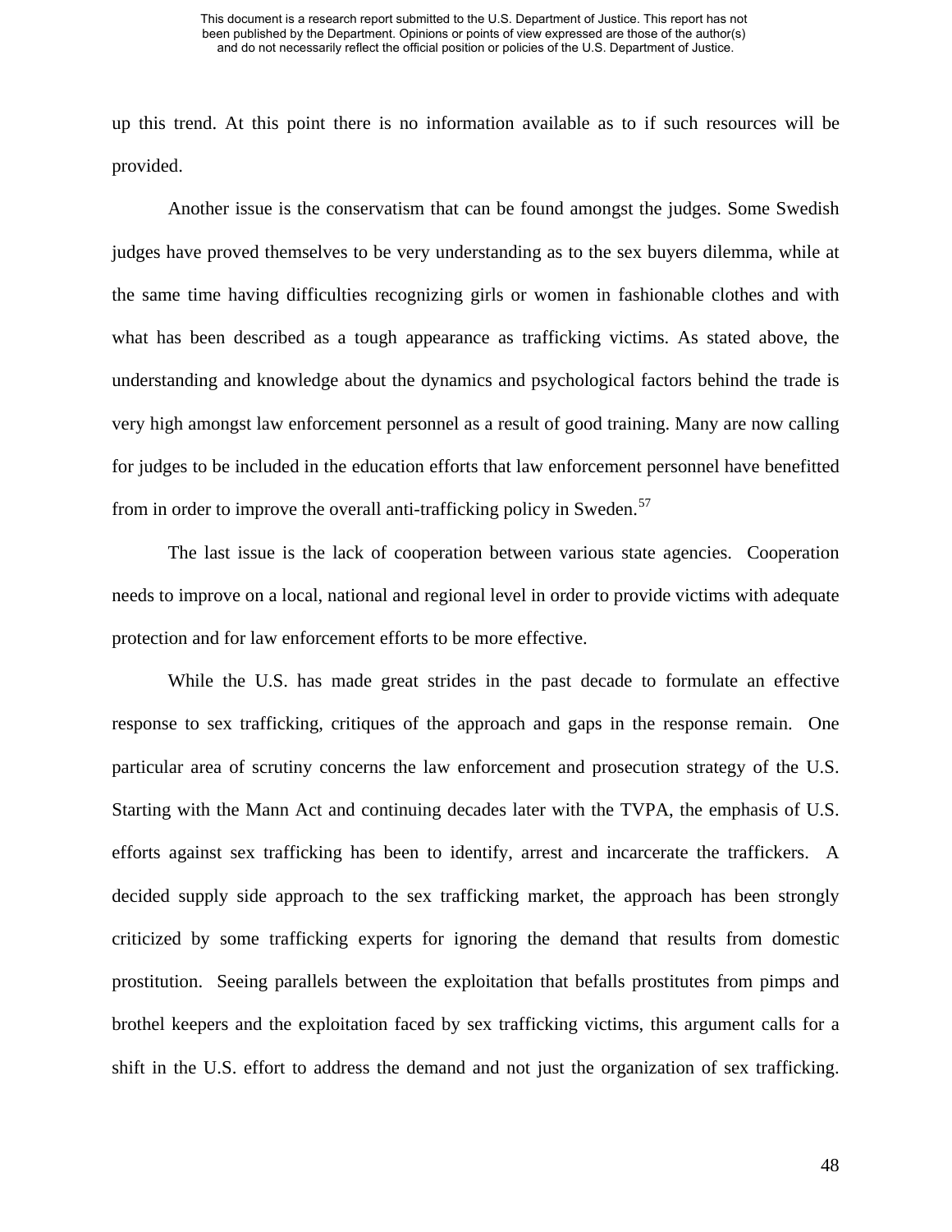up this trend. At this point there is no information available as to if such resources will be provided.

Another issue is the conservatism that can be found amongst the judges. Some Swedish judges have proved themselves to be very understanding as to the sex buyers dilemma, while at the same time having difficulties recognizing girls or women in fashionable clothes and with what has been described as a tough appearance as trafficking victims. As stated above, the understanding and knowledge about the dynamics and psychological factors behind the trade is very high amongst law enforcement personnel as a result of good training. Many are now calling for judges to be included in the education efforts that law enforcement personnel have benefitted from in order to improve the overall anti-trafficking policy in Sweden.[57]

The last issue is the lack of cooperation between various state agencies. Cooperation needs to improve on a local, national and regional level in order to provide victims with adequate protection and for law enforcement efforts to be more effective.

While the U.S. has made great strides in the past decade to formulate an effective response to sex trafficking, critiques of the approach and gaps in the response remain. One particular area of scrutiny concerns the law enforcement and prosecution strategy of the U.S. Starting with the Mann Act and continuing decades later with the TVPA, the emphasis of U.S. efforts against sex trafficking has been to identify, arrest and incarcerate the traffickers. A decided supply side approach to the sex trafficking market, the approach has been strongly criticized by some trafficking experts for ignoring the demand that results from domestic prostitution. Seeing parallels between the exploitation that befalls prostitutes from pimps and brothel keepers and the exploitation faced by sex trafficking victims, this argument calls for a shift in the U.S. effort to address the demand and not just the organization of sex trafficking.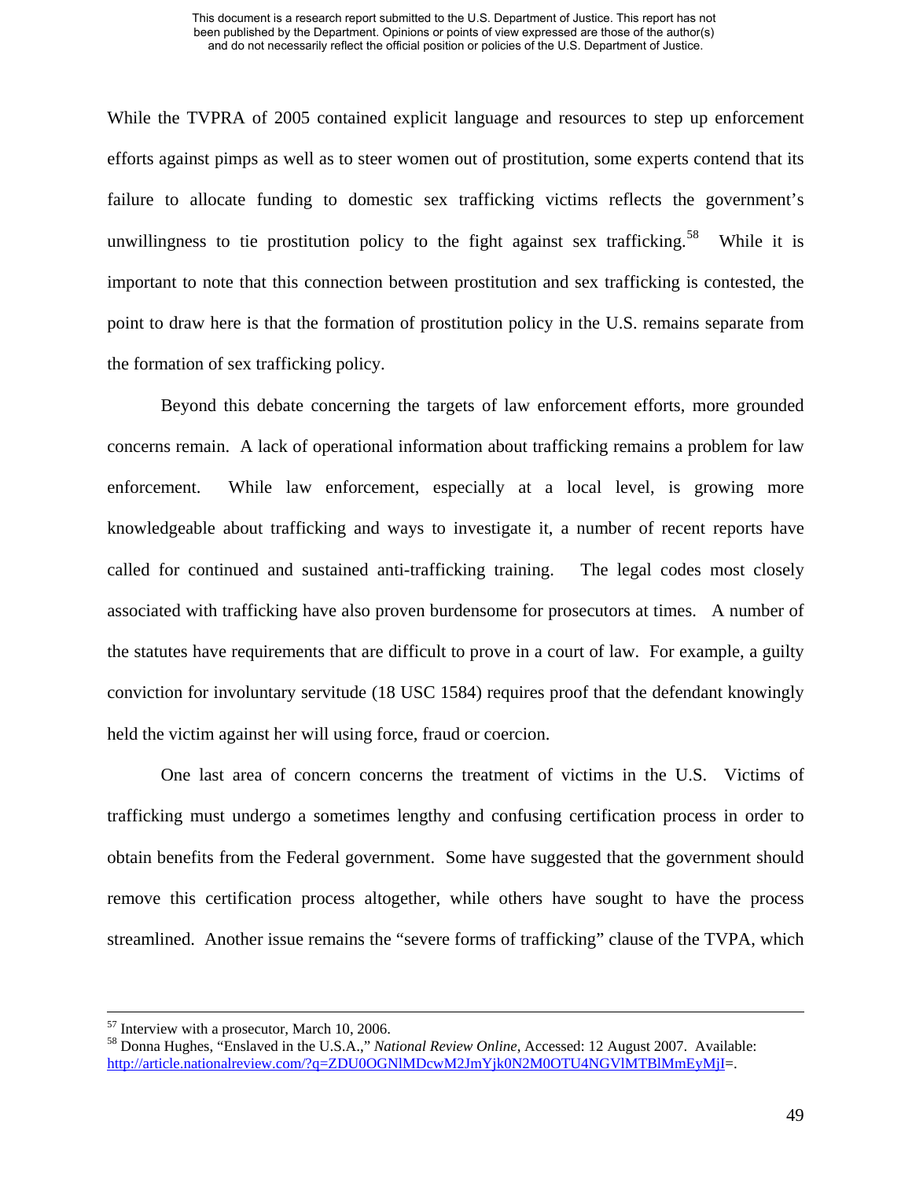While the TVPRA of 2005 contained explicit language and resources to step up enforcement efforts against pimps as well as to steer women out of prostitution, some experts contend that its failure to allocate funding to domestic sex trafficking victims reflects the government's unwillingness to tie prostitution policy to the fight against sex trafficking.[58] While it is important to note that this connection between prostitution and sex trafficking is contested, the point to draw here is that the formation of prostitution policy in the U.S. remains separate from the formation of sex trafficking policy.

Beyond this debate concerning the targets of law enforcement efforts, more grounded concerns remain. A lack of operational information about trafficking remains a problem for law enforcement. While law enforcement, especially at a local level, is growing more knowledgeable about trafficking and ways to investigate it, a number of recent reports have called for continued and sustained anti-trafficking training. The legal codes most closely associated with trafficking have also proven burdensome for prosecutors at times. A number of the statutes have requirements that are difficult to prove in a court of law. For example, a guilty conviction for involuntary servitude (18 USC 1584) requires proof that the defendant knowingly held the victim against her will using force, fraud or coercion.

One last area of concern concerns the treatment of victims in the U.S. Victims of trafficking must undergo a sometimes lengthy and confusing certification process in order to obtain benefits from the Federal government. Some have suggested that the government should remove this certification process altogether, while others have sought to have the process streamlined. Another issue remains the "severe forms of trafficking" clause of the TVPA, which

---

[57] Interview with a prosecutor, March 10, 2006.

[58] Donna Hughes, "Enslaved in the U.S.A.," *National Review Online*, Accessed: 12 August 2007. Available: http://article.nationalreview.com/?q=ZDU0OGNlMDcwM2JmYjk0N2M0OTU4NGVlMTBlMmEyMjI=.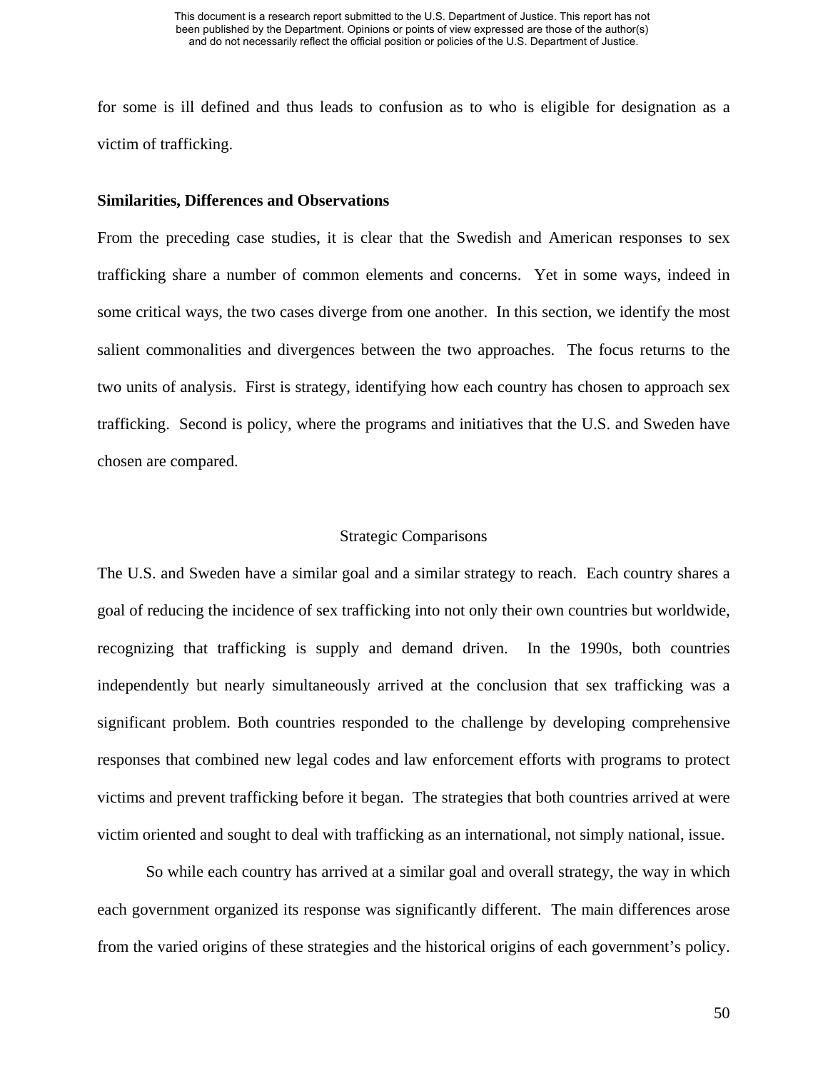for some is ill defined and thus leads to confusion as to who is eligible for designation as a victim of trafficking.

**Similarities, Differences and Observations**

From the preceding case studies, it is clear that the Swedish and American responses to sex trafficking share a number of common elements and concerns. Yet in some ways, indeed in some critical ways, the two cases diverge from one another. In this section, we identify the most salient commonalities and divergences between the two approaches. The focus returns to the two units of analysis. First is strategy, identifying how each country has chosen to approach sex trafficking. Second is policy, where the programs and initiatives that the U.S. and Sweden have chosen are compared.

### Strategic Comparisons

The U.S. and Sweden have a similar goal and a similar strategy to reach. Each country shares a goal of reducing the incidence of sex trafficking into not only their own countries but worldwide, recognizing that trafficking is supply and demand driven. In the 1990s, both countries independently but nearly simultaneously arrived at the conclusion that sex trafficking was a significant problem. Both countries responded to the challenge by developing comprehensive responses that combined new legal codes and law enforcement efforts with programs to protect victims and prevent trafficking before it began. The strategies that both countries arrived at were victim oriented and sought to deal with trafficking as an international, not simply national, issue.

So while each country has arrived at a similar goal and overall strategy, the way in which each government organized its response was significantly different. The main differences arose from the varied origins of these strategies and the historical origins of each government's policy.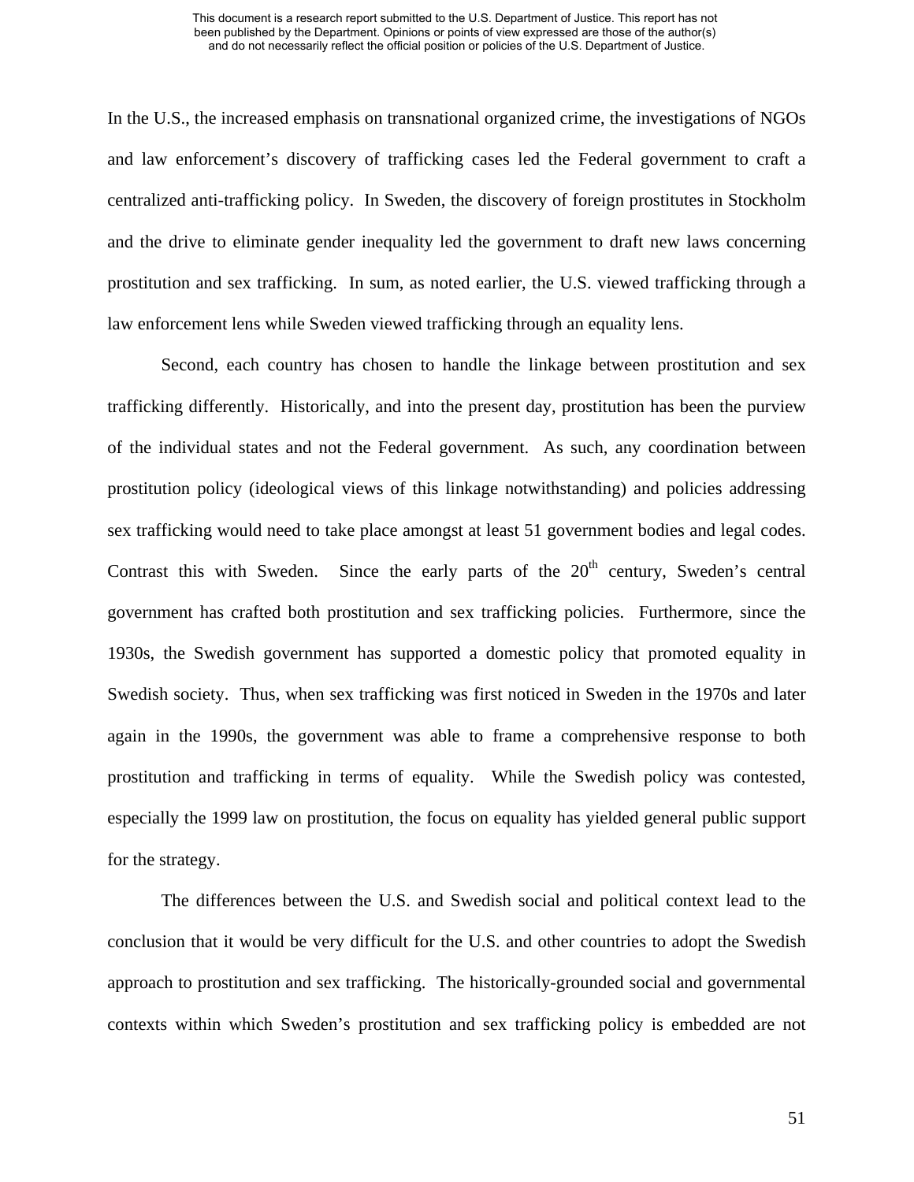In the U.S., the increased emphasis on transnational organized crime, the investigations of NGOs and law enforcement's discovery of trafficking cases led the Federal government to craft a centralized anti-trafficking policy. In Sweden, the discovery of foreign prostitutes in Stockholm and the drive to eliminate gender inequality led the government to draft new laws concerning prostitution and sex trafficking. In sum, as noted earlier, the U.S. viewed trafficking through a law enforcement lens while Sweden viewed trafficking through an equality lens.

Second, each country has chosen to handle the linkage between prostitution and sex trafficking differently. Historically, and into the present day, prostitution has been the purview of the individual states and not the Federal government. As such, any coordination between prostitution policy (ideological views of this linkage notwithstanding) and policies addressing sex trafficking would need to take place amongst at least 51 government bodies and legal codes. Contrast this with Sweden. Since the early parts of the 20th century, Sweden's central government has crafted both prostitution and sex trafficking policies. Furthermore, since the 1930s, the Swedish government has supported a domestic policy that promoted equality in Swedish society. Thus, when sex trafficking was first noticed in Sweden in the 1970s and later again in the 1990s, the government was able to frame a comprehensive response to both prostitution and trafficking in terms of equality. While the Swedish policy was contested, especially the 1999 law on prostitution, the focus on equality has yielded general public support for the strategy.

The differences between the U.S. and Swedish social and political context lead to the conclusion that it would be very difficult for the U.S. and other countries to adopt the Swedish approach to prostitution and sex trafficking. The historically-grounded social and governmental contexts within which Sweden's prostitution and sex trafficking policy is embedded are not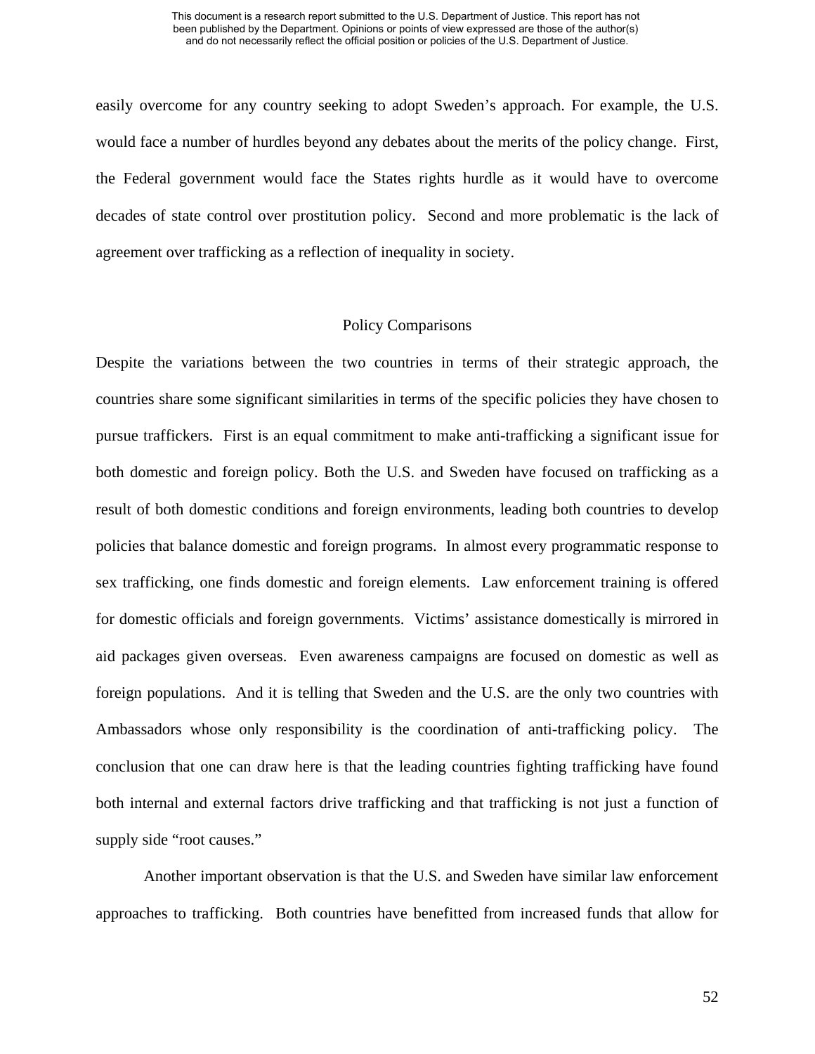easily overcome for any country seeking to adopt Sweden's approach. For example, the U.S. would face a number of hurdles beyond any debates about the merits of the policy change. First, the Federal government would face the States rights hurdle as it would have to overcome decades of state control over prostitution policy. Second and more problematic is the lack of agreement over trafficking as a reflection of inequality in society.

## Policy Comparisons

Despite the variations between the two countries in terms of their strategic approach, the countries share some significant similarities in terms of the specific policies they have chosen to pursue traffickers. First is an equal commitment to make anti-trafficking a significant issue for both domestic and foreign policy. Both the U.S. and Sweden have focused on trafficking as a result of both domestic conditions and foreign environments, leading both countries to develop policies that balance domestic and foreign programs. In almost every programmatic response to sex trafficking, one finds domestic and foreign elements. Law enforcement training is offered for domestic officials and foreign governments. Victims' assistance domestically is mirrored in aid packages given overseas. Even awareness campaigns are focused on domestic as well as foreign populations. And it is telling that Sweden and the U.S. are the only two countries with Ambassadors whose only responsibility is the coordination of anti-trafficking policy. The conclusion that one can draw here is that the leading countries fighting trafficking have found both internal and external factors drive trafficking and that trafficking is not just a function of supply side "root causes."

Another important observation is that the U.S. and Sweden have similar law enforcement approaches to trafficking. Both countries have benefitted from increased funds that allow for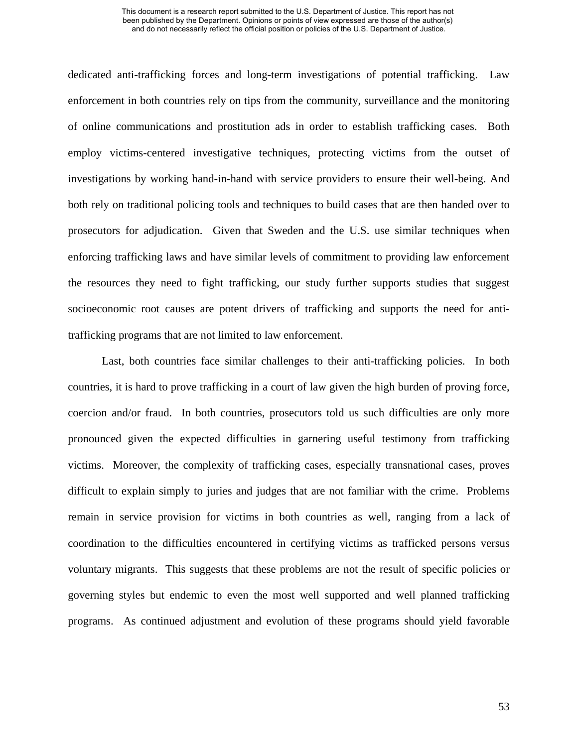dedicated anti-trafficking forces and long-term investigations of potential trafficking. Law enforcement in both countries rely on tips from the community, surveillance and the monitoring of online communications and prostitution ads in order to establish trafficking cases. Both employ victims-centered investigative techniques, protecting victims from the outset of investigations by working hand-in-hand with service providers to ensure their well-being. And both rely on traditional policing tools and techniques to build cases that are then handed over to prosecutors for adjudication. Given that Sweden and the U.S. use similar techniques when enforcing trafficking laws and have similar levels of commitment to providing law enforcement the resources they need to fight trafficking, our study further supports studies that suggest socioeconomic root causes are potent drivers of trafficking and supports the need for anti-trafficking programs that are not limited to law enforcement.

Last, both countries face similar challenges to their anti-trafficking policies. In both countries, it is hard to prove trafficking in a court of law given the high burden of proving force, coercion and/or fraud. In both countries, prosecutors told us such difficulties are only more pronounced given the expected difficulties in garnering useful testimony from trafficking victims. Moreover, the complexity of trafficking cases, especially transnational cases, proves difficult to explain simply to juries and judges that are not familiar with the crime. Problems remain in service provision for victims in both countries as well, ranging from a lack of coordination to the difficulties encountered in certifying victims as trafficked persons versus voluntary migrants. This suggests that these problems are not the result of specific policies or governing styles but endemic to even the most well supported and well planned trafficking programs. As continued adjustment and evolution of these programs should yield favorable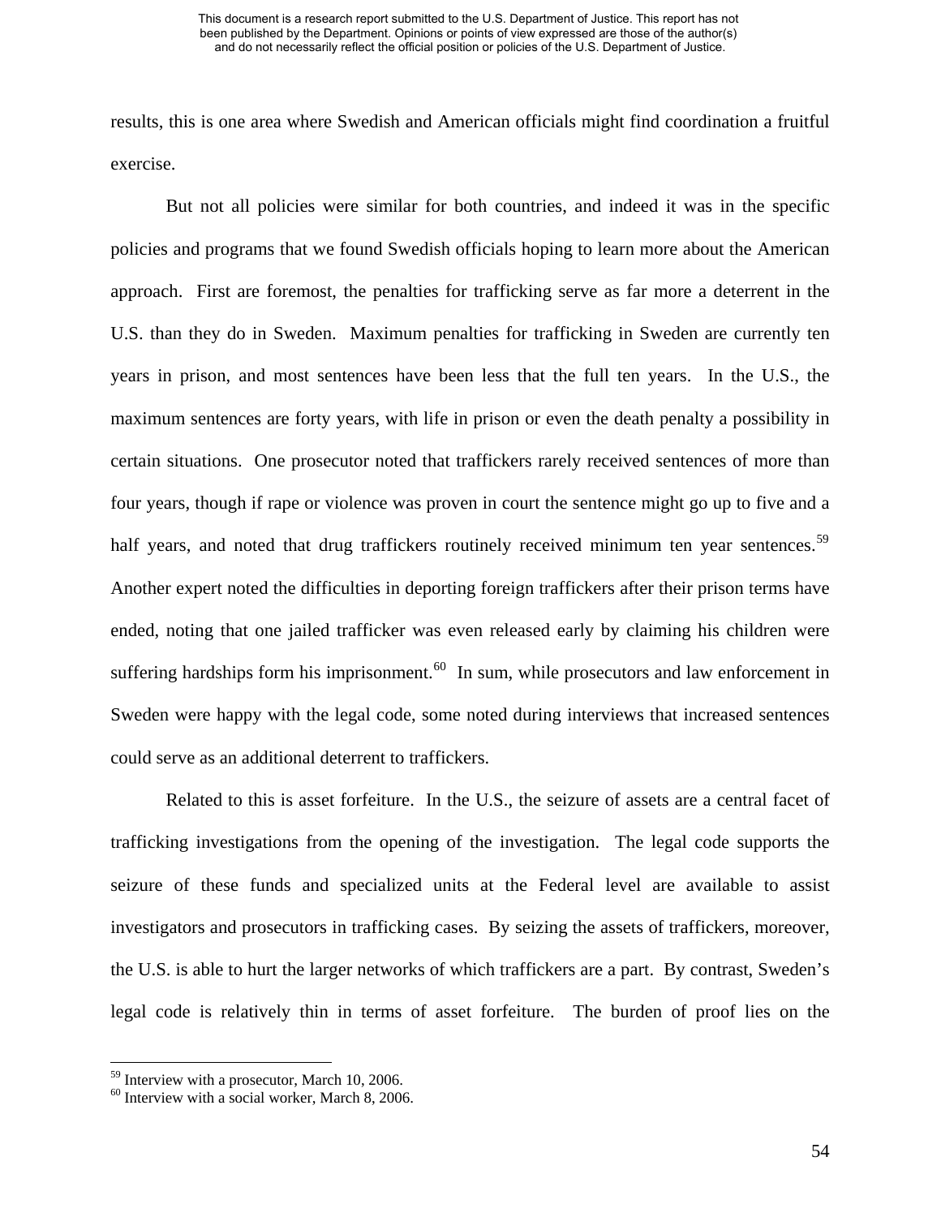results, this is one area where Swedish and American officials might find coordination a fruitful exercise.

But not all policies were similar for both countries, and indeed it was in the specific policies and programs that we found Swedish officials hoping to learn more about the American approach. First are foremost, the penalties for trafficking serve as far more a deterrent in the U.S. than they do in Sweden. Maximum penalties for trafficking in Sweden are currently ten years in prison, and most sentences have been less that the full ten years. In the U.S., the maximum sentences are forty years, with life in prison or even the death penalty a possibility in certain situations. One prosecutor noted that traffickers rarely received sentences of more than four years, though if rape or violence was proven in court the sentence might go up to five and a half years, and noted that drug traffickers routinely received minimum ten year sentences.[59] Another expert noted the difficulties in deporting foreign traffickers after their prison terms have ended, noting that one jailed trafficker was even released early by claiming his children were suffering hardships form his imprisonment.[60] In sum, while prosecutors and law enforcement in Sweden were happy with the legal code, some noted during interviews that increased sentences could serve as an additional deterrent to traffickers.

Related to this is asset forfeiture. In the U.S., the seizure of assets are a central facet of trafficking investigations from the opening of the investigation. The legal code supports the seizure of these funds and specialized units at the Federal level are available to assist investigators and prosecutors in trafficking cases. By seizing the assets of traffickers, moreover, the U.S. is able to hurt the larger networks of which traffickers are a part. By contrast, Sweden's legal code is relatively thin in terms of asset forfeiture. The burden of proof lies on the

---

[59] Interview with a prosecutor, March 10, 2006.
[60] Interview with a social worker, March 8, 2006.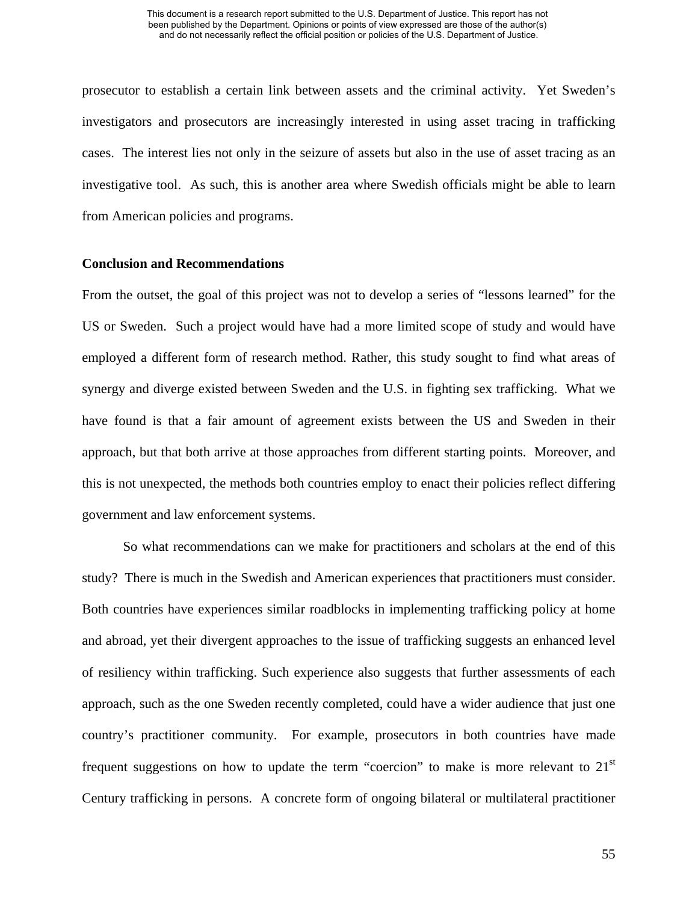prosecutor to establish a certain link between assets and the criminal activity. Yet Sweden's investigators and prosecutors are increasingly interested in using asset tracing in trafficking cases. The interest lies not only in the seizure of assets but also in the use of asset tracing as an investigative tool. As such, this is another area where Swedish officials might be able to learn from American policies and programs.

**Conclusion and Recommendations**

From the outset, the goal of this project was not to develop a series of "lessons learned" for the US or Sweden. Such a project would have had a more limited scope of study and would have employed a different form of research method. Rather, this study sought to find what areas of synergy and diverge existed between Sweden and the U.S. in fighting sex trafficking. What we have found is that a fair amount of agreement exists between the US and Sweden in their approach, but that both arrive at those approaches from different starting points. Moreover, and this is not unexpected, the methods both countries employ to enact their policies reflect differing government and law enforcement systems.

So what recommendations can we make for practitioners and scholars at the end of this study? There is much in the Swedish and American experiences that practitioners must consider. Both countries have experiences similar roadblocks in implementing trafficking policy at home and abroad, yet their divergent approaches to the issue of trafficking suggests an enhanced level of resiliency within trafficking. Such experience also suggests that further assessments of each approach, such as the one Sweden recently completed, could have a wider audience that just one country's practitioner community. For example, prosecutors in both countries have made frequent suggestions on how to update the term "coercion" to make is more relevant to 21st Century trafficking in persons. A concrete form of ongoing bilateral or multilateral practitioner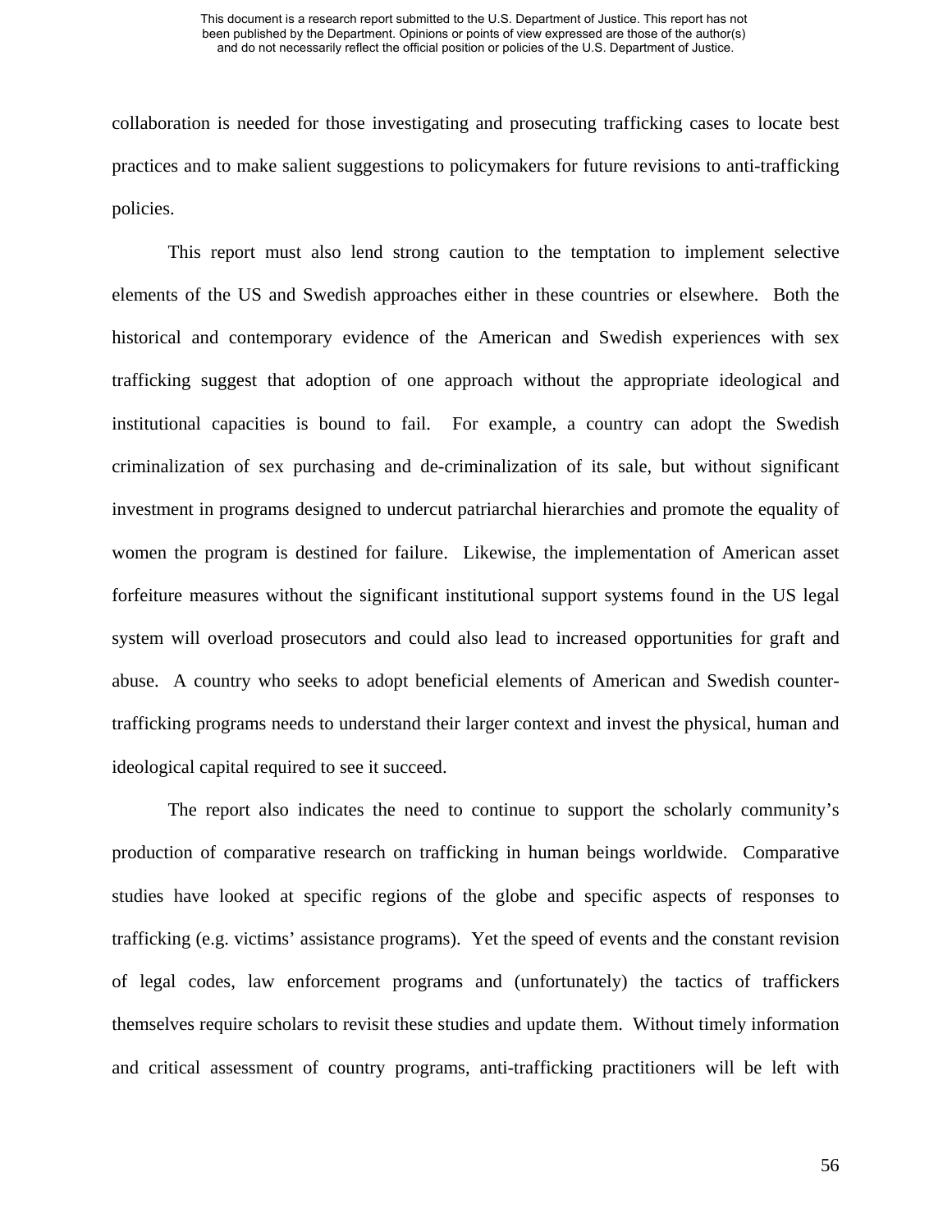collaboration is needed for those investigating and prosecuting trafficking cases to locate best practices and to make salient suggestions to policymakers for future revisions to anti-trafficking policies.

This report must also lend strong caution to the temptation to implement selective elements of the US and Swedish approaches either in these countries or elsewhere. Both the historical and contemporary evidence of the American and Swedish experiences with sex trafficking suggest that adoption of one approach without the appropriate ideological and institutional capacities is bound to fail. For example, a country can adopt the Swedish criminalization of sex purchasing and de-criminalization of its sale, but without significant investment in programs designed to undercut patriarchal hierarchies and promote the equality of women the program is destined for failure. Likewise, the implementation of American asset forfeiture measures without the significant institutional support systems found in the US legal system will overload prosecutors and could also lead to increased opportunities for graft and abuse. A country who seeks to adopt beneficial elements of American and Swedish counter-trafficking programs needs to understand their larger context and invest the physical, human and ideological capital required to see it succeed.

The report also indicates the need to continue to support the scholarly community's production of comparative research on trafficking in human beings worldwide. Comparative studies have looked at specific regions of the globe and specific aspects of responses to trafficking (e.g. victims' assistance programs). Yet the speed of events and the constant revision of legal codes, law enforcement programs and (unfortunately) the tactics of traffickers themselves require scholars to revisit these studies and update them. Without timely information and critical assessment of country programs, anti-trafficking practitioners will be left with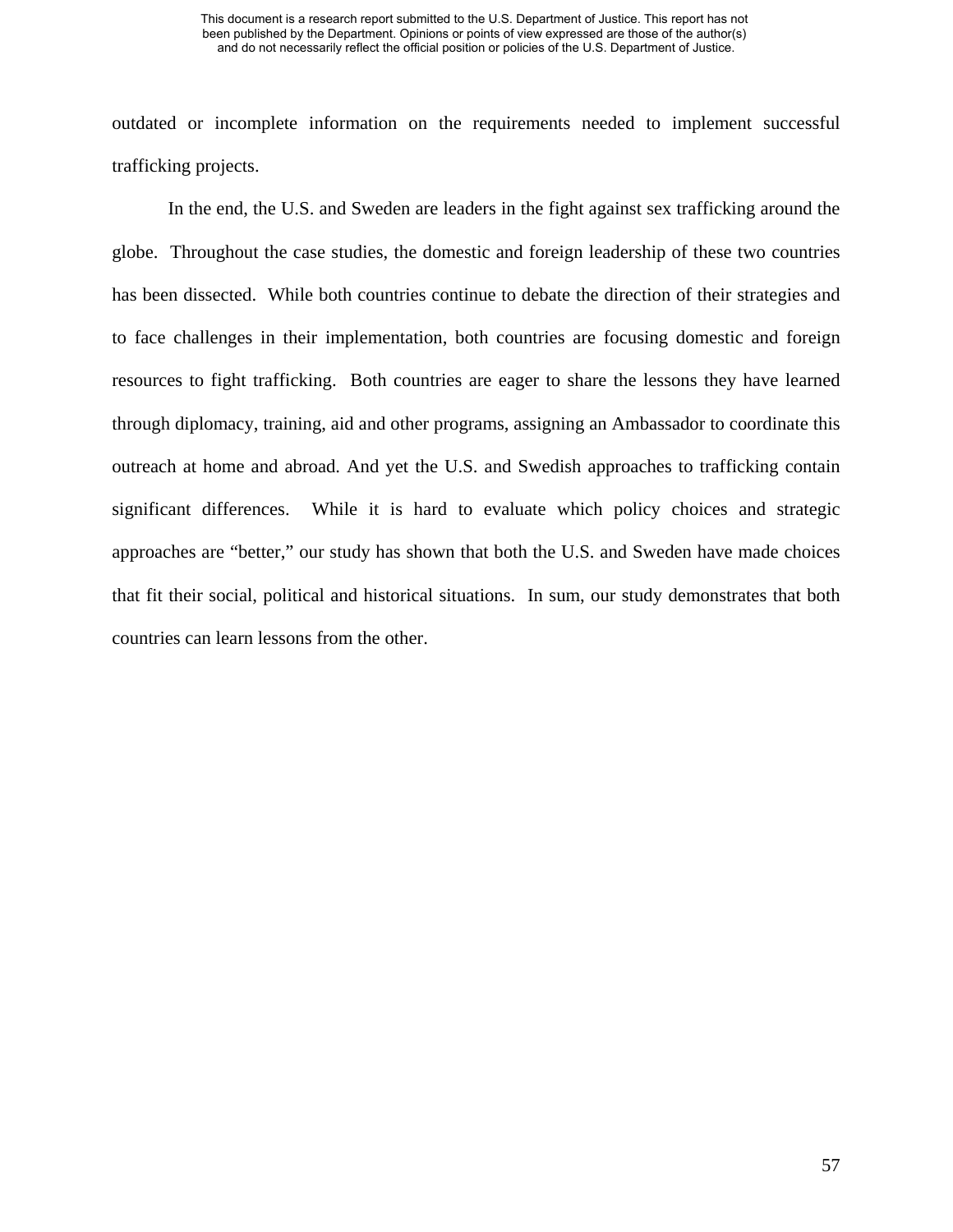outdated or incomplete information on the requirements needed to implement successful trafficking projects.

In the end, the U.S. and Sweden are leaders in the fight against sex trafficking around the globe. Throughout the case studies, the domestic and foreign leadership of these two countries has been dissected. While both countries continue to debate the direction of their strategies and to face challenges in their implementation, both countries are focusing domestic and foreign resources to fight trafficking. Both countries are eager to share the lessons they have learned through diplomacy, training, aid and other programs, assigning an Ambassador to coordinate this outreach at home and abroad. And yet the U.S. and Swedish approaches to trafficking contain significant differences. While it is hard to evaluate which policy choices and strategic approaches are "better," our study has shown that both the U.S. and Sweden have made choices that fit their social, political and historical situations. In sum, our study demonstrates that both countries can learn lessons from the other.